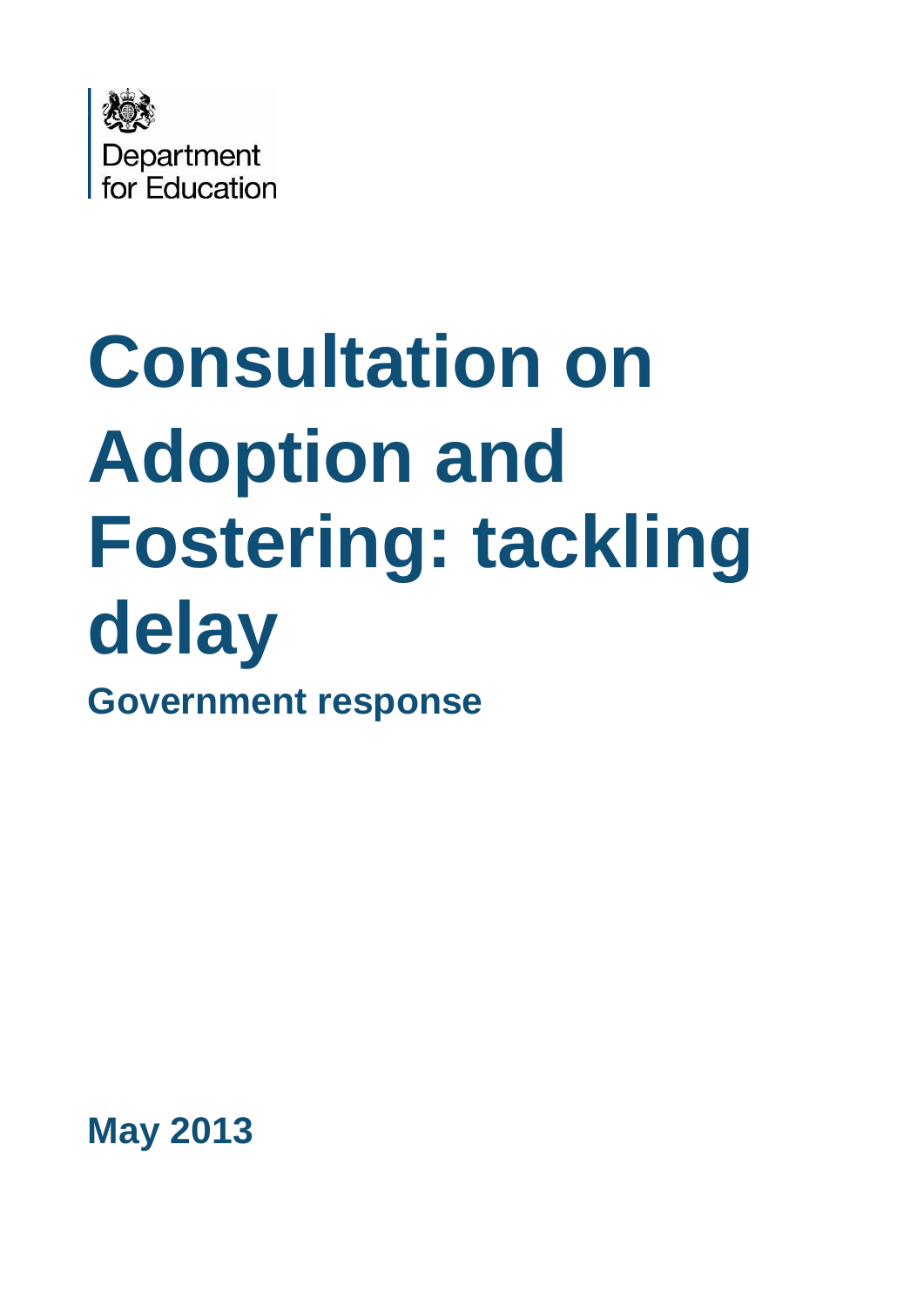Department for Education

# Consultation on Adoption and Fostering: tackling delay

## Government response

**May 2013**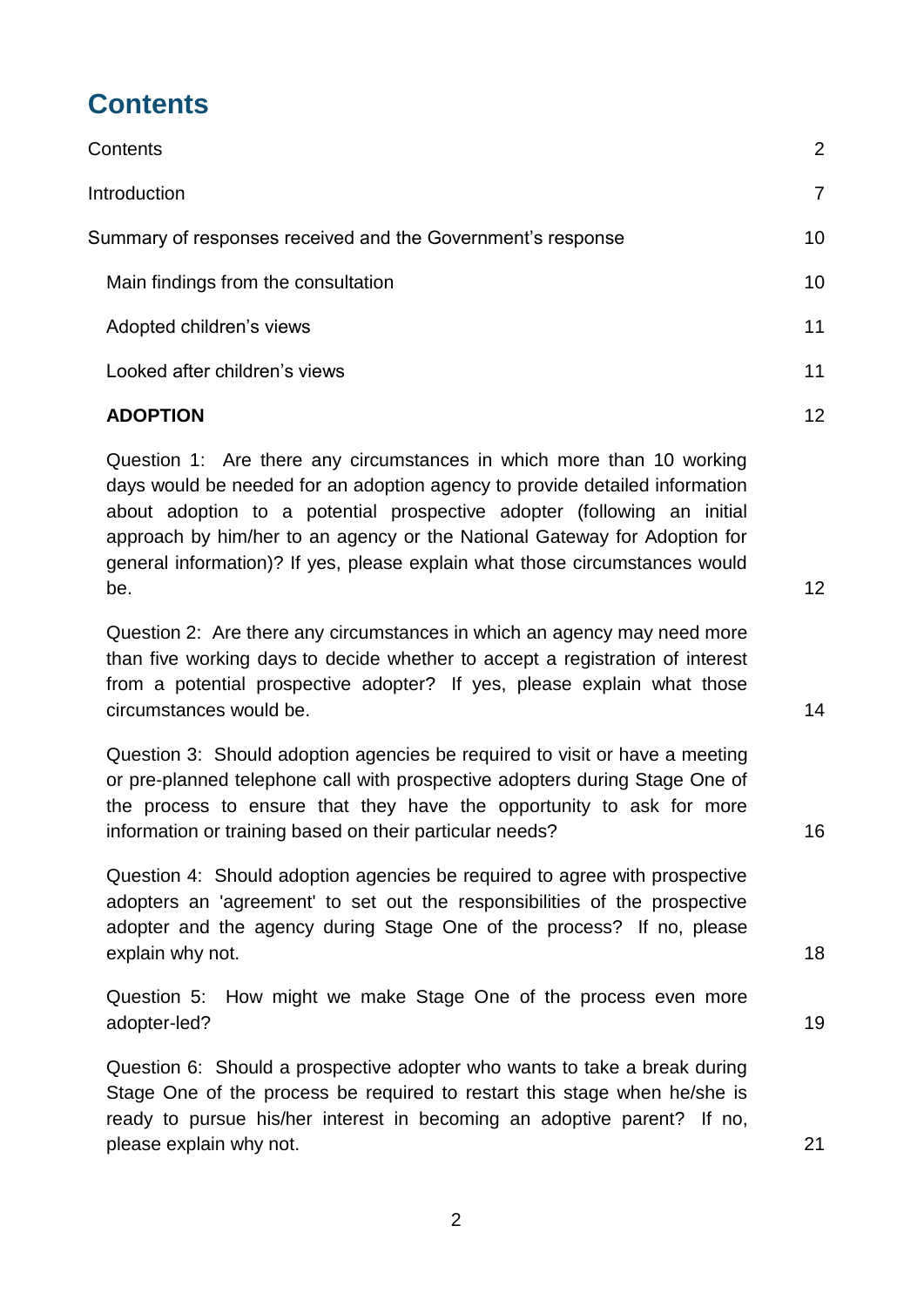# Contents

| | |
|---|---|
| Contents | 2 |
| Introduction | 7 |
| Summary of responses received and the Government's response | 10 |
| Main findings from the consultation | 10 |
| Adopted children's views | 11 |
| Looked after children's views | 11 |
| **ADOPTION** | 12 |
| Question 1: Are there any circumstances in which more than 10 working days would be needed for an adoption agency to provide detailed information about adoption to a potential prospective adopter (following an initial approach by him/her to an agency or the National Gateway for Adoption for general information)? If yes, please explain what those circumstances would be. | 12 |
| Question 2: Are there any circumstances in which an agency may need more than five working days to decide whether to accept a registration of interest from a potential prospective adopter? If yes, please explain what those circumstances would be. | 14 |
| Question 3: Should adoption agencies be required to visit or have a meeting or pre-planned telephone call with prospective adopters during Stage One of the process to ensure that they have the opportunity to ask for more information or training based on their particular needs? | 16 |
| Question 4: Should adoption agencies be required to agree with prospective adopters an 'agreement' to set out the responsibilities of the prospective adopter and the agency during Stage One of the process? If no, please explain why not. | 18 |
| Question 5: How might we make Stage One of the process even more adopter-led? | 19 |
| Question 6: Should a prospective adopter who wants to take a break during Stage One of the process be required to restart this stage when he/she is ready to pursue his/her interest in becoming an adoptive parent? If no, please explain why not. | 21 |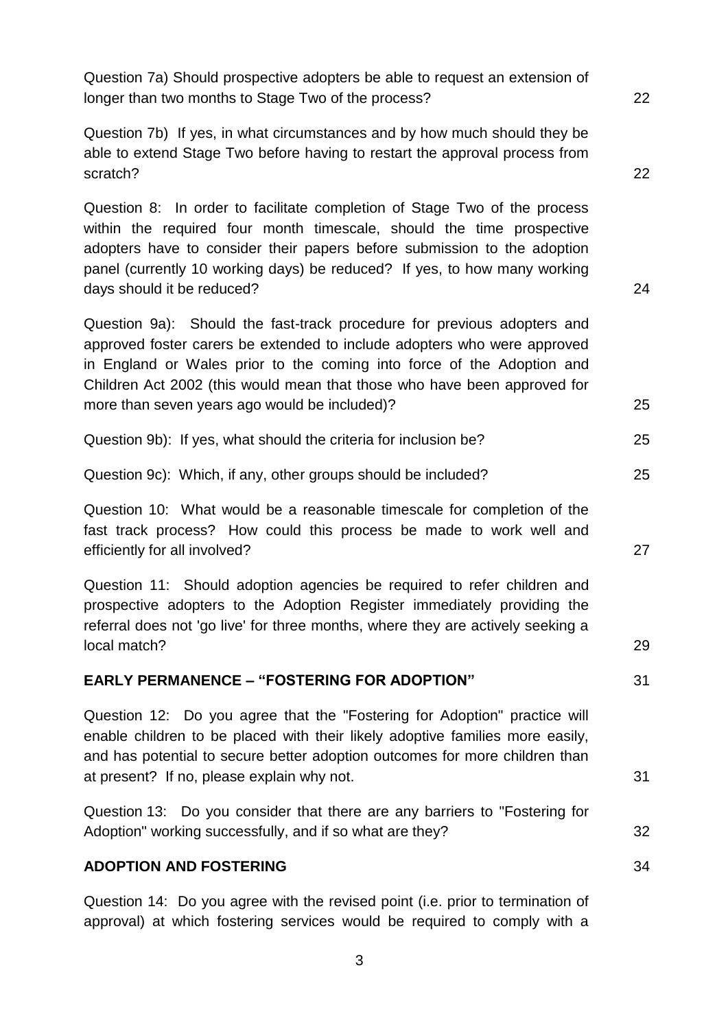Question 7a) Should prospective adopters be able to request an extension of longer than two months to Stage Two of the process? 22

Question 7b) If yes, in what circumstances and by how much should they be able to extend Stage Two before having to restart the approval process from scratch? 22

Question 8: In order to facilitate completion of Stage Two of the process within the required four month timescale, should the time prospective adopters have to consider their papers before submission to the adoption panel (currently 10 working days) be reduced? If yes, to how many working days should it be reduced? 24

Question 9a): Should the fast-track procedure for previous adopters and approved foster carers be extended to include adopters who were approved in England or Wales prior to the coming into force of the Adoption and Children Act 2002 (this would mean that those who have been approved for more than seven years ago would be included)? 25

Question 9b): If yes, what should the criteria for inclusion be? 25

Question 9c): Which, if any, other groups should be included? 25

Question 10: What would be a reasonable timescale for completion of the fast track process? How could this process be made to work well and efficiently for all involved? 27

Question 11: Should adoption agencies be required to refer children and prospective adopters to the Adoption Register immediately providing the referral does not 'go live' for three months, where they are actively seeking a local match? 29

**EARLY PERMANENCE – "FOSTERING FOR ADOPTION"** 31

Question 12: Do you agree that the "Fostering for Adoption" practice will enable children to be placed with their likely adoptive families more easily, and has potential to secure better adoption outcomes for more children than at present? If no, please explain why not. 31

Question 13: Do you consider that there are any barriers to "Fostering for Adoption" working successfully, and if so what are they? 32

**ADOPTION AND FOSTERING** 34

Question 14: Do you agree with the revised point (i.e. prior to termination of approval) at which fostering services would be required to comply with a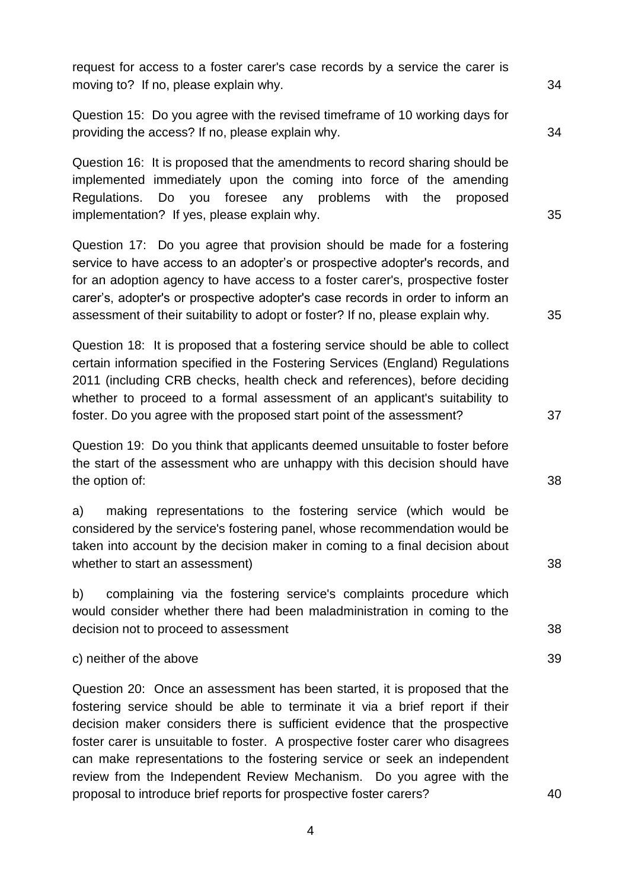request for access to a foster carer's case records by a service the carer is moving to? If no, please explain why. 34

Question 15: Do you agree with the revised timeframe of 10 working days for providing the access? If no, please explain why. 34

Question 16: It is proposed that the amendments to record sharing should be implemented immediately upon the coming into force of the amending Regulations. Do you foresee any problems with the proposed implementation? If yes, please explain why. 35

Question 17: Do you agree that provision should be made for a fostering service to have access to an adopter's or prospective adopter's records, and for an adoption agency to have access to a foster carer's, prospective foster carer's, adopter's or prospective adopter's case records in order to inform an assessment of their suitability to adopt or foster? If no, please explain why. 35

Question 18: It is proposed that a fostering service should be able to collect certain information specified in the Fostering Services (England) Regulations 2011 (including CRB checks, health check and references), before deciding whether to proceed to a formal assessment of an applicant's suitability to foster. Do you agree with the proposed start point of the assessment? 37

Question 19: Do you think that applicants deemed unsuitable to foster before the start of the assessment who are unhappy with this decision should have the option of: 38

a) making representations to the fostering service (which would be considered by the service's fostering panel, whose recommendation would be taken into account by the decision maker in coming to a final decision about whether to start an assessment) 38

b) complaining via the fostering service's complaints procedure which would consider whether there had been maladministration in coming to the decision not to proceed to assessment 38

c) neither of the above 39

Question 20: Once an assessment has been started, it is proposed that the fostering service should be able to terminate it via a brief report if their decision maker considers there is sufficient evidence that the prospective foster carer is unsuitable to foster. A prospective foster carer who disagrees can make representations to the fostering service or seek an independent review from the Independent Review Mechanism. Do you agree with the proposal to introduce brief reports for prospective foster carers? 40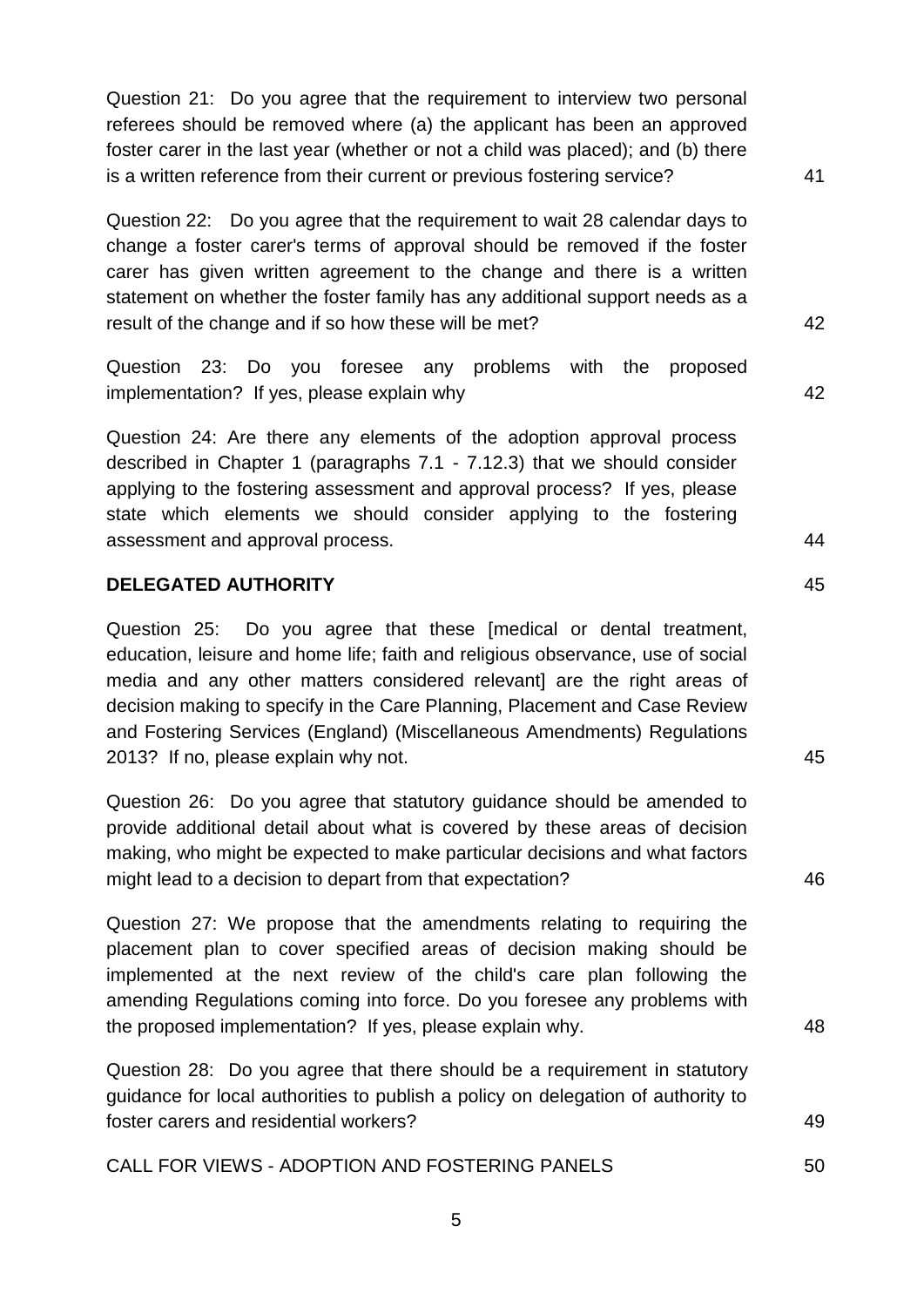Question 21: Do you agree that the requirement to interview two personal referees should be removed where (a) the applicant has been an approved foster carer in the last year (whether or not a child was placed); and (b) there is a written reference from their current or previous fostering service? 41

Question 22: Do you agree that the requirement to wait 28 calendar days to change a foster carer's terms of approval should be removed if the foster carer has given written agreement to the change and there is a written statement on whether the foster family has any additional support needs as a result of the change and if so how these will be met? 42

Question 23: Do you foresee any problems with the proposed implementation? If yes, please explain why 42

Question 24: Are there any elements of the adoption approval process described in Chapter 1 (paragraphs 7.1 - 7.12.3) that we should consider applying to the fostering assessment and approval process? If yes, please state which elements we should consider applying to the fostering assessment and approval process. 44

**DELEGATED AUTHORITY** 45

Question 25: Do you agree that these [medical or dental treatment, education, leisure and home life; faith and religious observance, use of social media and any other matters considered relevant] are the right areas of decision making to specify in the Care Planning, Placement and Case Review and Fostering Services (England) (Miscellaneous Amendments) Regulations 2013? If no, please explain why not. 45

Question 26: Do you agree that statutory guidance should be amended to provide additional detail about what is covered by these areas of decision making, who might be expected to make particular decisions and what factors might lead to a decision to depart from that expectation? 46

Question 27: We propose that the amendments relating to requiring the placement plan to cover specified areas of decision making should be implemented at the next review of the child's care plan following the amending Regulations coming into force. Do you foresee any problems with the proposed implementation? If yes, please explain why. 48

Question 28: Do you agree that there should be a requirement in statutory guidance for local authorities to publish a policy on delegation of authority to foster carers and residential workers? 49

CALL FOR VIEWS - ADOPTION AND FOSTERING PANELS 50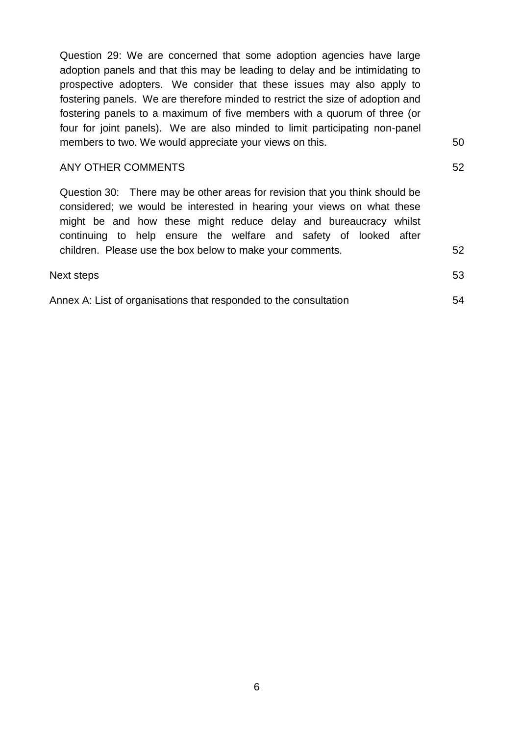Question 29: We are concerned that some adoption agencies have large adoption panels and that this may be leading to delay and be intimidating to prospective adopters. We consider that these issues may also apply to fostering panels. We are therefore minded to restrict the size of adoption and fostering panels to a maximum of five members with a quorum of three (or four for joint panels). We are also minded to limit participating non-panel members to two. We would appreciate your views on this. 50

ANY OTHER COMMENTS 52

Question 30: There may be other areas for revision that you think should be considered; we would be interested in hearing your views on what these might be and how these might reduce delay and bureaucracy whilst continuing to help ensure the welfare and safety of looked after children. Please use the box below to make your comments. 52

Next steps 53

Annex A: List of organisations that responded to the consultation 54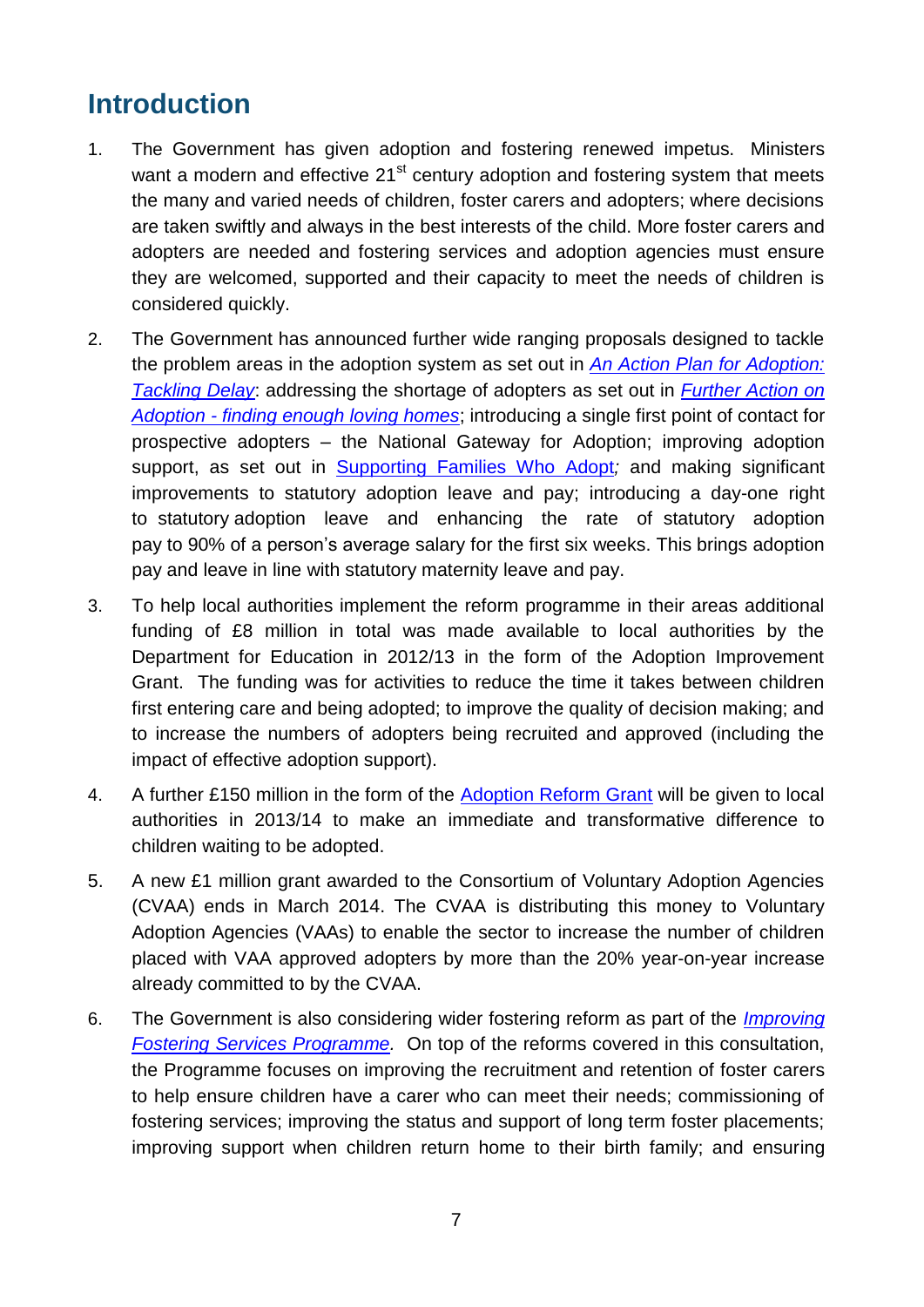# Introduction

1. The Government has given adoption and fostering renewed impetus. Ministers want a modern and effective 21st century adoption and fostering system that meets the many and varied needs of children, foster carers and adopters; where decisions are taken swiftly and always in the best interests of the child. More foster carers and adopters are needed and fostering services and adoption agencies must ensure they are welcomed, supported and their capacity to meet the needs of children is considered quickly.

2. The Government has announced further wide ranging proposals designed to tackle the problem areas in the adoption system as set out in *An Action Plan for Adoption: Tackling Delay*: addressing the shortage of adopters as set out in *Further Action on Adoption - finding enough loving homes*; introducing a single first point of contact for prospective adopters – the National Gateway for Adoption; improving adoption support, as set out in Supporting Families Who Adopt*;* and making significant improvements to statutory adoption leave and pay; introducing a day-one right to statutory adoption leave and enhancing the rate of statutory adoption pay to 90% of a person's average salary for the first six weeks. This brings adoption pay and leave in line with statutory maternity leave and pay.

3. To help local authorities implement the reform programme in their areas additional funding of £8 million in total was made available to local authorities by the Department for Education in 2012/13 in the form of the Adoption Improvement Grant. The funding was for activities to reduce the time it takes between children first entering care and being adopted; to improve the quality of decision making; and to increase the numbers of adopters being recruited and approved (including the impact of effective adoption support).

4. A further £150 million in the form of the Adoption Reform Grant will be given to local authorities in 2013/14 to make an immediate and transformative difference to children waiting to be adopted.

5. A new £1 million grant awarded to the Consortium of Voluntary Adoption Agencies (CVAA) ends in March 2014. The CVAA is distributing this money to Voluntary Adoption Agencies (VAAs) to enable the sector to increase the number of children placed with VAA approved adopters by more than the 20% year-on-year increase already committed to by the CVAA.

6. The Government is also considering wider fostering reform as part of the *Improving Fostering Services Programme.* On top of the reforms covered in this consultation, the Programme focuses on improving the recruitment and retention of foster carers to help ensure children have a carer who can meet their needs; commissioning of fostering services; improving the status and support of long term foster placements; improving support when children return home to their birth family; and ensuring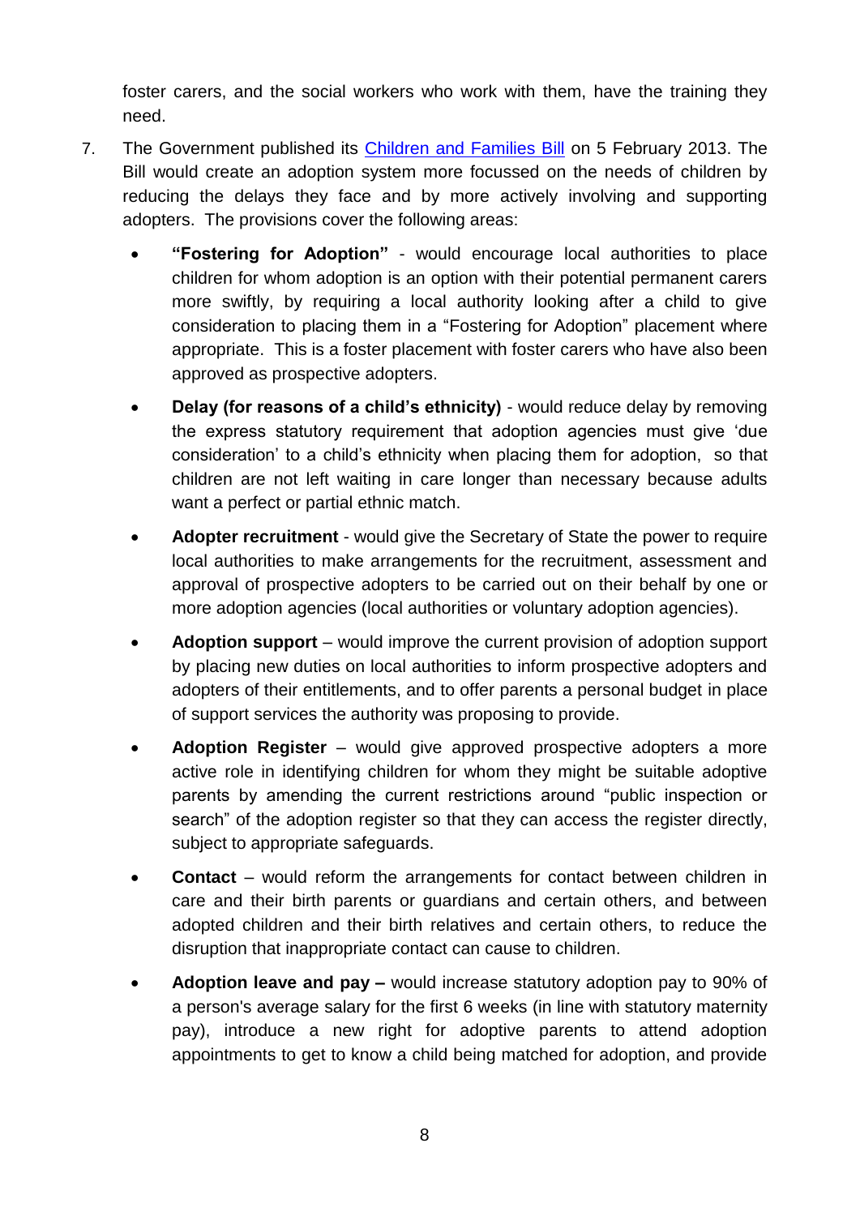foster carers, and the social workers who work with them, have the training they need.

7. The Government published its [Children and Families Bill]() on 5 February 2013. The Bill would create an adoption system more focussed on the needs of children by reducing the delays they face and by more actively involving and supporting adopters. The provisions cover the following areas:

   - **"Fostering for Adoption"** - would encourage local authorities to place children for whom adoption is an option with their potential permanent carers more swiftly, by requiring a local authority looking after a child to give consideration to placing them in a "Fostering for Adoption" placement where appropriate. This is a foster placement with foster carers who have also been approved as prospective adopters.
   - **Delay (for reasons of a child's ethnicity)** - would reduce delay by removing the express statutory requirement that adoption agencies must give 'due consideration' to a child's ethnicity when placing them for adoption, so that children are not left waiting in care longer than necessary because adults want a perfect or partial ethnic match.
   - **Adopter recruitment** - would give the Secretary of State the power to require local authorities to make arrangements for the recruitment, assessment and approval of prospective adopters to be carried out on their behalf by one or more adoption agencies (local authorities or voluntary adoption agencies).
   - **Adoption support** – would improve the current provision of adoption support by placing new duties on local authorities to inform prospective adopters and adopters of their entitlements, and to offer parents a personal budget in place of support services the authority was proposing to provide.
   - **Adoption Register** – would give approved prospective adopters a more active role in identifying children for whom they might be suitable adoptive parents by amending the current restrictions around "public inspection or search" of the adoption register so that they can access the register directly, subject to appropriate safeguards.
   - **Contact** – would reform the arrangements for contact between children in care and their birth parents or guardians and certain others, and between adopted children and their birth relatives and certain others, to reduce the disruption that inappropriate contact can cause to children.
   - **Adoption leave and pay –** would increase statutory adoption pay to 90% of a person's average salary for the first 6 weeks (in line with statutory maternity pay), introduce a new right for adoptive parents to attend adoption appointments to get to know a child being matched for adoption, and provide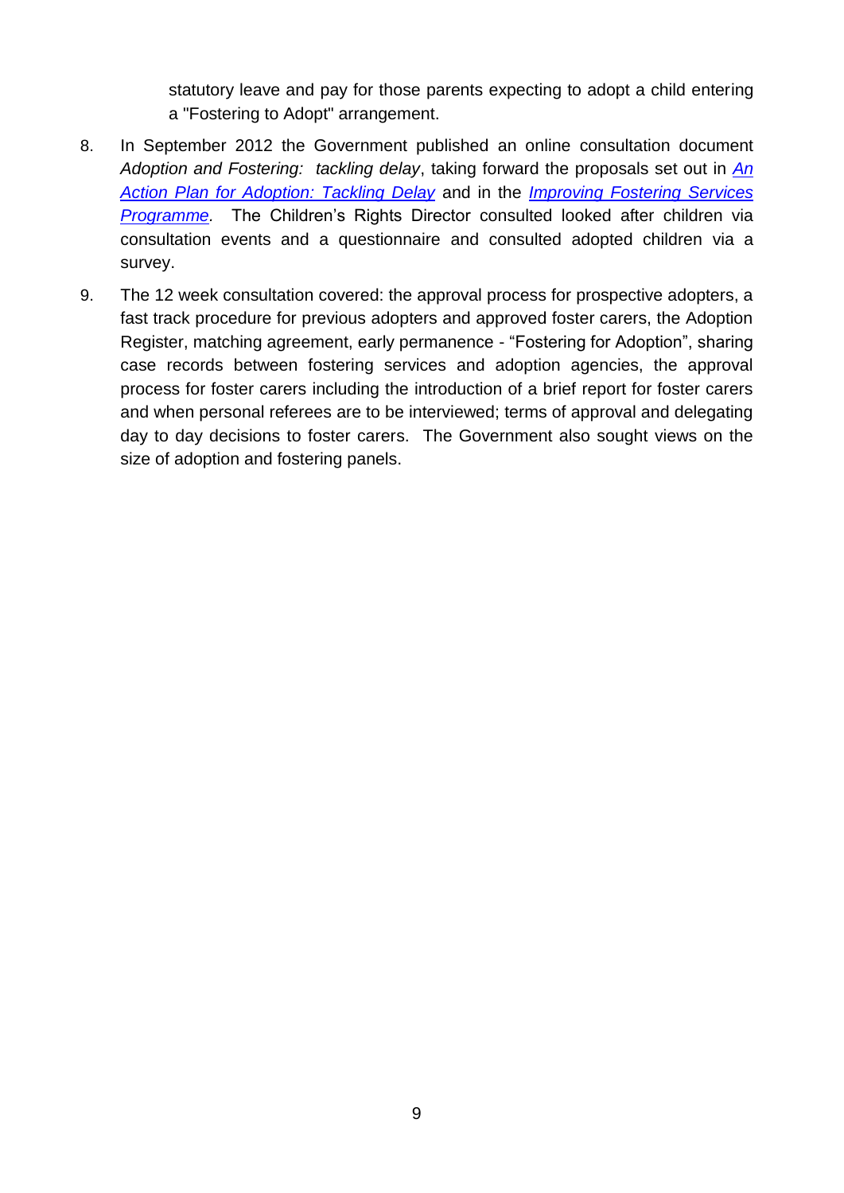statutory leave and pay for those parents expecting to adopt a child entering a "Fostering to Adopt" arrangement.

8. In September 2012 the Government published an online consultation document *Adoption and Fostering: tackling delay*, taking forward the proposals set out in *An Action Plan for Adoption: Tackling Delay* and in the *Improving Fostering Services Programme.* The Children's Rights Director consulted looked after children via consultation events and a questionnaire and consulted adopted children via a survey.

9. The 12 week consultation covered: the approval process for prospective adopters, a fast track procedure for previous adopters and approved foster carers, the Adoption Register, matching agreement, early permanence - "Fostering for Adoption", sharing case records between fostering services and adoption agencies, the approval process for foster carers including the introduction of a brief report for foster carers and when personal referees are to be interviewed; terms of approval and delegating day to day decisions to foster carers. The Government also sought views on the size of adoption and fostering panels.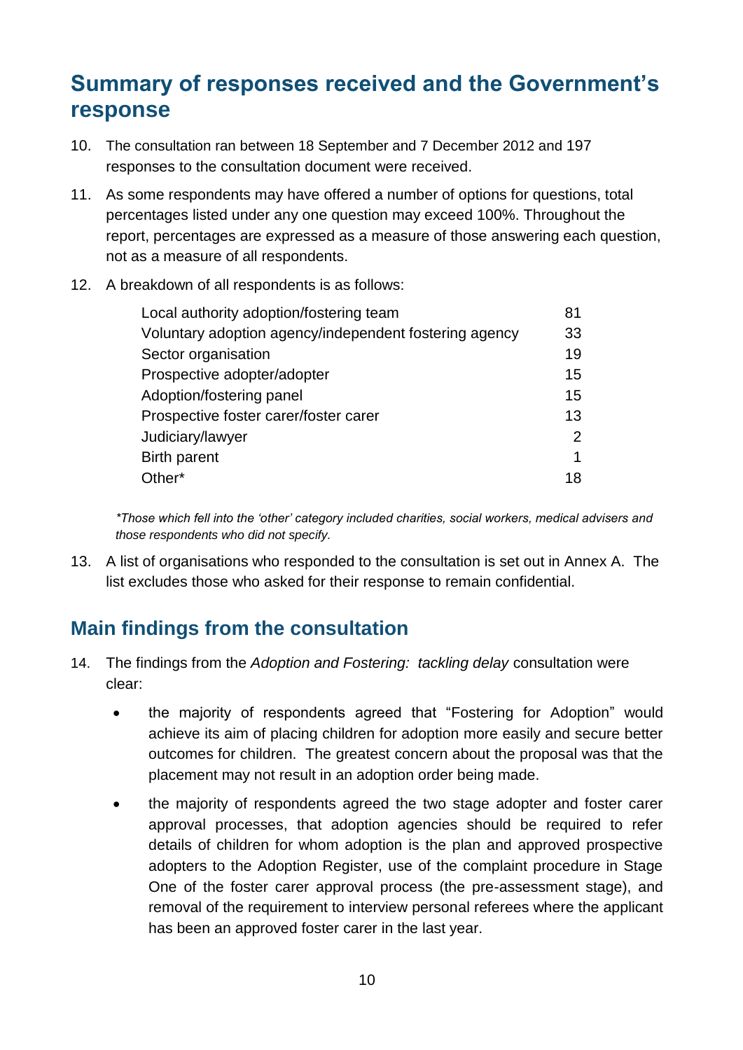## Summary of responses received and the Government's response

10. The consultation ran between 18 September and 7 December 2012 and 197 responses to the consultation document were received.

11. As some respondents may have offered a number of options for questions, total percentages listed under any one question may exceed 100%. Throughout the report, percentages are expressed as a measure of those answering each question, not as a measure of all respondents.

12. A breakdown of all respondents is as follows:

| Respondent | Number |
|---|---|
| Local authority adoption/fostering team | 81 |
| Voluntary adoption agency/independent fostering agency | 33 |
| Sector organisation | 19 |
| Prospective adopter/adopter | 15 |
| Adoption/fostering panel | 15 |
| Prospective foster carer/foster carer | 13 |
| Judiciary/lawyer | 2 |
| Birth parent | 1 |
| Other* | 18 |

*\*Those which fell into the 'other' category included charities, social workers, medical advisers and those respondents who did not specify.*

13. A list of organisations who responded to the consultation is set out in Annex A. The list excludes those who asked for their response to remain confidential.

## Main findings from the consultation

14. The findings from the *Adoption and Fostering: tackling delay* consultation were clear:

    - the majority of respondents agreed that "Fostering for Adoption" would achieve its aim of placing children for adoption more easily and secure better outcomes for children. The greatest concern about the proposal was that the placement may not result in an adoption order being made.
    - the majority of respondents agreed the two stage adopter and foster carer approval processes, that adoption agencies should be required to refer details of children for whom adoption is the plan and approved prospective adopters to the Adoption Register, use of the complaint procedure in Stage One of the foster carer approval process (the pre-assessment stage), and removal of the requirement to interview personal referees where the applicant has been an approved foster carer in the last year.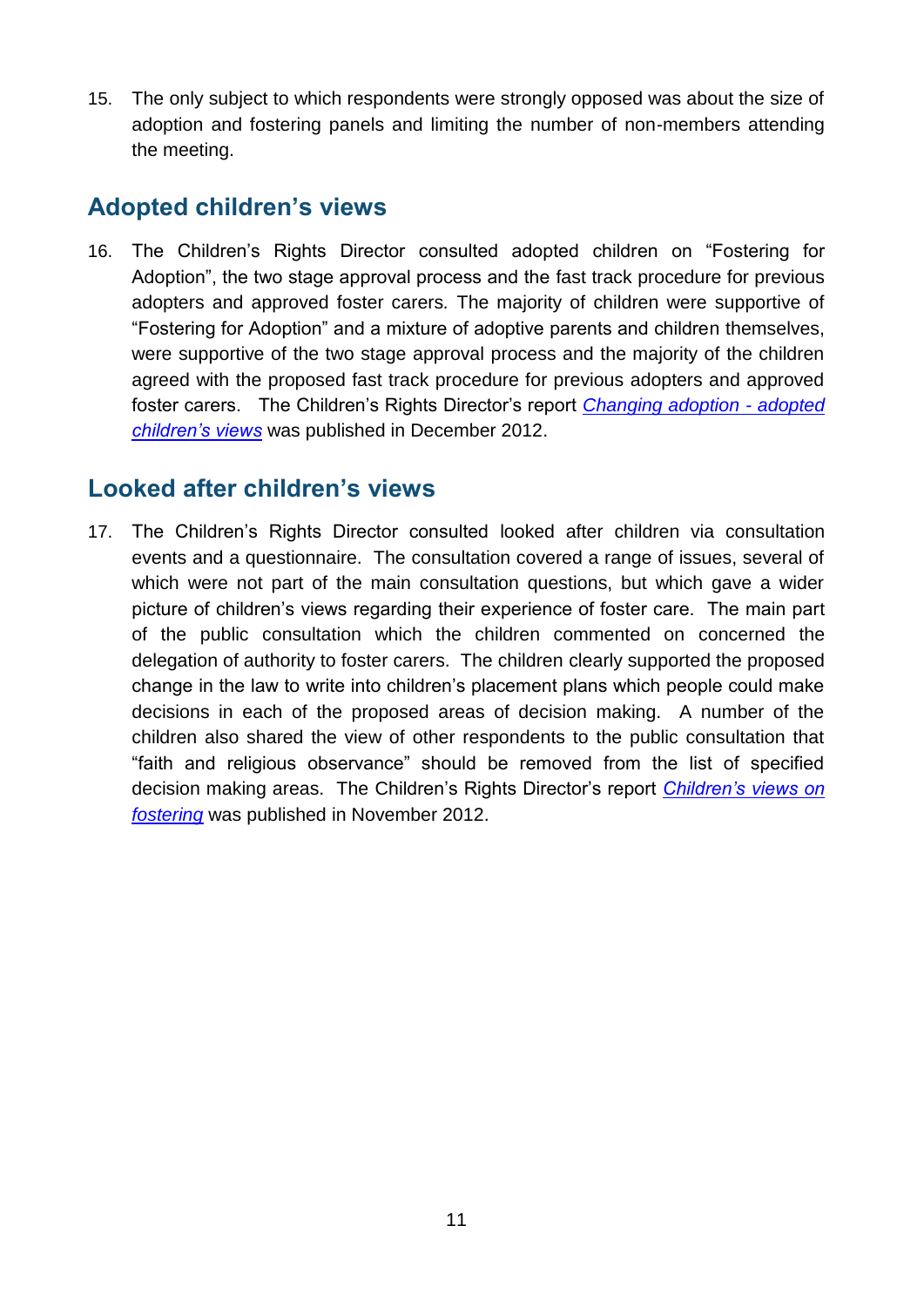15. The only subject to which respondents were strongly opposed was about the size of adoption and fostering panels and limiting the number of non-members attending the meeting.

## Adopted children's views

16. The Children's Rights Director consulted adopted children on "Fostering for Adoption", the two stage approval process and the fast track procedure for previous adopters and approved foster carers. The majority of children were supportive of "Fostering for Adoption" and a mixture of adoptive parents and children themselves, were supportive of the two stage approval process and the majority of the children agreed with the proposed fast track procedure for previous adopters and approved foster carers. The Children's Rights Director's report *Changing adoption - adopted children's views* was published in December 2012.

## Looked after children's views

17. The Children's Rights Director consulted looked after children via consultation events and a questionnaire. The consultation covered a range of issues, several of which were not part of the main consultation questions, but which gave a wider picture of children's views regarding their experience of foster care. The main part of the public consultation which the children commented on concerned the delegation of authority to foster carers. The children clearly supported the proposed change in the law to write into children's placement plans which people could make decisions in each of the proposed areas of decision making. A number of the children also shared the view of other respondents to the public consultation that "faith and religious observance" should be removed from the list of specified decision making areas. The Children's Rights Director's report *Children's views on fostering* was published in November 2012.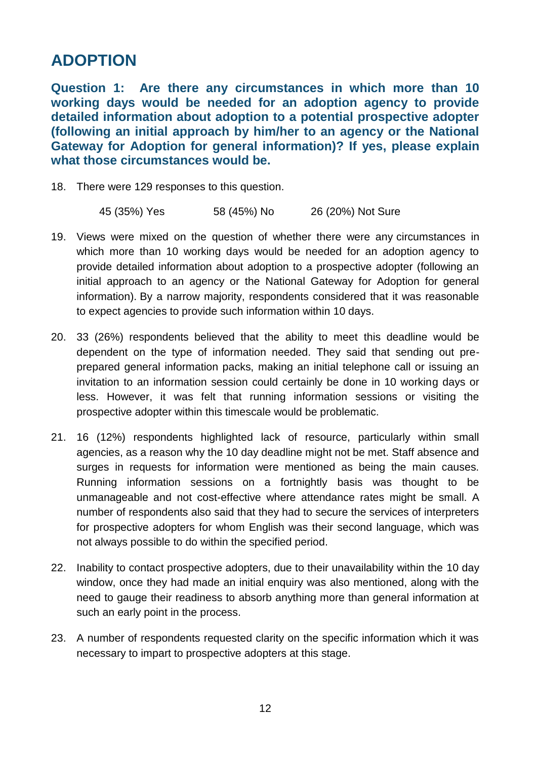## ADOPTION

**Question 1: Are there any circumstances in which more than 10 working days would be needed for an adoption agency to provide detailed information about adoption to a potential prospective adopter (following an initial approach by him/her to an agency or the National Gateway for Adoption for general information)? If yes, please explain what those circumstances would be.**

18. There were 129 responses to this question.

    45 (35%) Yes    58 (45%) No    26 (20%) Not Sure

19. Views were mixed on the question of whether there were any circumstances in which more than 10 working days would be needed for an adoption agency to provide detailed information about adoption to a prospective adopter (following an initial approach to an agency or the National Gateway for Adoption for general information). By a narrow majority, respondents considered that it was reasonable to expect agencies to provide such information within 10 days.

20. 33 (26%) respondents believed that the ability to meet this deadline would be dependent on the type of information needed. They said that sending out pre-prepared general information packs, making an initial telephone call or issuing an invitation to an information session could certainly be done in 10 working days or less. However, it was felt that running information sessions or visiting the prospective adopter within this timescale would be problematic.

21. 16 (12%) respondents highlighted lack of resource, particularly within small agencies, as a reason why the 10 day deadline might not be met. Staff absence and surges in requests for information were mentioned as being the main causes. Running information sessions on a fortnightly basis was thought to be unmanageable and not cost-effective where attendance rates might be small. A number of respondents also said that they had to secure the services of interpreters for prospective adopters for whom English was their second language, which was not always possible to do within the specified period.

22. Inability to contact prospective adopters, due to their unavailability within the 10 day window, once they had made an initial enquiry was also mentioned, along with the need to gauge their readiness to absorb anything more than general information at such an early point in the process.

23. A number of respondents requested clarity on the specific information which it was necessary to impart to prospective adopters at this stage.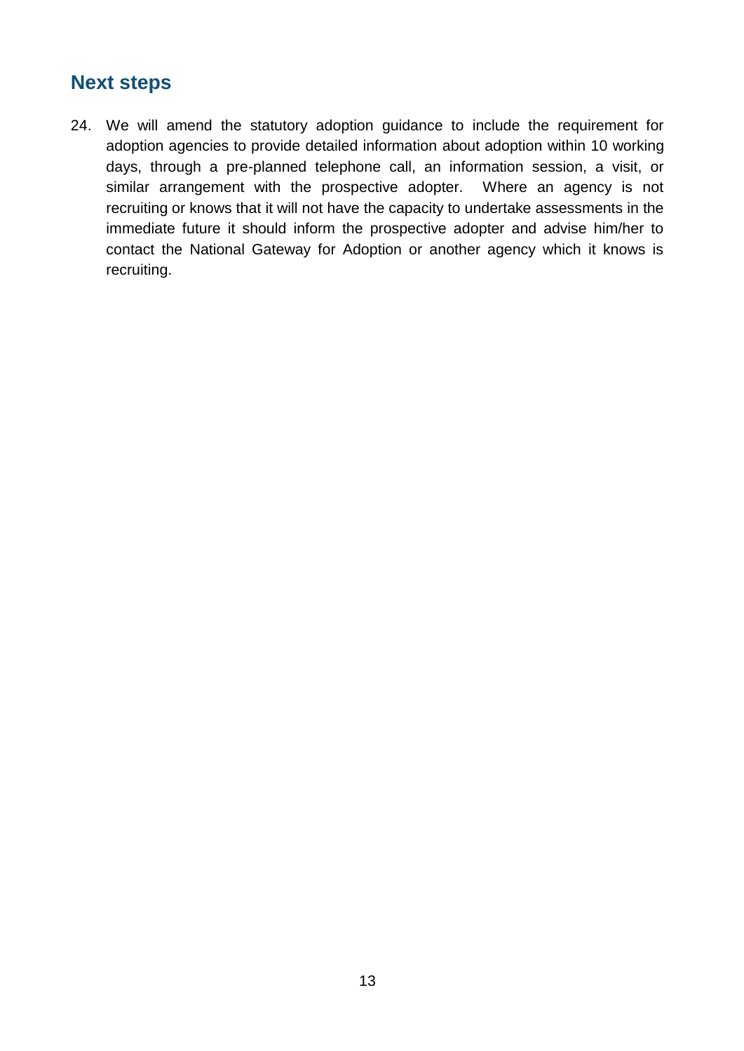## Next steps

24. We will amend the statutory adoption guidance to include the requirement for adoption agencies to provide detailed information about adoption within 10 working days, through a pre-planned telephone call, an information session, a visit, or similar arrangement with the prospective adopter. Where an agency is not recruiting or knows that it will not have the capacity to undertake assessments in the immediate future it should inform the prospective adopter and advise him/her to contact the National Gateway for Adoption or another agency which it knows is recruiting.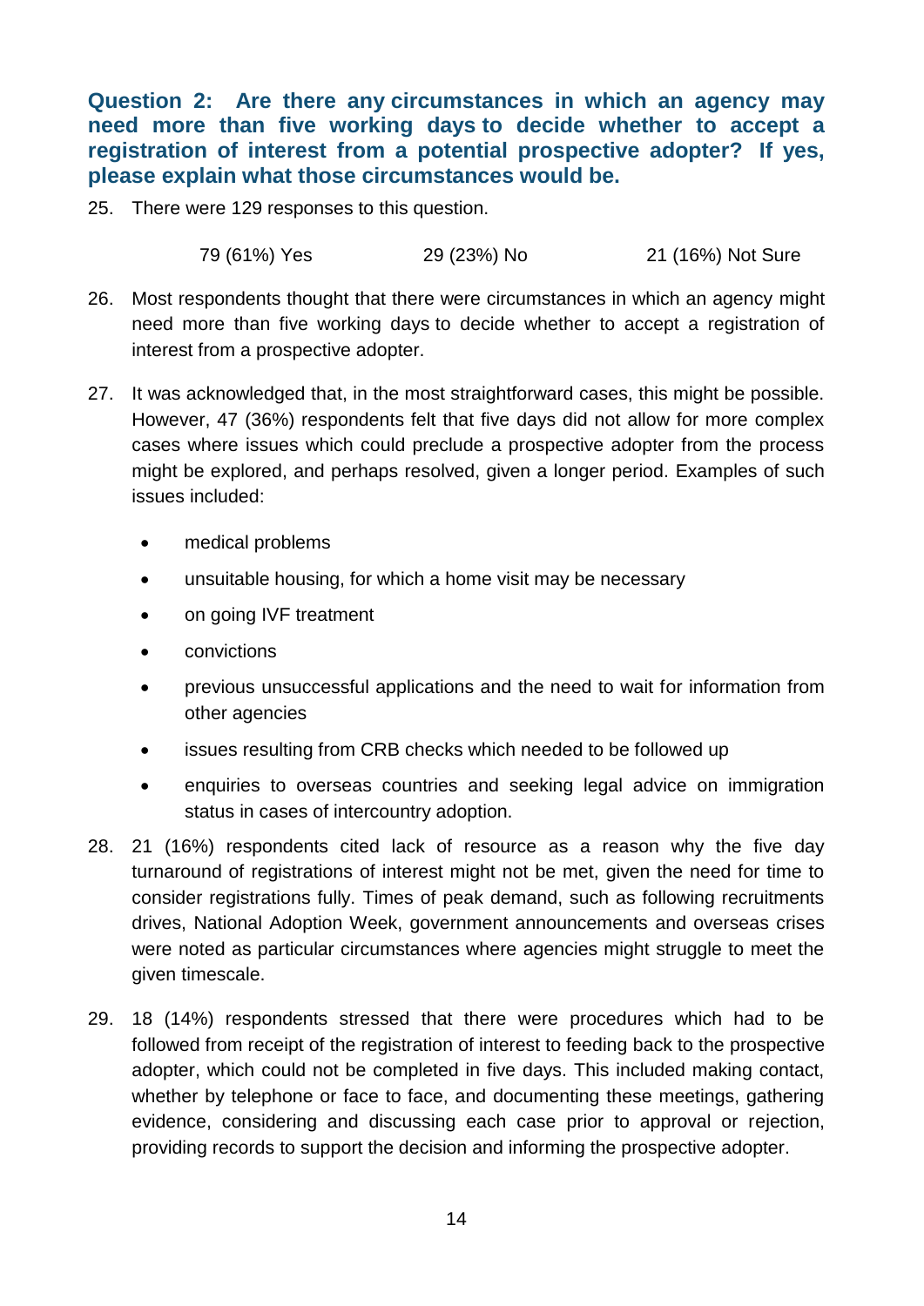### Question 2: Are there any circumstances in which an agency may need more than five working days to decide whether to accept a registration of interest from a potential prospective adopter? If yes, please explain what those circumstances would be.

25. There were 129 responses to this question.

| 79 (61%) Yes | 29 (23%) No | 21 (16%) Not Sure |
|---|---|---|

26. Most respondents thought that there were circumstances in which an agency might need more than five working days to decide whether to accept a registration of interest from a prospective adopter.

27. It was acknowledged that, in the most straightforward cases, this might be possible. However, 47 (36%) respondents felt that five days did not allow for more complex cases where issues which could preclude a prospective adopter from the process might be explored, and perhaps resolved, given a longer period. Examples of such issues included:

    - medical problems
    - unsuitable housing, for which a home visit may be necessary
    - on going IVF treatment
    - convictions
    - previous unsuccessful applications and the need to wait for information from other agencies
    - issues resulting from CRB checks which needed to be followed up
    - enquiries to overseas countries and seeking legal advice on immigration status in cases of intercountry adoption.

28. 21 (16%) respondents cited lack of resource as a reason why the five day turnaround of registrations of interest might not be met, given the need for time to consider registrations fully. Times of peak demand, such as following recruitments drives, National Adoption Week, government announcements and overseas crises were noted as particular circumstances where agencies might struggle to meet the given timescale.

29. 18 (14%) respondents stressed that there were procedures which had to be followed from receipt of the registration of interest to feeding back to the prospective adopter, which could not be completed in five days. This included making contact, whether by telephone or face to face, and documenting these meetings, gathering evidence, considering and discussing each case prior to approval or rejection, providing records to support the decision and informing the prospective adopter.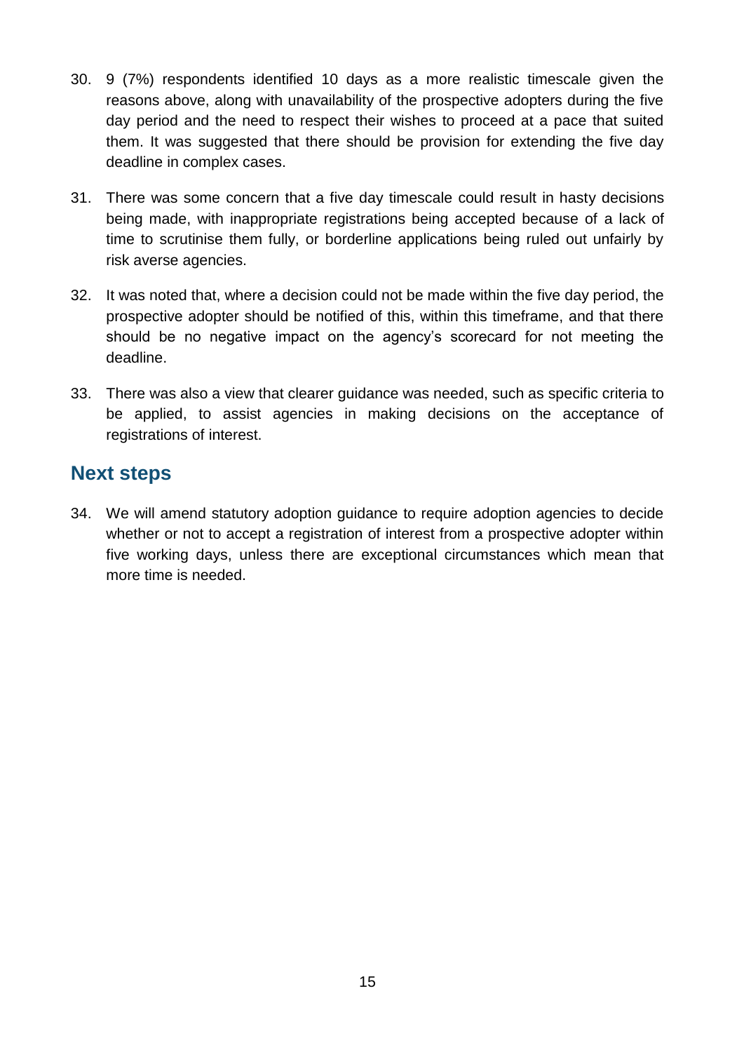30. 9 (7%) respondents identified 10 days as a more realistic timescale given the reasons above, along with unavailability of the prospective adopters during the five day period and the need to respect their wishes to proceed at a pace that suited them. It was suggested that there should be provision for extending the five day deadline in complex cases.

31. There was some concern that a five day timescale could result in hasty decisions being made, with inappropriate registrations being accepted because of a lack of time to scrutinise them fully, or borderline applications being ruled out unfairly by risk averse agencies.

32. It was noted that, where a decision could not be made within the five day period, the prospective adopter should be notified of this, within this timeframe, and that there should be no negative impact on the agency's scorecard for not meeting the deadline.

33. There was also a view that clearer guidance was needed, such as specific criteria to be applied, to assist agencies in making decisions on the acceptance of registrations of interest.

## Next steps

34. We will amend statutory adoption guidance to require adoption agencies to decide whether or not to accept a registration of interest from a prospective adopter within five working days, unless there are exceptional circumstances which mean that more time is needed.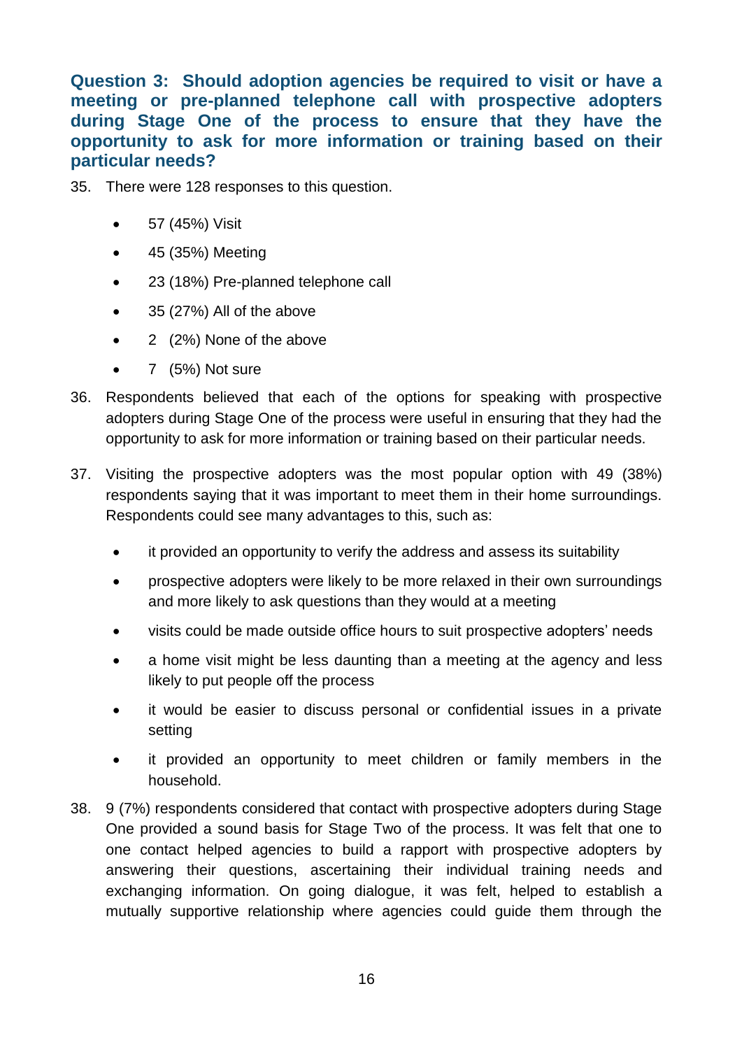### Question 3: Should adoption agencies be required to visit or have a meeting or pre-planned telephone call with prospective adopters during Stage One of the process to ensure that they have the opportunity to ask for more information or training based on their particular needs?

35. There were 128 responses to this question.

- 57 (45%) Visit
- 45 (35%) Meeting
- 23 (18%) Pre-planned telephone call
- 35 (27%) All of the above
- 2 (2%) None of the above
- 7 (5%) Not sure

36. Respondents believed that each of the options for speaking with prospective adopters during Stage One of the process were useful in ensuring that they had the opportunity to ask for more information or training based on their particular needs.

37. Visiting the prospective adopters was the most popular option with 49 (38%) respondents saying that it was important to meet them in their home surroundings. Respondents could see many advantages to this, such as:

- it provided an opportunity to verify the address and assess its suitability
- prospective adopters were likely to be more relaxed in their own surroundings and more likely to ask questions than they would at a meeting
- visits could be made outside office hours to suit prospective adopters' needs
- a home visit might be less daunting than a meeting at the agency and less likely to put people off the process
- it would be easier to discuss personal or confidential issues in a private setting
- it provided an opportunity to meet children or family members in the household.

38. 9 (7%) respondents considered that contact with prospective adopters during Stage One provided a sound basis for Stage Two of the process. It was felt that one to one contact helped agencies to build a rapport with prospective adopters by answering their questions, ascertaining their individual training needs and exchanging information. On going dialogue, it was felt, helped to establish a mutually supportive relationship where agencies could guide them through the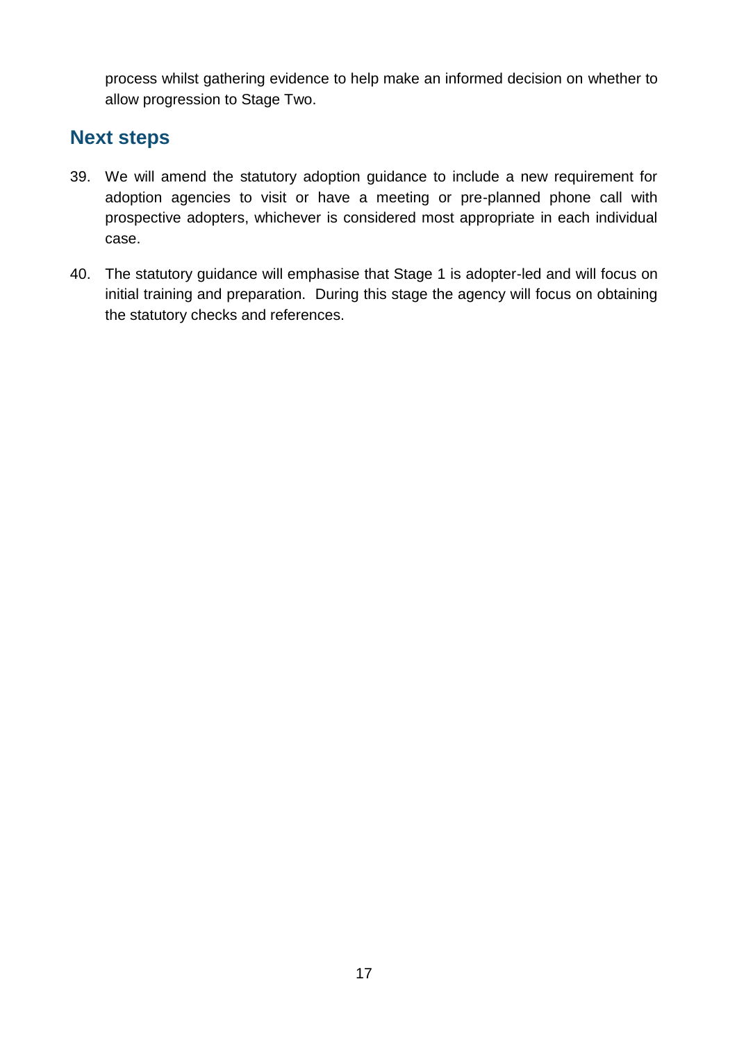process whilst gathering evidence to help make an informed decision on whether to allow progression to Stage Two.

## Next steps

39. We will amend the statutory adoption guidance to include a new requirement for adoption agencies to visit or have a meeting or pre-planned phone call with prospective adopters, whichever is considered most appropriate in each individual case.

40. The statutory guidance will emphasise that Stage 1 is adopter-led and will focus on initial training and preparation. During this stage the agency will focus on obtaining the statutory checks and references.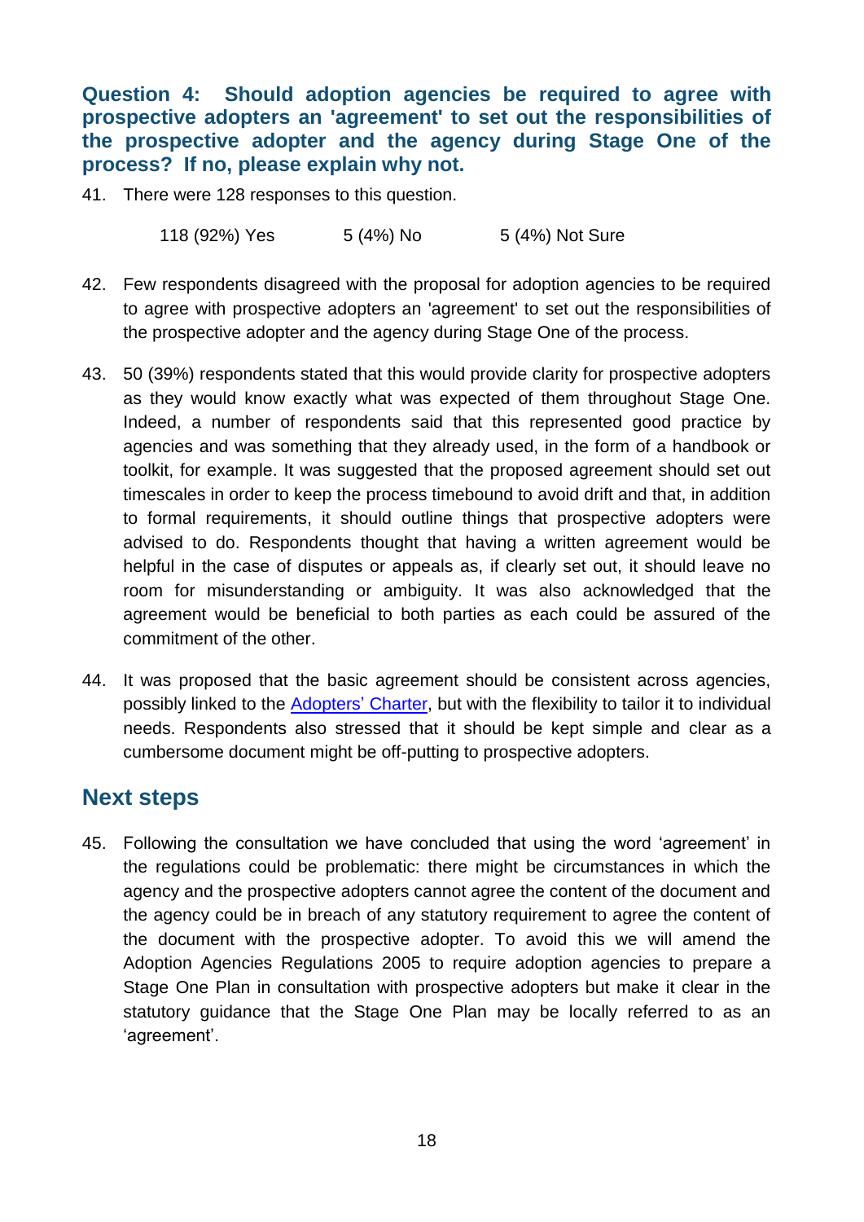### Question 4: Should adoption agencies be required to agree with prospective adopters an 'agreement' to set out the responsibilities of the prospective adopter and the agency during Stage One of the process? If no, please explain why not.

41. There were 128 responses to this question.

    118 (92%) Yes    5 (4%) No    5 (4%) Not Sure

42. Few respondents disagreed with the proposal for adoption agencies to be required to agree with prospective adopters an 'agreement' to set out the responsibilities of the prospective adopter and the agency during Stage One of the process.

43. 50 (39%) respondents stated that this would provide clarity for prospective adopters as they would know exactly what was expected of them throughout Stage One. Indeed, a number of respondents said that this represented good practice by agencies and was something that they already used, in the form of a handbook or toolkit, for example. It was suggested that the proposed agreement should set out timescales in order to keep the process timebound to avoid drift and that, in addition to formal requirements, it should outline things that prospective adopters were advised to do. Respondents thought that having a written agreement would be helpful in the case of disputes or appeals as, if clearly set out, it should leave no room for misunderstanding or ambiguity. It was also acknowledged that the agreement would be beneficial to both parties as each could be assured of the commitment of the other.

44. It was proposed that the basic agreement should be consistent across agencies, possibly linked to the Adopters' Charter, but with the flexibility to tailor it to individual needs. Respondents also stressed that it should be kept simple and clear as a cumbersome document might be off-putting to prospective adopters.

## Next steps

45. Following the consultation we have concluded that using the word 'agreement' in the regulations could be problematic: there might be circumstances in which the agency and the prospective adopters cannot agree the content of the document and the agency could be in breach of any statutory requirement to agree the content of the document with the prospective adopter. To avoid this we will amend the Adoption Agencies Regulations 2005 to require adoption agencies to prepare a Stage One Plan in consultation with prospective adopters but make it clear in the statutory guidance that the Stage One Plan may be locally referred to as an 'agreement'.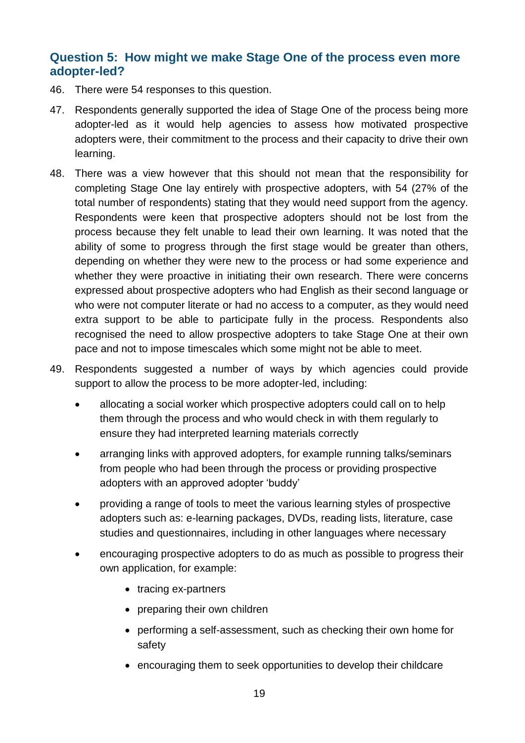## Question 5: How might we make Stage One of the process even more adopter-led?

46. There were 54 responses to this question.

47. Respondents generally supported the idea of Stage One of the process being more adopter-led as it would help agencies to assess how motivated prospective adopters were, their commitment to the process and their capacity to drive their own learning.

48. There was a view however that this should not mean that the responsibility for completing Stage One lay entirely with prospective adopters, with 54 (27% of the total number of respondents) stating that they would need support from the agency. Respondents were keen that prospective adopters should not be lost from the process because they felt unable to lead their own learning. It was noted that the ability of some to progress through the first stage would be greater than others, depending on whether they were new to the process or had some experience and whether they were proactive in initiating their own research. There were concerns expressed about prospective adopters who had English as their second language or who were not computer literate or had no access to a computer, as they would need extra support to be able to participate fully in the process. Respondents also recognised the need to allow prospective adopters to take Stage One at their own pace and not to impose timescales which some might not be able to meet.

49. Respondents suggested a number of ways by which agencies could provide support to allow the process to be more adopter-led, including:

    - allocating a social worker which prospective adopters could call on to help them through the process and who would check in with them regularly to ensure they had interpreted learning materials correctly
    - arranging links with approved adopters, for example running talks/seminars from people who had been through the process or providing prospective adopters with an approved adopter 'buddy'
    - providing a range of tools to meet the various learning styles of prospective adopters such as: e-learning packages, DVDs, reading lists, literature, case studies and questionnaires, including in other languages where necessary
    - encouraging prospective adopters to do as much as possible to progress their own application, for example:
        - tracing ex-partners
        - preparing their own children
        - performing a self-assessment, such as checking their own home for safety
        - encouraging them to seek opportunities to develop their childcare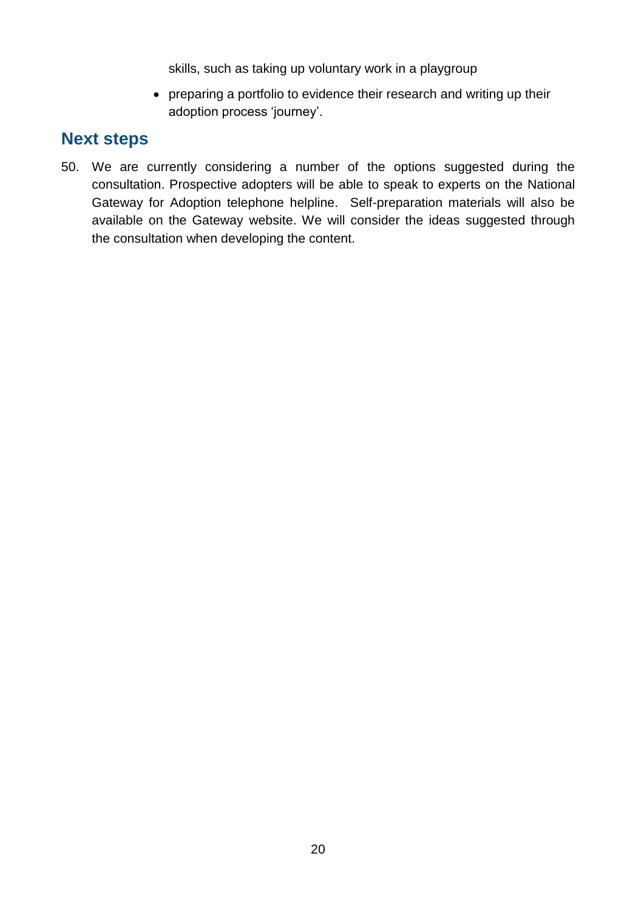skills, such as taking up voluntary work in a playgroup

- preparing a portfolio to evidence their research and writing up their adoption process 'journey'.

## Next steps

50. We are currently considering a number of the options suggested during the consultation. Prospective adopters will be able to speak to experts on the National Gateway for Adoption telephone helpline. Self-preparation materials will also be available on the Gateway website. We will consider the ideas suggested through the consultation when developing the content.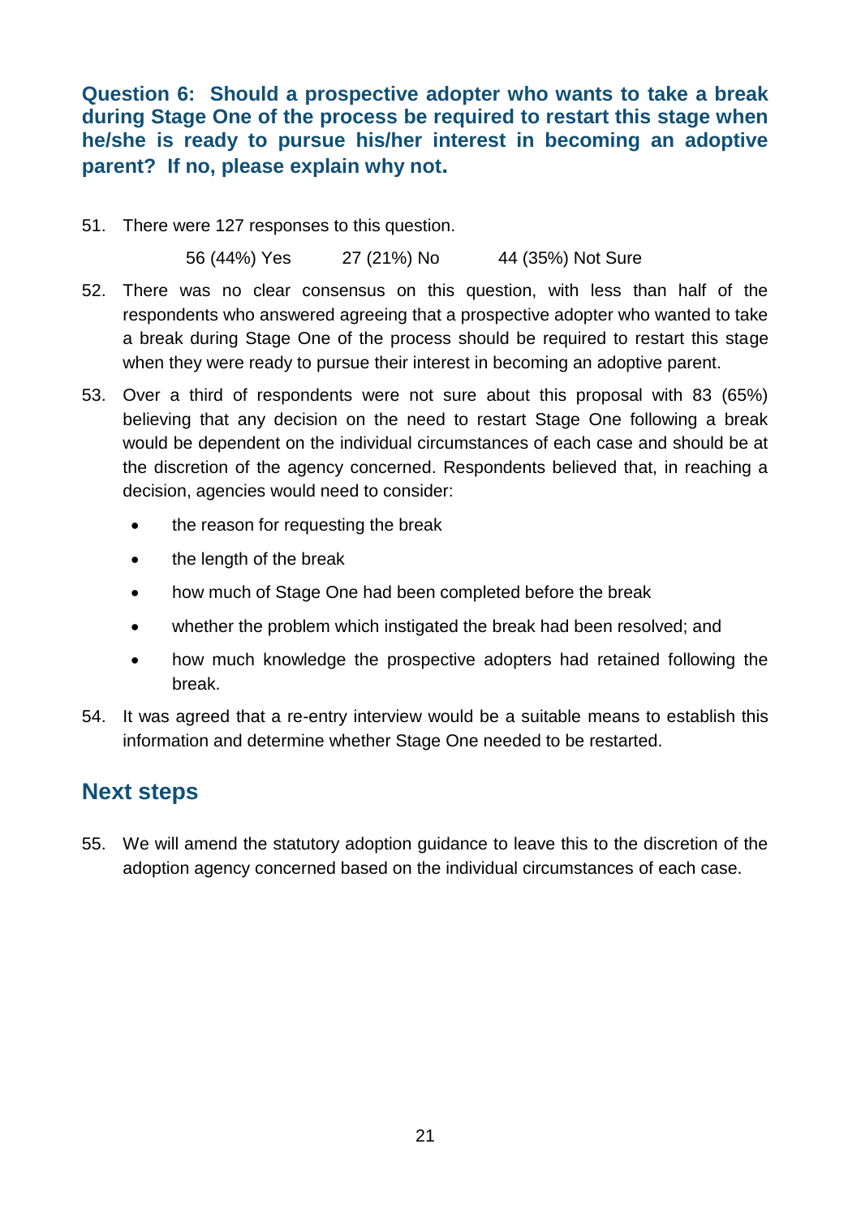### Question 6: Should a prospective adopter who wants to take a break during Stage One of the process be required to restart this stage when he/she is ready to pursue his/her interest in becoming an adoptive parent? If no, please explain why not.

51. There were 127 responses to this question.

    56 (44%) Yes    27 (21%) No    44 (35%) Not Sure

52. There was no clear consensus on this question, with less than half of the respondents who answered agreeing that a prospective adopter who wanted to take a break during Stage One of the process should be required to restart this stage when they were ready to pursue their interest in becoming an adoptive parent.

53. Over a third of respondents were not sure about this proposal with 83 (65%) believing that any decision on the need to restart Stage One following a break would be dependent on the individual circumstances of each case and should be at the discretion of the agency concerned. Respondents believed that, in reaching a decision, agencies would need to consider:

    - the reason for requesting the break
    - the length of the break
    - how much of Stage One had been completed before the break
    - whether the problem which instigated the break had been resolved; and
    - how much knowledge the prospective adopters had retained following the break.

54. It was agreed that a re-entry interview would be a suitable means to establish this information and determine whether Stage One needed to be restarted.

## Next steps

55. We will amend the statutory adoption guidance to leave this to the discretion of the adoption agency concerned based on the individual circumstances of each case.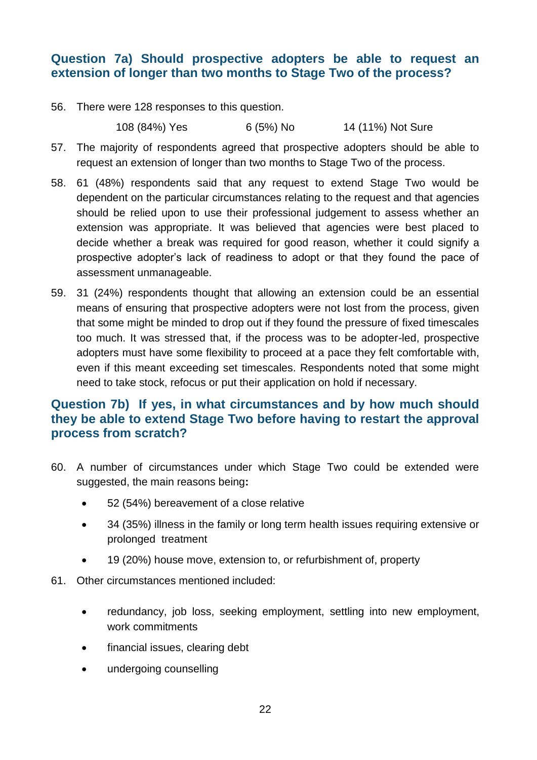### Question 7a) Should prospective adopters be able to request an extension of longer than two months to Stage Two of the process?

56. There were 128 responses to this question.

    108 (84%) Yes    6 (5%) No    14 (11%) Not Sure

57. The majority of respondents agreed that prospective adopters should be able to request an extension of longer than two months to Stage Two of the process.

58. 61 (48%) respondents said that any request to extend Stage Two would be dependent on the particular circumstances relating to the request and that agencies should be relied upon to use their professional judgement to assess whether an extension was appropriate. It was believed that agencies were best placed to decide whether a break was required for good reason, whether it could signify a prospective adopter's lack of readiness to adopt or that they found the pace of assessment unmanageable.

59. 31 (24%) respondents thought that allowing an extension could be an essential means of ensuring that prospective adopters were not lost from the process, given that some might be minded to drop out if they found the pressure of fixed timescales too much. It was stressed that, if the process was to be adopter-led, prospective adopters must have some flexibility to proceed at a pace they felt comfortable with, even if this meant exceeding set timescales. Respondents noted that some might need to take stock, refocus or put their application on hold if necessary.

### Question 7b) If yes, in what circumstances and by how much should they be able to extend Stage Two before having to restart the approval process from scratch?

60. A number of circumstances under which Stage Two could be extended were suggested, the main reasons being**:**

    - 52 (54%) bereavement of a close relative
    - 34 (35%) illness in the family or long term health issues requiring extensive or prolonged treatment
    - 19 (20%) house move, extension to, or refurbishment of, property

61. Other circumstances mentioned included:

    - redundancy, job loss, seeking employment, settling into new employment, work commitments
    - financial issues, clearing debt
    - undergoing counselling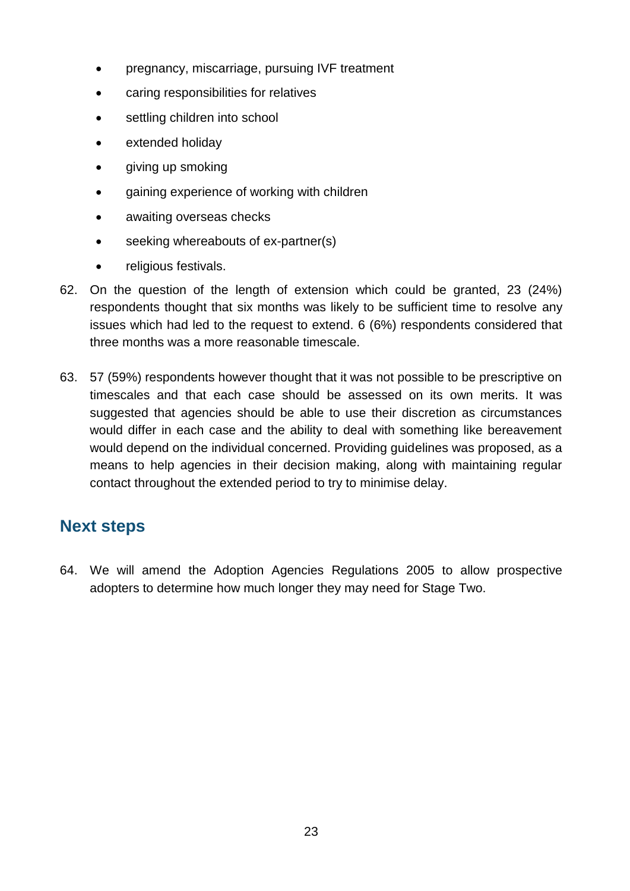- pregnancy, miscarriage, pursuing IVF treatment
- caring responsibilities for relatives
- settling children into school
- extended holiday
- giving up smoking
- gaining experience of working with children
- awaiting overseas checks
- seeking whereabouts of ex-partner(s)
- religious festivals.

62. On the question of the length of extension which could be granted, 23 (24%) respondents thought that six months was likely to be sufficient time to resolve any issues which had led to the request to extend. 6 (6%) respondents considered that three months was a more reasonable timescale.

63. 57 (59%) respondents however thought that it was not possible to be prescriptive on timescales and that each case should be assessed on its own merits. It was suggested that agencies should be able to use their discretion as circumstances would differ in each case and the ability to deal with something like bereavement would depend on the individual concerned. Providing guidelines was proposed, as a means to help agencies in their decision making, along with maintaining regular contact throughout the extended period to try to minimise delay.

## Next steps

64. We will amend the Adoption Agencies Regulations 2005 to allow prospective adopters to determine how much longer they may need for Stage Two.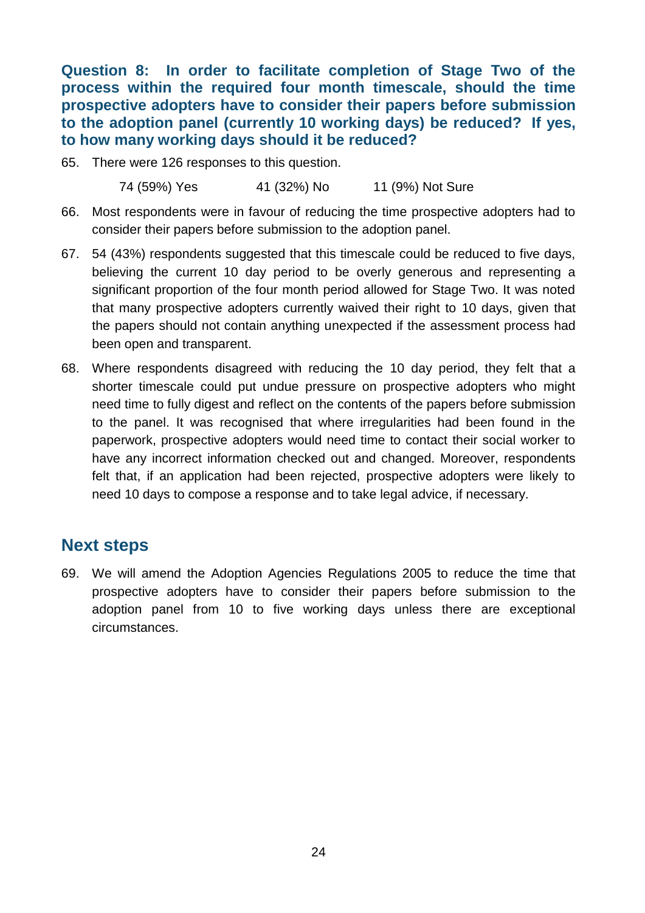**Question 8: In order to facilitate completion of Stage Two of the process within the required four month timescale, should the time prospective adopters have to consider their papers before submission to the adoption panel (currently 10 working days) be reduced? If yes, to how many working days should it be reduced?**

65. There were 126 responses to this question.

    74 (59%) Yes    41 (32%) No    11 (9%) Not Sure

66. Most respondents were in favour of reducing the time prospective adopters had to consider their papers before submission to the adoption panel.

67. 54 (43%) respondents suggested that this timescale could be reduced to five days, believing the current 10 day period to be overly generous and representing a significant proportion of the four month period allowed for Stage Two. It was noted that many prospective adopters currently waived their right to 10 days, given that the papers should not contain anything unexpected if the assessment process had been open and transparent.

68. Where respondents disagreed with reducing the 10 day period, they felt that a shorter timescale could put undue pressure on prospective adopters who might need time to fully digest and reflect on the contents of the papers before submission to the panel. It was recognised that where irregularities had been found in the paperwork, prospective adopters would need time to contact their social worker to have any incorrect information checked out and changed. Moreover, respondents felt that, if an application had been rejected, prospective adopters were likely to need 10 days to compose a response and to take legal advice, if necessary.

## Next steps

69. We will amend the Adoption Agencies Regulations 2005 to reduce the time that prospective adopters have to consider their papers before submission to the adoption panel from 10 to five working days unless there are exceptional circumstances.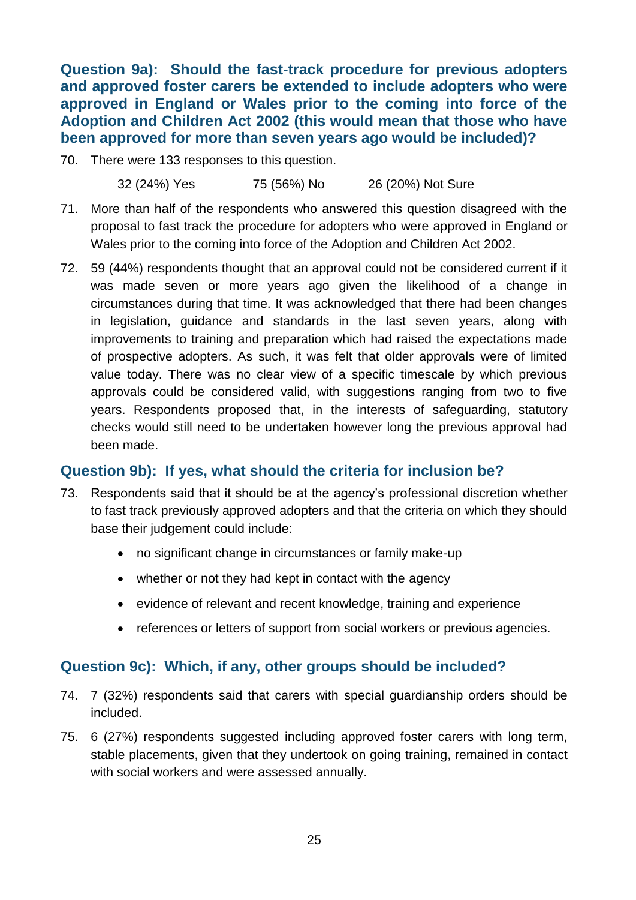### Question 9a): Should the fast-track procedure for previous adopters and approved foster carers be extended to include adopters who were approved in England or Wales prior to the coming into force of the Adoption and Children Act 2002 (this would mean that those who have been approved for more than seven years ago would be included)?

70. There were 133 responses to this question.

    32 (24%) Yes    75 (56%) No    26 (20%) Not Sure

71. More than half of the respondents who answered this question disagreed with the proposal to fast track the procedure for adopters who were approved in England or Wales prior to the coming into force of the Adoption and Children Act 2002.

72. 59 (44%) respondents thought that an approval could not be considered current if it was made seven or more years ago given the likelihood of a change in circumstances during that time. It was acknowledged that there had been changes in legislation, guidance and standards in the last seven years, along with improvements to training and preparation which had raised the expectations made of prospective adopters. As such, it was felt that older approvals were of limited value today. There was no clear view of a specific timescale by which previous approvals could be considered valid, with suggestions ranging from two to five years. Respondents proposed that, in the interests of safeguarding, statutory checks would still need to be undertaken however long the previous approval had been made.

### Question 9b): If yes, what should the criteria for inclusion be?

73. Respondents said that it should be at the agency's professional discretion whether to fast track previously approved adopters and that the criteria on which they should base their judgement could include:

    - no significant change in circumstances or family make-up
    - whether or not they had kept in contact with the agency
    - evidence of relevant and recent knowledge, training and experience
    - references or letters of support from social workers or previous agencies.

### Question 9c): Which, if any, other groups should be included?

74. 7 (32%) respondents said that carers with special guardianship orders should be included.

75. 6 (27%) respondents suggested including approved foster carers with long term, stable placements, given that they undertook on going training, remained in contact with social workers and were assessed annually.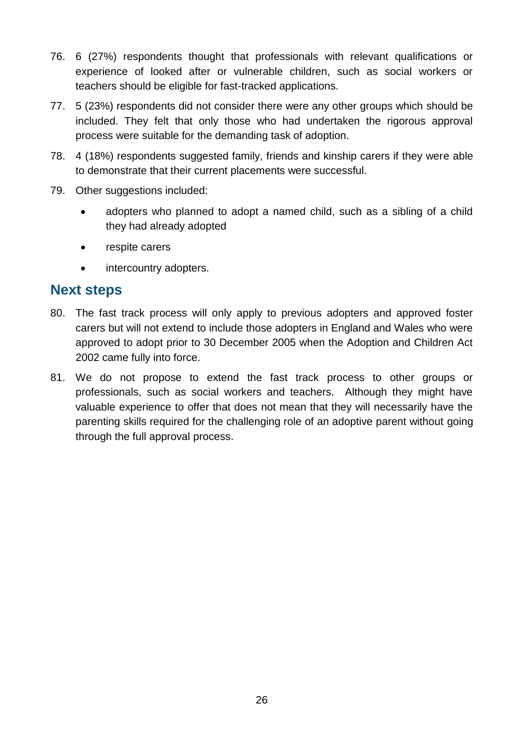76. 6 (27%) respondents thought that professionals with relevant qualifications or experience of looked after or vulnerable children, such as social workers or teachers should be eligible for fast-tracked applications.

77. 5 (23%) respondents did not consider there were any other groups which should be included. They felt that only those who had undertaken the rigorous approval process were suitable for the demanding task of adoption.

78. 4 (18%) respondents suggested family, friends and kinship carers if they were able to demonstrate that their current placements were successful.

79. Other suggestions included:
    - adopters who planned to adopt a named child, such as a sibling of a child they had already adopted
    - respite carers
    - intercountry adopters.

## Next steps

80. The fast track process will only apply to previous adopters and approved foster carers but will not extend to include those adopters in England and Wales who were approved to adopt prior to 30 December 2005 when the Adoption and Children Act 2002 came fully into force.

81. We do not propose to extend the fast track process to other groups or professionals, such as social workers and teachers. Although they might have valuable experience to offer that does not mean that they will necessarily have the parenting skills required for the challenging role of an adoptive parent without going through the full approval process.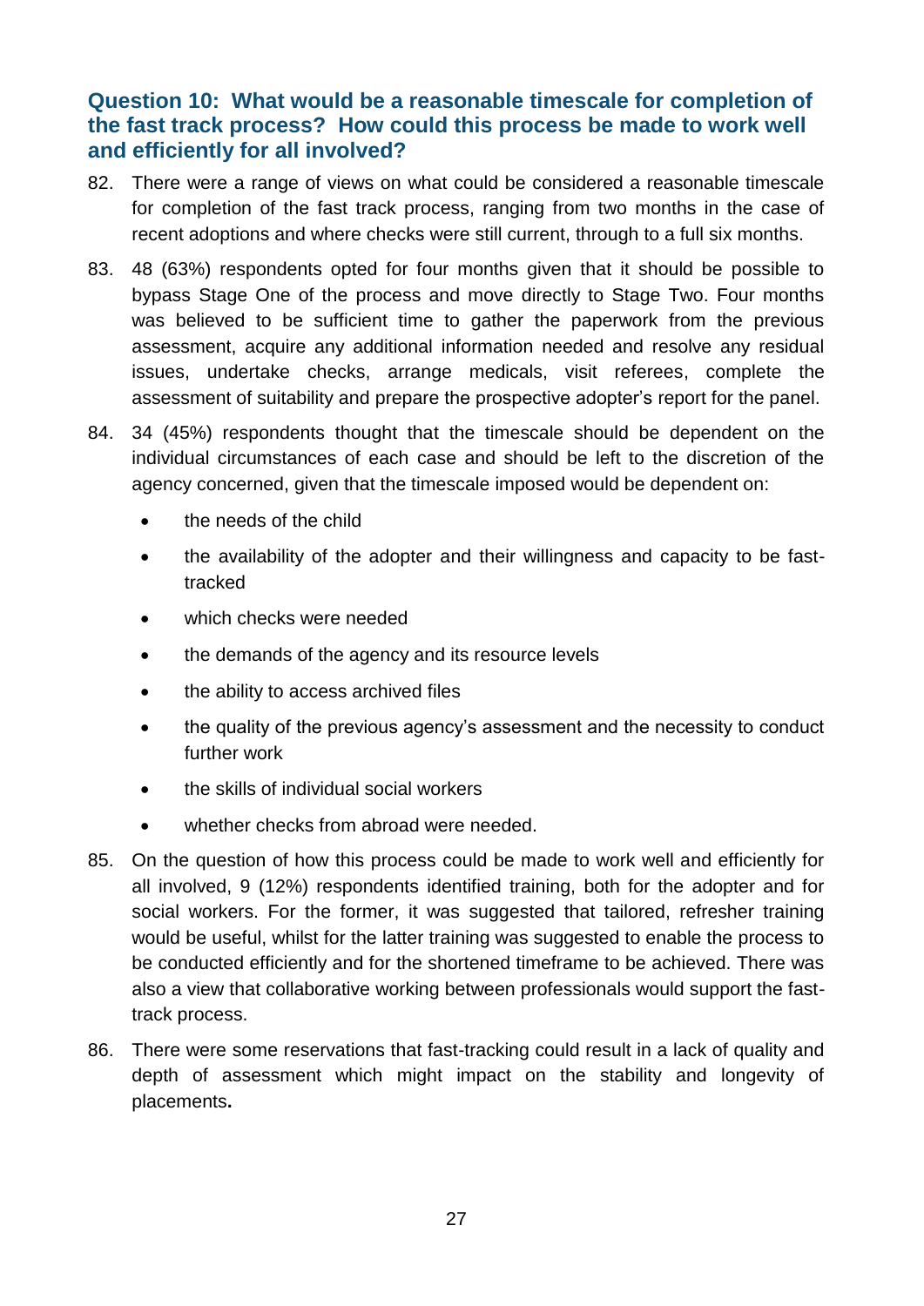### Question 10: What would be a reasonable timescale for completion of the fast track process? How could this process be made to work well and efficiently for all involved?

82. There were a range of views on what could be considered a reasonable timescale for completion of the fast track process, ranging from two months in the case of recent adoptions and where checks were still current, through to a full six months.

83. 48 (63%) respondents opted for four months given that it should be possible to bypass Stage One of the process and move directly to Stage Two. Four months was believed to be sufficient time to gather the paperwork from the previous assessment, acquire any additional information needed and resolve any residual issues, undertake checks, arrange medicals, visit referees, complete the assessment of suitability and prepare the prospective adopter's report for the panel.

84. 34 (45%) respondents thought that the timescale should be dependent on the individual circumstances of each case and should be left to the discretion of the agency concerned, given that the timescale imposed would be dependent on:

    - the needs of the child
    - the availability of the adopter and their willingness and capacity to be fast-tracked
    - which checks were needed
    - the demands of the agency and its resource levels
    - the ability to access archived files
    - the quality of the previous agency's assessment and the necessity to conduct further work
    - the skills of individual social workers
    - whether checks from abroad were needed.

85. On the question of how this process could be made to work well and efficiently for all involved, 9 (12%) respondents identified training, both for the adopter and for social workers. For the former, it was suggested that tailored, refresher training would be useful, whilst for the latter training was suggested to enable the process to be conducted efficiently and for the shortened timeframe to be achieved. There was also a view that collaborative working between professionals would support the fast-track process.

86. There were some reservations that fast-tracking could result in a lack of quality and depth of assessment which might impact on the stability and longevity of placements**.**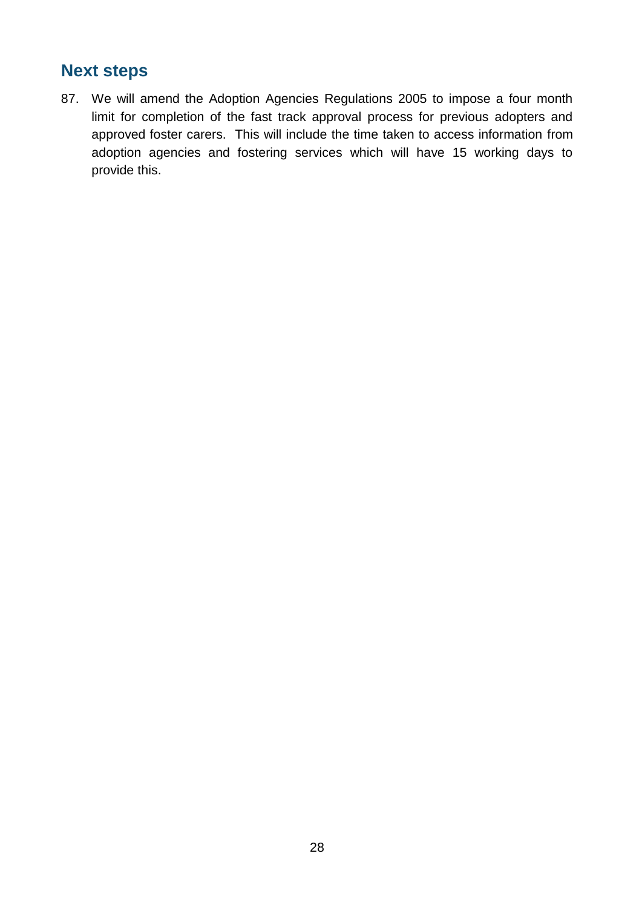## Next steps

87. We will amend the Adoption Agencies Regulations 2005 to impose a four month limit for completion of the fast track approval process for previous adopters and approved foster carers. This will include the time taken to access information from adoption agencies and fostering services which will have 15 working days to provide this.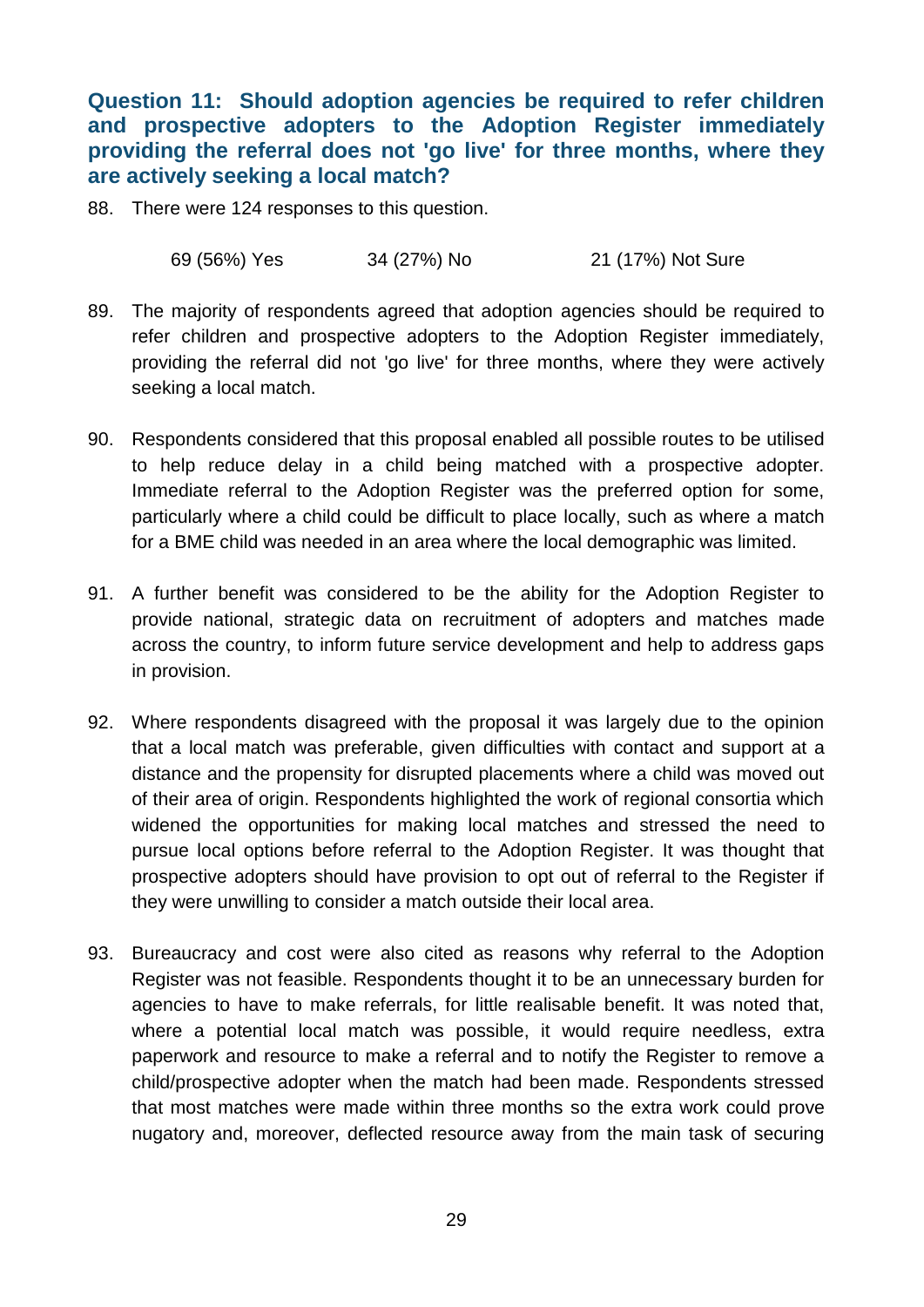### Question 11: Should adoption agencies be required to refer children and prospective adopters to the Adoption Register immediately providing the referral does not 'go live' for three months, where they are actively seeking a local match?

88. There were 124 responses to this question.

69 (56%) Yes    34 (27%) No    21 (17%) Not Sure

89. The majority of respondents agreed that adoption agencies should be required to refer children and prospective adopters to the Adoption Register immediately, providing the referral did not 'go live' for three months, where they were actively seeking a local match.

90. Respondents considered that this proposal enabled all possible routes to be utilised to help reduce delay in a child being matched with a prospective adopter. Immediate referral to the Adoption Register was the preferred option for some, particularly where a child could be difficult to place locally, such as where a match for a BME child was needed in an area where the local demographic was limited.

91. A further benefit was considered to be the ability for the Adoption Register to provide national, strategic data on recruitment of adopters and matches made across the country, to inform future service development and help to address gaps in provision.

92. Where respondents disagreed with the proposal it was largely due to the opinion that a local match was preferable, given difficulties with contact and support at a distance and the propensity for disrupted placements where a child was moved out of their area of origin. Respondents highlighted the work of regional consortia which widened the opportunities for making local matches and stressed the need to pursue local options before referral to the Adoption Register. It was thought that prospective adopters should have provision to opt out of referral to the Register if they were unwilling to consider a match outside their local area.

93. Bureaucracy and cost were also cited as reasons why referral to the Adoption Register was not feasible. Respondents thought it to be an unnecessary burden for agencies to have to make referrals, for little realisable benefit. It was noted that, where a potential local match was possible, it would require needless, extra paperwork and resource to make a referral and to notify the Register to remove a child/prospective adopter when the match had been made. Respondents stressed that most matches were made within three months so the extra work could prove nugatory and, moreover, deflected resource away from the main task of securing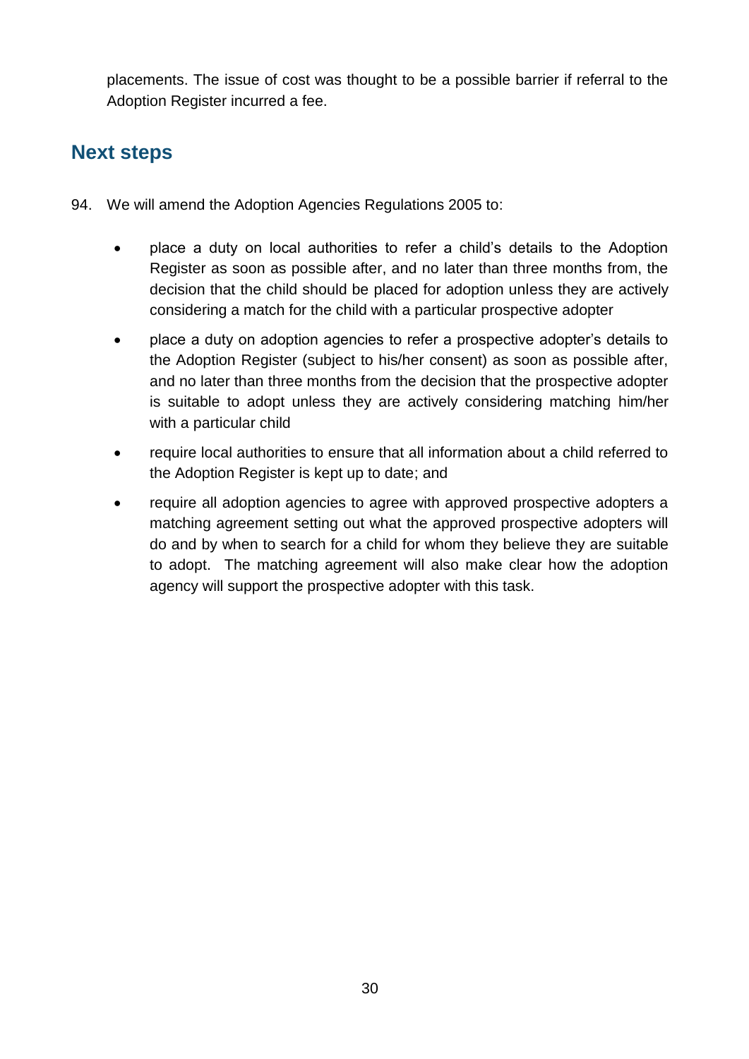placements. The issue of cost was thought to be a possible barrier if referral to the Adoption Register incurred a fee.

## Next steps

94. We will amend the Adoption Agencies Regulations 2005 to:

- place a duty on local authorities to refer a child's details to the Adoption Register as soon as possible after, and no later than three months from, the decision that the child should be placed for adoption unless they are actively considering a match for the child with a particular prospective adopter
- place a duty on adoption agencies to refer a prospective adopter's details to the Adoption Register (subject to his/her consent) as soon as possible after, and no later than three months from the decision that the prospective adopter is suitable to adopt unless they are actively considering matching him/her with a particular child
- require local authorities to ensure that all information about a child referred to the Adoption Register is kept up to date; and
- require all adoption agencies to agree with approved prospective adopters a matching agreement setting out what the approved prospective adopters will do and by when to search for a child for whom they believe they are suitable to adopt. The matching agreement will also make clear how the adoption agency will support the prospective adopter with this task.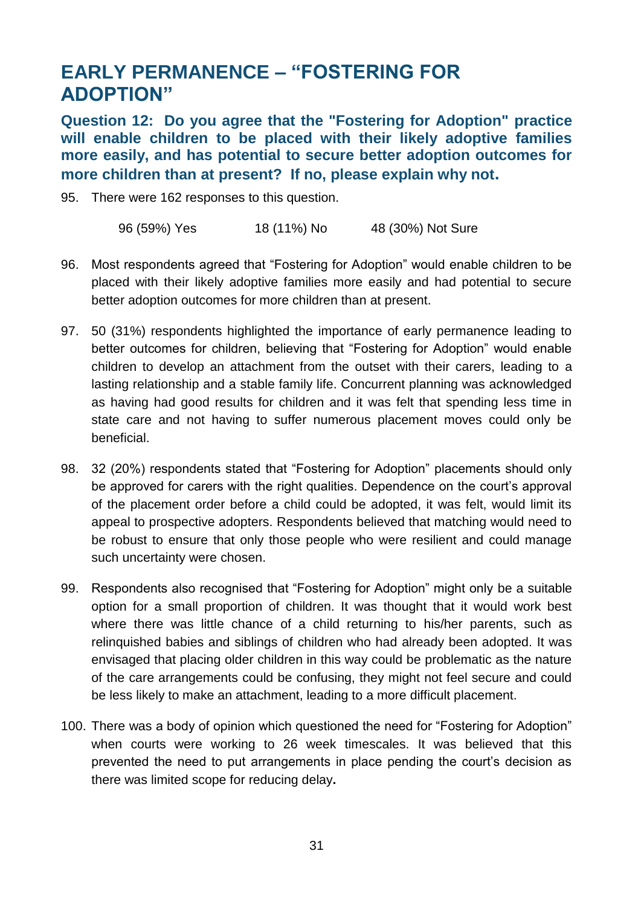# EARLY PERMANENCE – "FOSTERING FOR ADOPTION"

### Question 12: Do you agree that the "Fostering for Adoption" practice will enable children to be placed with their likely adoptive families more easily, and has potential to secure better adoption outcomes for more children than at present? If no, please explain why not.

95. There were 162 responses to this question.

| 96 (59%) Yes | 18 (11%) No | 48 (30%) Not Sure |
|---|---|---|

96. Most respondents agreed that "Fostering for Adoption" would enable children to be placed with their likely adoptive families more easily and had potential to secure better adoption outcomes for more children than at present.

97. 50 (31%) respondents highlighted the importance of early permanence leading to better outcomes for children, believing that "Fostering for Adoption" would enable children to develop an attachment from the outset with their carers, leading to a lasting relationship and a stable family life. Concurrent planning was acknowledged as having had good results for children and it was felt that spending less time in state care and not having to suffer numerous placement moves could only be beneficial.

98. 32 (20%) respondents stated that "Fostering for Adoption" placements should only be approved for carers with the right qualities. Dependence on the court's approval of the placement order before a child could be adopted, it was felt, would limit its appeal to prospective adopters. Respondents believed that matching would need to be robust to ensure that only those people who were resilient and could manage such uncertainty were chosen.

99. Respondents also recognised that "Fostering for Adoption" might only be a suitable option for a small proportion of children. It was thought that it would work best where there was little chance of a child returning to his/her parents, such as relinquished babies and siblings of children who had already been adopted. It was envisaged that placing older children in this way could be problematic as the nature of the care arrangements could be confusing, they might not feel secure and could be less likely to make an attachment, leading to a more difficult placement.

100. There was a body of opinion which questioned the need for "Fostering for Adoption" when courts were working to 26 week timescales. It was believed that this prevented the need to put arrangements in place pending the court's decision as there was limited scope for reducing delay.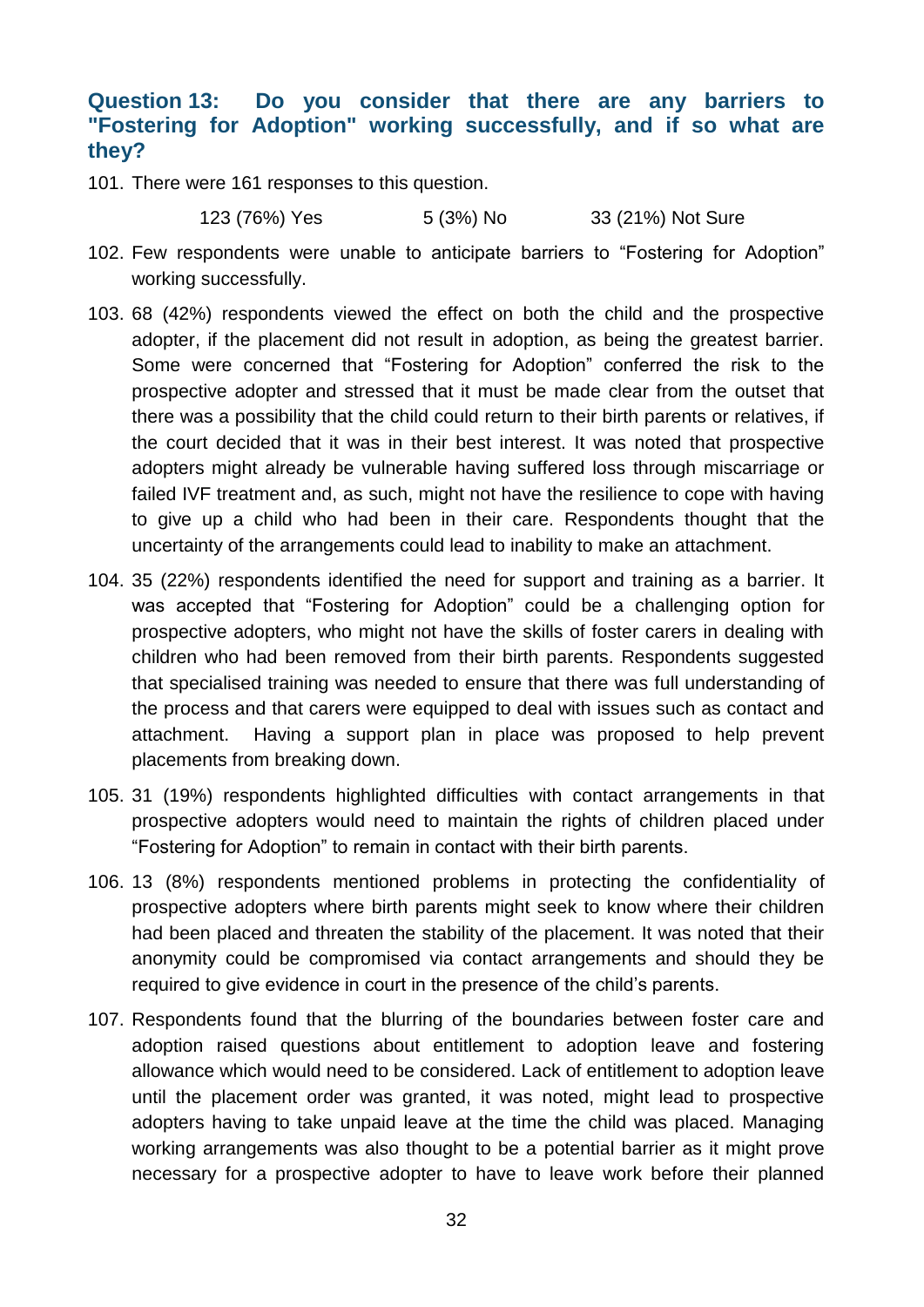### Question 13: Do you consider that there are any barriers to "Fostering for Adoption" working successfully, and if so what are they?

101. There were 161 responses to this question.

     123 (76%) Yes 5 (3%) No 33 (21%) Not Sure

102. Few respondents were unable to anticipate barriers to "Fostering for Adoption" working successfully.

103. 68 (42%) respondents viewed the effect on both the child and the prospective adopter, if the placement did not result in adoption, as being the greatest barrier. Some were concerned that "Fostering for Adoption" conferred the risk to the prospective adopter and stressed that it must be made clear from the outset that there was a possibility that the child could return to their birth parents or relatives, if the court decided that it was in their best interest. It was noted that prospective adopters might already be vulnerable having suffered loss through miscarriage or failed IVF treatment and, as such, might not have the resilience to cope with having to give up a child who had been in their care. Respondents thought that the uncertainty of the arrangements could lead to inability to make an attachment.

104. 35 (22%) respondents identified the need for support and training as a barrier. It was accepted that "Fostering for Adoption" could be a challenging option for prospective adopters, who might not have the skills of foster carers in dealing with children who had been removed from their birth parents. Respondents suggested that specialised training was needed to ensure that there was full understanding of the process and that carers were equipped to deal with issues such as contact and attachment. Having a support plan in place was proposed to help prevent placements from breaking down.

105. 31 (19%) respondents highlighted difficulties with contact arrangements in that prospective adopters would need to maintain the rights of children placed under "Fostering for Adoption" to remain in contact with their birth parents.

106. 13 (8%) respondents mentioned problems in protecting the confidentiality of prospective adopters where birth parents might seek to know where their children had been placed and threaten the stability of the placement. It was noted that their anonymity could be compromised via contact arrangements and should they be required to give evidence in court in the presence of the child's parents.

107. Respondents found that the blurring of the boundaries between foster care and adoption raised questions about entitlement to adoption leave and fostering allowance which would need to be considered. Lack of entitlement to adoption leave until the placement order was granted, it was noted, might lead to prospective adopters having to take unpaid leave at the time the child was placed. Managing working arrangements was also thought to be a potential barrier as it might prove necessary for a prospective adopter to have to leave work before their planned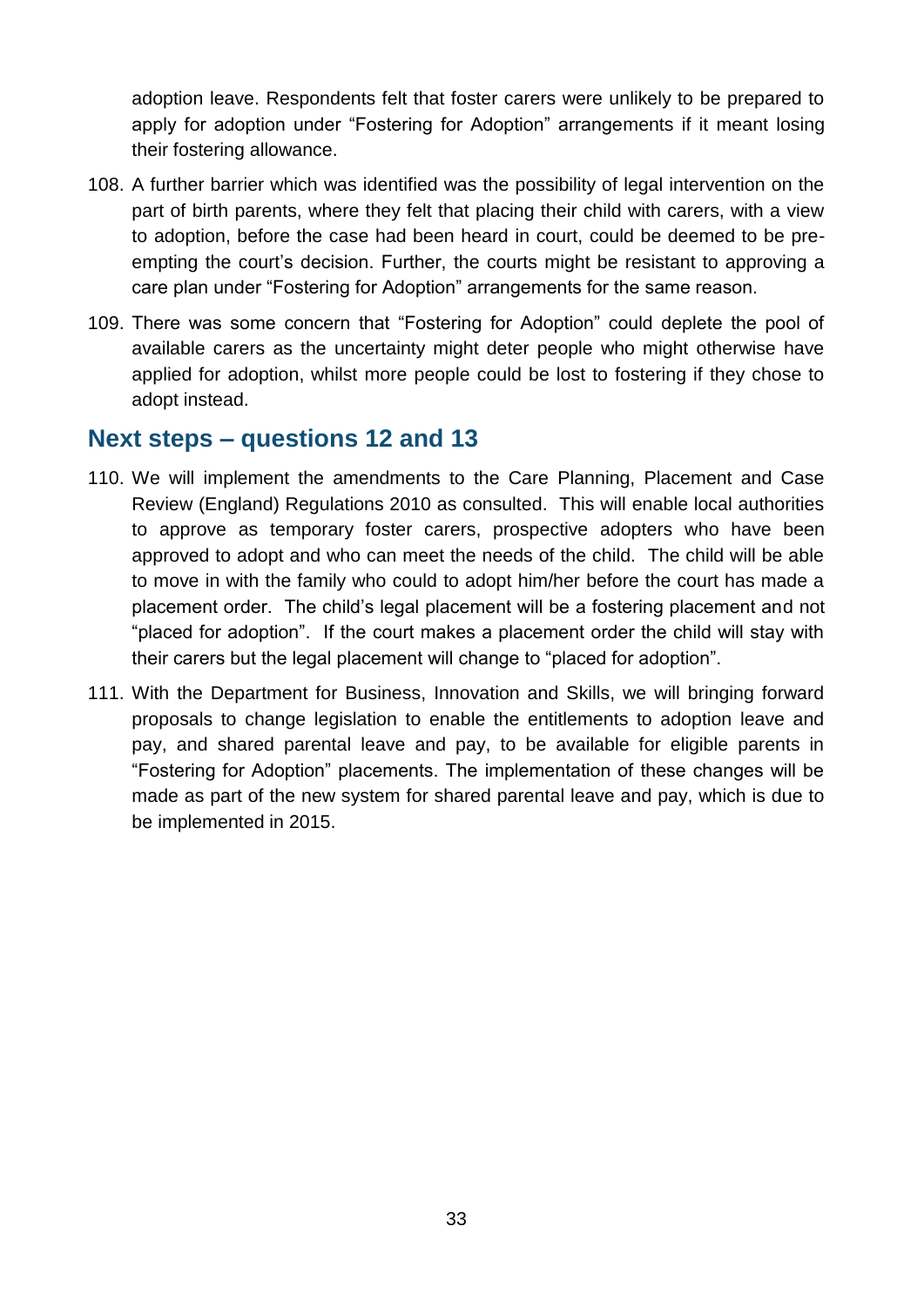adoption leave. Respondents felt that foster carers were unlikely to be prepared to apply for adoption under "Fostering for Adoption" arrangements if it meant losing their fostering allowance.

108. A further barrier which was identified was the possibility of legal intervention on the part of birth parents, where they felt that placing their child with carers, with a view to adoption, before the case had been heard in court, could be deemed to be pre-empting the court's decision. Further, the courts might be resistant to approving a care plan under "Fostering for Adoption" arrangements for the same reason.

109. There was some concern that "Fostering for Adoption" could deplete the pool of available carers as the uncertainty might deter people who might otherwise have applied for adoption, whilst more people could be lost to fostering if they chose to adopt instead.

## Next steps – questions 12 and 13

110. We will implement the amendments to the Care Planning, Placement and Case Review (England) Regulations 2010 as consulted. This will enable local authorities to approve as temporary foster carers, prospective adopters who have been approved to adopt and who can meet the needs of the child. The child will be able to move in with the family who could to adopt him/her before the court has made a placement order. The child's legal placement will be a fostering placement and not "placed for adoption". If the court makes a placement order the child will stay with their carers but the legal placement will change to "placed for adoption".

111. With the Department for Business, Innovation and Skills, we will bringing forward proposals to change legislation to enable the entitlements to adoption leave and pay, and shared parental leave and pay, to be available for eligible parents in "Fostering for Adoption" placements. The implementation of these changes will be made as part of the new system for shared parental leave and pay, which is due to be implemented in 2015.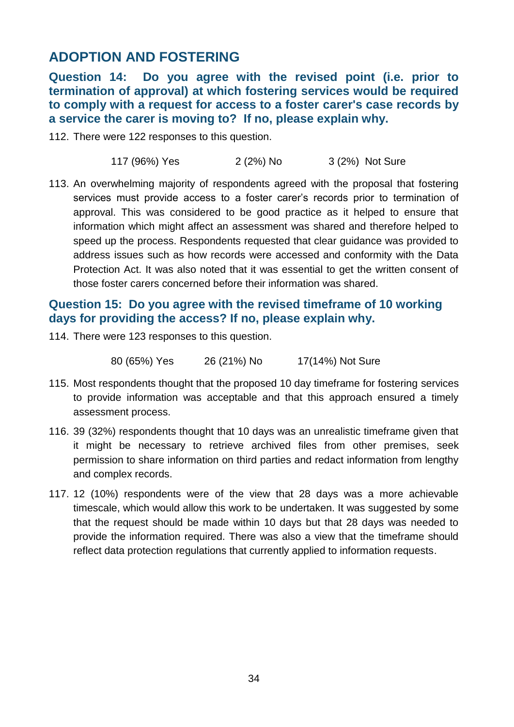## ADOPTION AND FOSTERING

### Question 14: Do you agree with the revised point (i.e. prior to termination of approval) at which fostering services would be required to comply with a request for access to a foster carer's case records by a service the carer is moving to? If no, please explain why.

112. There were 122 responses to this question.

117 (96%) Yes 2 (2%) No 3 (2%) Not Sure

113. An overwhelming majority of respondents agreed with the proposal that fostering services must provide access to a foster carer's records prior to termination of approval. This was considered to be good practice as it helped to ensure that information which might affect an assessment was shared and therefore helped to speed up the process. Respondents requested that clear guidance was provided to address issues such as how records were accessed and conformity with the Data Protection Act. It was also noted that it was essential to get the written consent of those foster carers concerned before their information was shared.

### Question 15: Do you agree with the revised timeframe of 10 working days for providing the access? If no, please explain why.

114. There were 123 responses to this question.

80 (65%) Yes 26 (21%) No 17(14%) Not Sure

115. Most respondents thought that the proposed 10 day timeframe for fostering services to provide information was acceptable and that this approach ensured a timely assessment process.

116. 39 (32%) respondents thought that 10 days was an unrealistic timeframe given that it might be necessary to retrieve archived files from other premises, seek permission to share information on third parties and redact information from lengthy and complex records.

117. 12 (10%) respondents were of the view that 28 days was a more achievable timescale, which would allow this work to be undertaken. It was suggested by some that the request should be made within 10 days but that 28 days was needed to provide the information required. There was also a view that the timeframe should reflect data protection regulations that currently applied to information requests.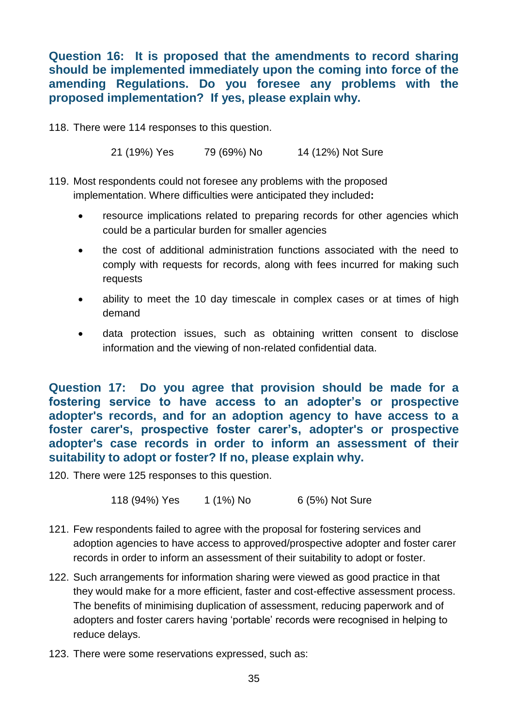### Question 16: It is proposed that the amendments to record sharing should be implemented immediately upon the coming into force of the amending Regulations. Do you foresee any problems with the proposed implementation? If yes, please explain why.

118. There were 114 responses to this question.

21 (19%) Yes    79 (69%) No    14 (12%) Not Sure

119. Most respondents could not foresee any problems with the proposed implementation. Where difficulties were anticipated they included**:**

- resource implications related to preparing records for other agencies which could be a particular burden for smaller agencies
- the cost of additional administration functions associated with the need to comply with requests for records, along with fees incurred for making such requests
- ability to meet the 10 day timescale in complex cases or at times of high demand
- data protection issues, such as obtaining written consent to disclose information and the viewing of non-related confidential data.

### Question 17: Do you agree that provision should be made for a fostering service to have access to an adopter's or prospective adopter's records, and for an adoption agency to have access to a foster carer's, prospective foster carer's, adopter's or prospective adopter's case records in order to inform an assessment of their suitability to adopt or foster? If no, please explain why.

120. There were 125 responses to this question.

118 (94%) Yes    1 (1%) No    6 (5%) Not Sure

121. Few respondents failed to agree with the proposal for fostering services and adoption agencies to have access to approved/prospective adopter and foster carer records in order to inform an assessment of their suitability to adopt or foster.

122. Such arrangements for information sharing were viewed as good practice in that they would make for a more efficient, faster and cost-effective assessment process. The benefits of minimising duplication of assessment, reducing paperwork and of adopters and foster carers having 'portable' records were recognised in helping to reduce delays.

123. There were some reservations expressed, such as: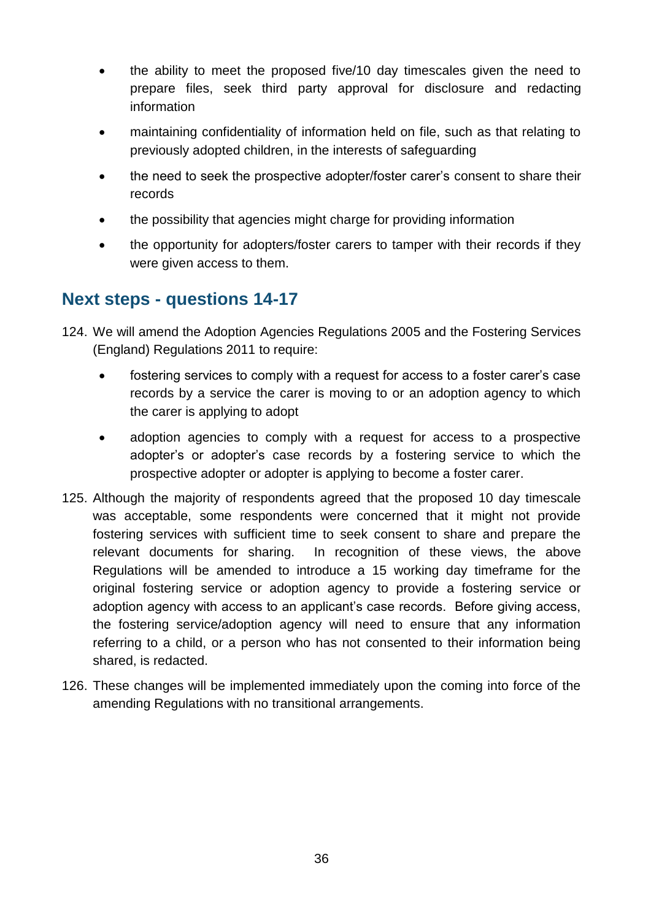- the ability to meet the proposed five/10 day timescales given the need to prepare files, seek third party approval for disclosure and redacting information
- maintaining confidentiality of information held on file, such as that relating to previously adopted children, in the interests of safeguarding
- the need to seek the prospective adopter/foster carer's consent to share their records
- the possibility that agencies might charge for providing information
- the opportunity for adopters/foster carers to tamper with their records if they were given access to them.

## Next steps - questions 14-17

124. We will amend the Adoption Agencies Regulations 2005 and the Fostering Services (England) Regulations 2011 to require:

    - fostering services to comply with a request for access to a foster carer's case records by a service the carer is moving to or an adoption agency to which the carer is applying to adopt
    - adoption agencies to comply with a request for access to a prospective adopter's or adopter's case records by a fostering service to which the prospective adopter or adopter is applying to become a foster carer.

125. Although the majority of respondents agreed that the proposed 10 day timescale was acceptable, some respondents were concerned that it might not provide fostering services with sufficient time to seek consent to share and prepare the relevant documents for sharing. In recognition of these views, the above Regulations will be amended to introduce a 15 working day timeframe for the original fostering service or adoption agency to provide a fostering service or adoption agency with access to an applicant's case records. Before giving access, the fostering service/adoption agency will need to ensure that any information referring to a child, or a person who has not consented to their information being shared, is redacted.

126. These changes will be implemented immediately upon the coming into force of the amending Regulations with no transitional arrangements.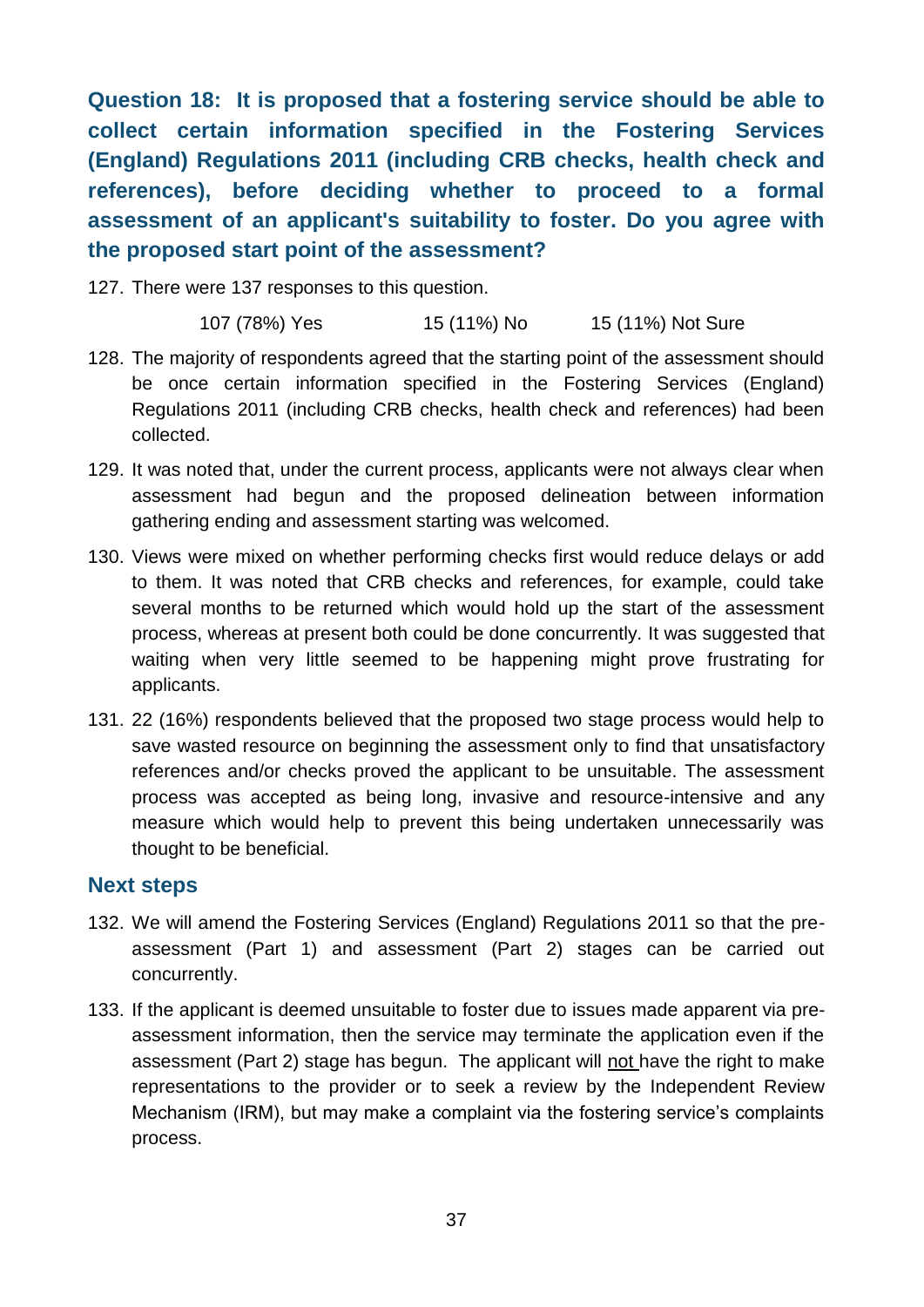**Question 18: It is proposed that a fostering service should be able to collect certain information specified in the Fostering Services (England) Regulations 2011 (including CRB checks, health check and references), before deciding whether to proceed to a formal assessment of an applicant's suitability to foster. Do you agree with the proposed start point of the assessment?**

127. There were 137 responses to this question.

107 (78%) Yes 15 (11%) No 15 (11%) Not Sure

128. The majority of respondents agreed that the starting point of the assessment should be once certain information specified in the Fostering Services (England) Regulations 2011 (including CRB checks, health check and references) had been collected.

129. It was noted that, under the current process, applicants were not always clear when assessment had begun and the proposed delineation between information gathering ending and assessment starting was welcomed.

130. Views were mixed on whether performing checks first would reduce delays or add to them. It was noted that CRB checks and references, for example, could take several months to be returned which would hold up the start of the assessment process, whereas at present both could be done concurrently. It was suggested that waiting when very little seemed to be happening might prove frustrating for applicants.

131. 22 (16%) respondents believed that the proposed two stage process would help to save wasted resource on beginning the assessment only to find that unsatisfactory references and/or checks proved the applicant to be unsuitable. The assessment process was accepted as being long, invasive and resource-intensive and any measure which would help to prevent this being undertaken unnecessarily was thought to be beneficial.

## Next steps

132. We will amend the Fostering Services (England) Regulations 2011 so that the pre-assessment (Part 1) and assessment (Part 2) stages can be carried out concurrently.

133. If the applicant is deemed unsuitable to foster due to issues made apparent via pre-assessment information, then the service may terminate the application even if the assessment (Part 2) stage has begun. The applicant will not have the right to make representations to the provider or to seek a review by the Independent Review Mechanism (IRM), but may make a complaint via the fostering service's complaints process.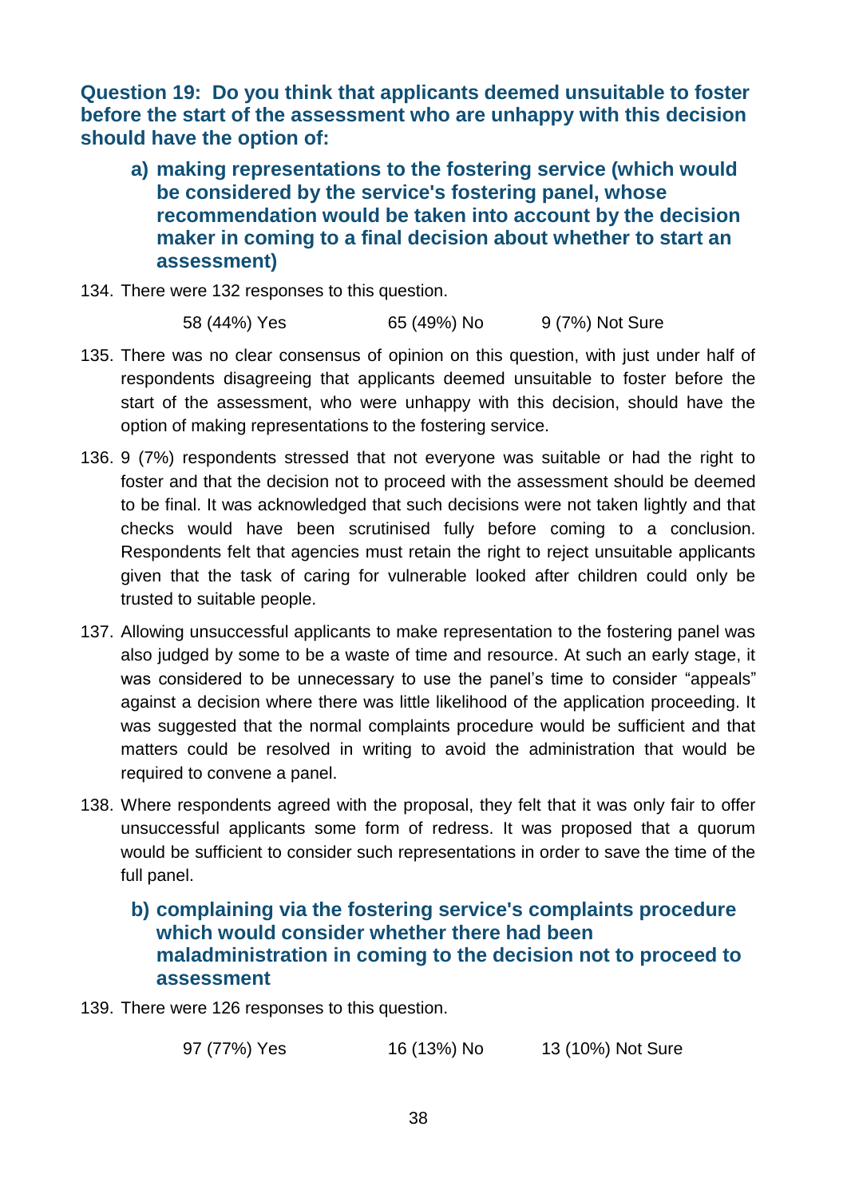### Question 19: Do you think that applicants deemed unsuitable to foster before the start of the assessment who are unhappy with this decision should have the option of:

#### a) making representations to the fostering service (which would be considered by the service's fostering panel, whose recommendation would be taken into account by the decision maker in coming to a final decision about whether to start an assessment)

134. There were 132 responses to this question.

| 58 (44%) Yes | 65 (49%) No | 9 (7%) Not Sure |
|---|---|---|

135. There was no clear consensus of opinion on this question, with just under half of respondents disagreeing that applicants deemed unsuitable to foster before the start of the assessment, who were unhappy with this decision, should have the option of making representations to the fostering service.

136. 9 (7%) respondents stressed that not everyone was suitable or had the right to foster and that the decision not to proceed with the assessment should be deemed to be final. It was acknowledged that such decisions were not taken lightly and that checks would have been scrutinised fully before coming to a conclusion. Respondents felt that agencies must retain the right to reject unsuitable applicants given that the task of caring for vulnerable looked after children could only be trusted to suitable people.

137. Allowing unsuccessful applicants to make representation to the fostering panel was also judged by some to be a waste of time and resource. At such an early stage, it was considered to be unnecessary to use the panel's time to consider "appeals" against a decision where there was little likelihood of the application proceeding. It was suggested that the normal complaints procedure would be sufficient and that matters could be resolved in writing to avoid the administration that would be required to convene a panel.

138. Where respondents agreed with the proposal, they felt that it was only fair to offer unsuccessful applicants some form of redress. It was proposed that a quorum would be sufficient to consider such representations in order to save the time of the full panel.

#### b) complaining via the fostering service's complaints procedure which would consider whether there had been maladministration in coming to the decision not to proceed to assessment

139. There were 126 responses to this question.

| 97 (77%) Yes | 16 (13%) No | 13 (10%) Not Sure |
|---|---|---|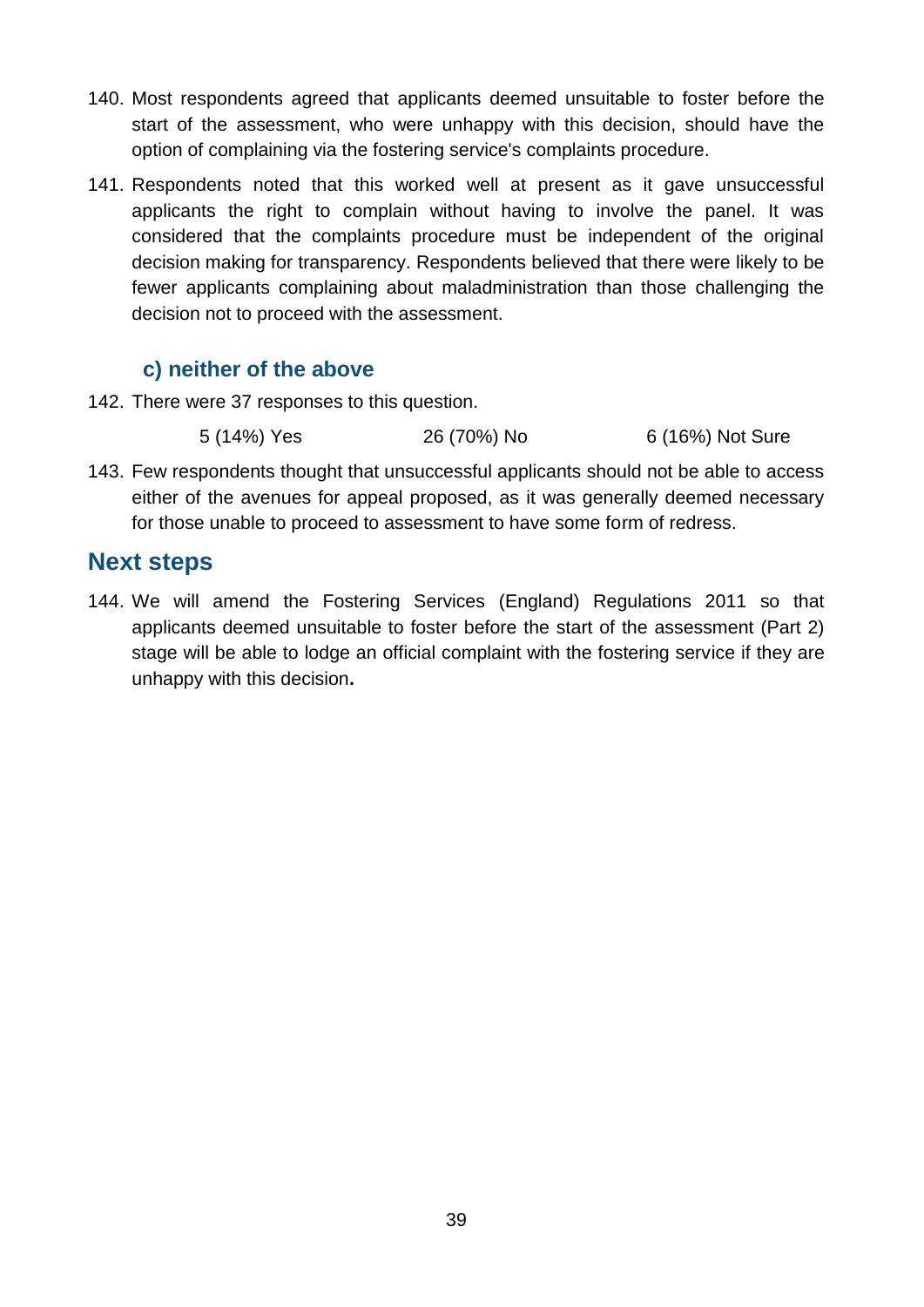140. Most respondents agreed that applicants deemed unsuitable to foster before the start of the assessment, who were unhappy with this decision, should have the option of complaining via the fostering service's complaints procedure.

141. Respondents noted that this worked well at present as it gave unsuccessful applicants the right to complain without having to involve the panel. It was considered that the complaints procedure must be independent of the original decision making for transparency. Respondents believed that there were likely to be fewer applicants complaining about maladministration than those challenging the decision not to proceed with the assessment.

### c) neither of the above

142. There were 37 responses to this question.

5 (14%) Yes    26 (70%) No    6 (16%) Not Sure

143. Few respondents thought that unsuccessful applicants should not be able to access either of the avenues for appeal proposed, as it was generally deemed necessary for those unable to proceed to assessment to have some form of redress.

## Next steps

144. We will amend the Fostering Services (England) Regulations 2011 so that applicants deemed unsuitable to foster before the start of the assessment (Part 2) stage will be able to lodge an official complaint with the fostering service if they are unhappy with this decision.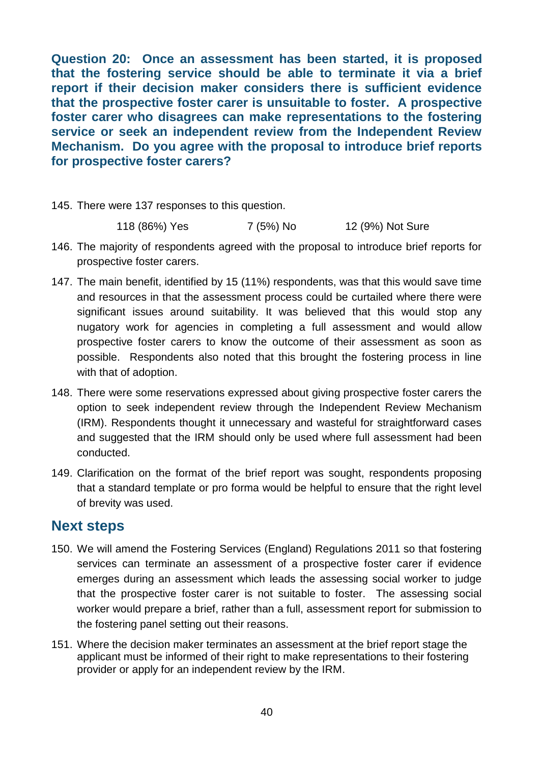**Question 20: Once an assessment has been started, it is proposed that the fostering service should be able to terminate it via a brief report if their decision maker considers there is sufficient evidence that the prospective foster carer is unsuitable to foster. A prospective foster carer who disagrees can make representations to the fostering service or seek an independent review from the Independent Review Mechanism. Do you agree with the proposal to introduce brief reports for prospective foster carers?**

145. There were 137 responses to this question.

     118 (86%) Yes     7 (5%) No     12 (9%) Not Sure

146. The majority of respondents agreed with the proposal to introduce brief reports for prospective foster carers.

147. The main benefit, identified by 15 (11%) respondents, was that this would save time and resources in that the assessment process could be curtailed where there were significant issues around suitability. It was believed that this would stop any nugatory work for agencies in completing a full assessment and would allow prospective foster carers to know the outcome of their assessment as soon as possible. Respondents also noted that this brought the fostering process in line with that of adoption.

148. There were some reservations expressed about giving prospective foster carers the option to seek independent review through the Independent Review Mechanism (IRM). Respondents thought it unnecessary and wasteful for straightforward cases and suggested that the IRM should only be used where full assessment had been conducted.

149. Clarification on the format of the brief report was sought, respondents proposing that a standard template or pro forma would be helpful to ensure that the right level of brevity was used.

## Next steps

150. We will amend the Fostering Services (England) Regulations 2011 so that fostering services can terminate an assessment of a prospective foster carer if evidence emerges during an assessment which leads the assessing social worker to judge that the prospective foster carer is not suitable to foster. The assessing social worker would prepare a brief, rather than a full, assessment report for submission to the fostering panel setting out their reasons.

151. Where the decision maker terminates an assessment at the brief report stage the applicant must be informed of their right to make representations to their fostering provider or apply for an independent review by the IRM.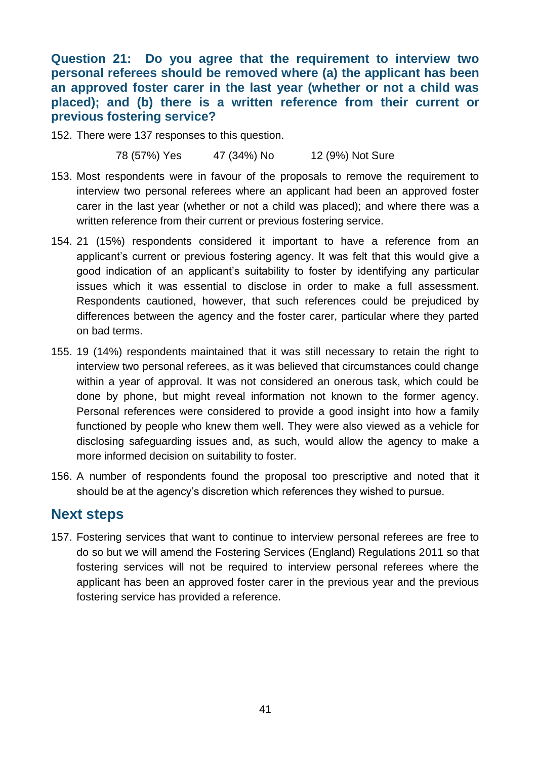**Question 21: Do you agree that the requirement to interview two personal referees should be removed where (a) the applicant has been an approved foster carer in the last year (whether or not a child was placed); and (b) there is a written reference from their current or previous fostering service?**

152. There were 137 responses to this question.

78 (57%) Yes          47 (34%) No          12 (9%) Not Sure

153. Most respondents were in favour of the proposals to remove the requirement to interview two personal referees where an applicant had been an approved foster carer in the last year (whether or not a child was placed); and where there was a written reference from their current or previous fostering service.

154. 21 (15%) respondents considered it important to have a reference from an applicant's current or previous fostering agency. It was felt that this would give a good indication of an applicant's suitability to foster by identifying any particular issues which it was essential to disclose in order to make a full assessment. Respondents cautioned, however, that such references could be prejudiced by differences between the agency and the foster carer, particular where they parted on bad terms.

155. 19 (14%) respondents maintained that it was still necessary to retain the right to interview two personal referees, as it was believed that circumstances could change within a year of approval. It was not considered an onerous task, which could be done by phone, but might reveal information not known to the former agency. Personal references were considered to provide a good insight into how a family functioned by people who knew them well. They were also viewed as a vehicle for disclosing safeguarding issues and, as such, would allow the agency to make a more informed decision on suitability to foster.

156. A number of respondents found the proposal too prescriptive and noted that it should be at the agency's discretion which references they wished to pursue.

## Next steps

157. Fostering services that want to continue to interview personal referees are free to do so but we will amend the Fostering Services (England) Regulations 2011 so that fostering services will not be required to interview personal referees where the applicant has been an approved foster carer in the previous year and the previous fostering service has provided a reference.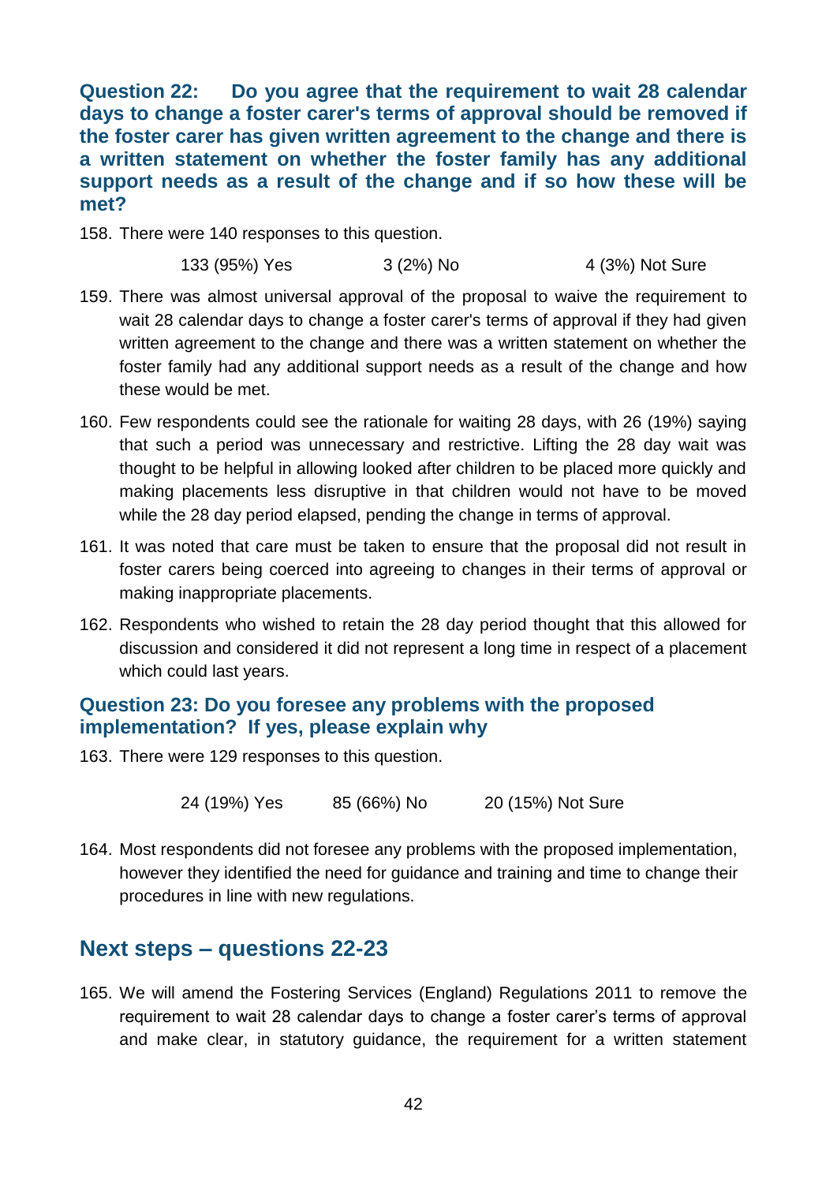### Question 22: Do you agree that the requirement to wait 28 calendar days to change a foster carer's terms of approval should be removed if the foster carer has given written agreement to the change and there is a written statement on whether the foster family has any additional support needs as a result of the change and if so how these will be met?

158. There were 140 responses to this question.

133 (95%) Yes 3 (2%) No 4 (3%) Not Sure

159. There was almost universal approval of the proposal to waive the requirement to wait 28 calendar days to change a foster carer's terms of approval if they had given written agreement to the change and there was a written statement on whether the foster family had any additional support needs as a result of the change and how these would be met.

160. Few respondents could see the rationale for waiting 28 days, with 26 (19%) saying that such a period was unnecessary and restrictive. Lifting the 28 day wait was thought to be helpful in allowing looked after children to be placed more quickly and making placements less disruptive in that children would not have to be moved while the 28 day period elapsed, pending the change in terms of approval.

161. It was noted that care must be taken to ensure that the proposal did not result in foster carers being coerced into agreeing to changes in their terms of approval or making inappropriate placements.

162. Respondents who wished to retain the 28 day period thought that this allowed for discussion and considered it did not represent a long time in respect of a placement which could last years.

### Question 23: Do you foresee any problems with the proposed implementation? If yes, please explain why

163. There were 129 responses to this question.

24 (19%) Yes 85 (66%) No 20 (15%) Not Sure

164. Most respondents did not foresee any problems with the proposed implementation, however they identified the need for guidance and training and time to change their procedures in line with new regulations.

## Next steps – questions 22-23

165. We will amend the Fostering Services (England) Regulations 2011 to remove the requirement to wait 28 calendar days to change a foster carer's terms of approval and make clear, in statutory guidance, the requirement for a written statement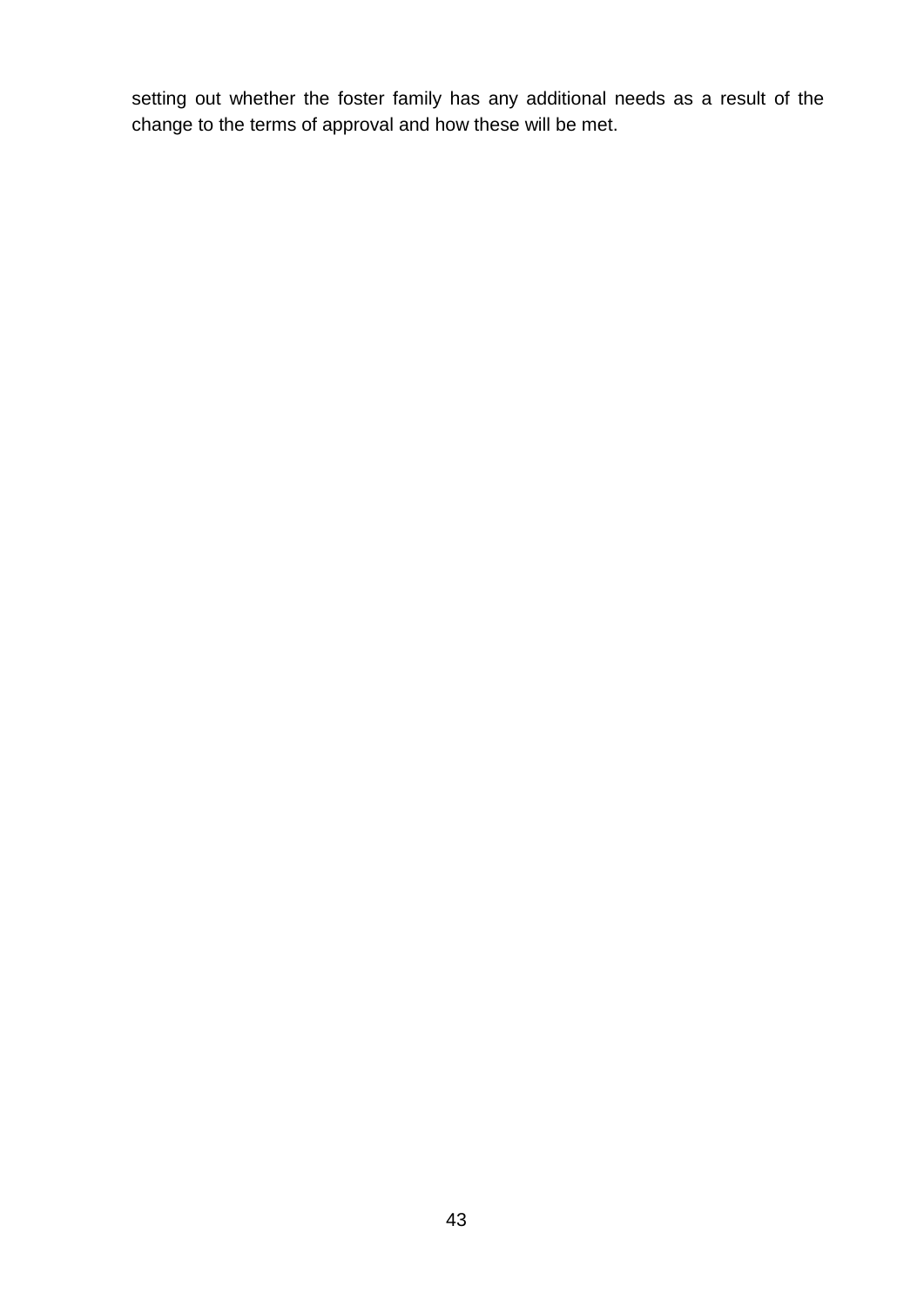setting out whether the foster family has any additional needs as a result of the change to the terms of approval and how these will be met.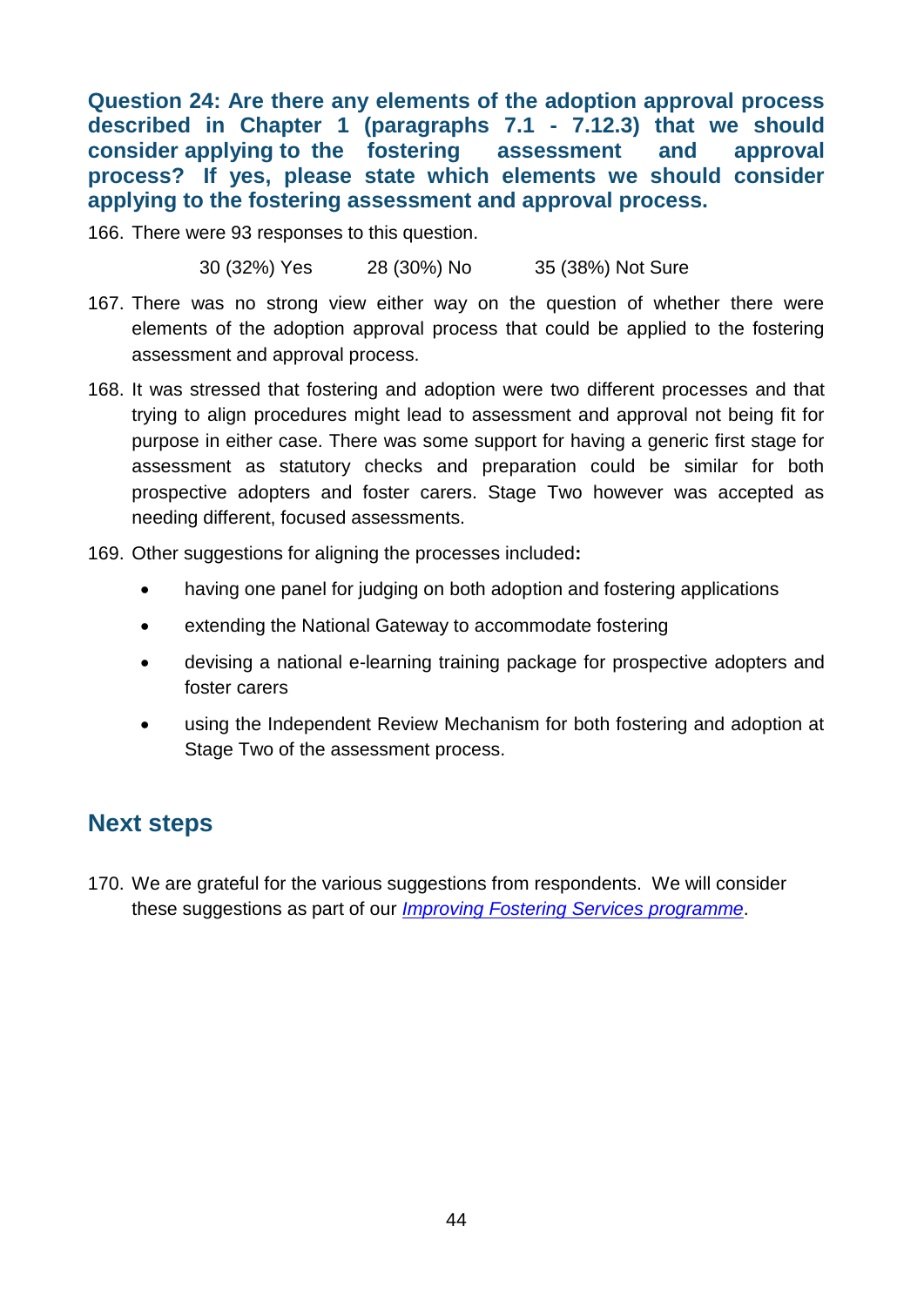**Question 24: Are there any elements of the adoption approval process described in Chapter 1 (paragraphs 7.1 - 7.12.3) that we should consider applying to the fostering assessment and approval process? If yes, please state which elements we should consider applying to the fostering assessment and approval process.**

166. There were 93 responses to this question.

30 (32%) Yes    28 (30%) No    35 (38%) Not Sure

167. There was no strong view either way on the question of whether there were elements of the adoption approval process that could be applied to the fostering assessment and approval process.

168. It was stressed that fostering and adoption were two different processes and that trying to align procedures might lead to assessment and approval not being fit for purpose in either case. There was some support for having a generic first stage for assessment as statutory checks and preparation could be similar for both prospective adopters and foster carers. Stage Two however was accepted as needing different, focused assessments.

169. Other suggestions for aligning the processes included**:**

- having one panel for judging on both adoption and fostering applications
- extending the National Gateway to accommodate fostering
- devising a national e-learning training package for prospective adopters and foster carers
- using the Independent Review Mechanism for both fostering and adoption at Stage Two of the assessment process.

## Next steps

170. We are grateful for the various suggestions from respondents. We will consider these suggestions as part of our *Improving Fostering Services programme*.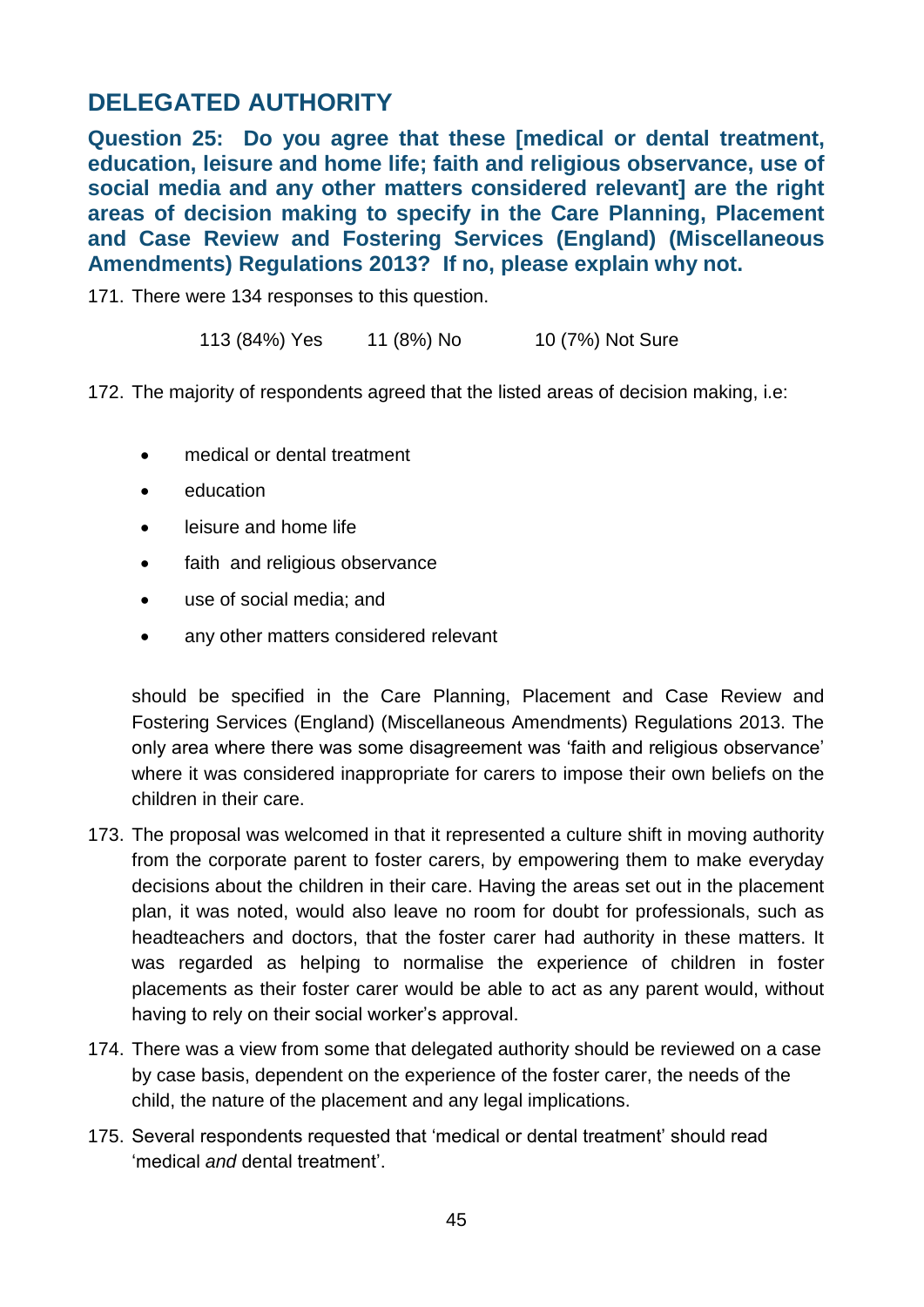## DELEGATED AUTHORITY

**Question 25: Do you agree that these [medical or dental treatment, education, leisure and home life; faith and religious observance, use of social media and any other matters considered relevant] are the right areas of decision making to specify in the Care Planning, Placement and Case Review and Fostering Services (England) (Miscellaneous Amendments) Regulations 2013? If no, please explain why not.**

171. There were 134 responses to this question.

113 (84%) Yes 11 (8%) No 10 (7%) Not Sure

172. The majority of respondents agreed that the listed areas of decision making, i.e:

- medical or dental treatment
- education
- leisure and home life
- faith and religious observance
- use of social media; and
- any other matters considered relevant

should be specified in the Care Planning, Placement and Case Review and Fostering Services (England) (Miscellaneous Amendments) Regulations 2013. The only area where there was some disagreement was 'faith and religious observance' where it was considered inappropriate for carers to impose their own beliefs on the children in their care.

173. The proposal was welcomed in that it represented a culture shift in moving authority from the corporate parent to foster carers, by empowering them to make everyday decisions about the children in their care. Having the areas set out in the placement plan, it was noted, would also leave no room for doubt for professionals, such as headteachers and doctors, that the foster carer had authority in these matters. It was regarded as helping to normalise the experience of children in foster placements as their foster carer would be able to act as any parent would, without having to rely on their social worker's approval.

174. There was a view from some that delegated authority should be reviewed on a case by case basis, dependent on the experience of the foster carer, the needs of the child, the nature of the placement and any legal implications.

175. Several respondents requested that 'medical or dental treatment' should read 'medical *and* dental treatment'.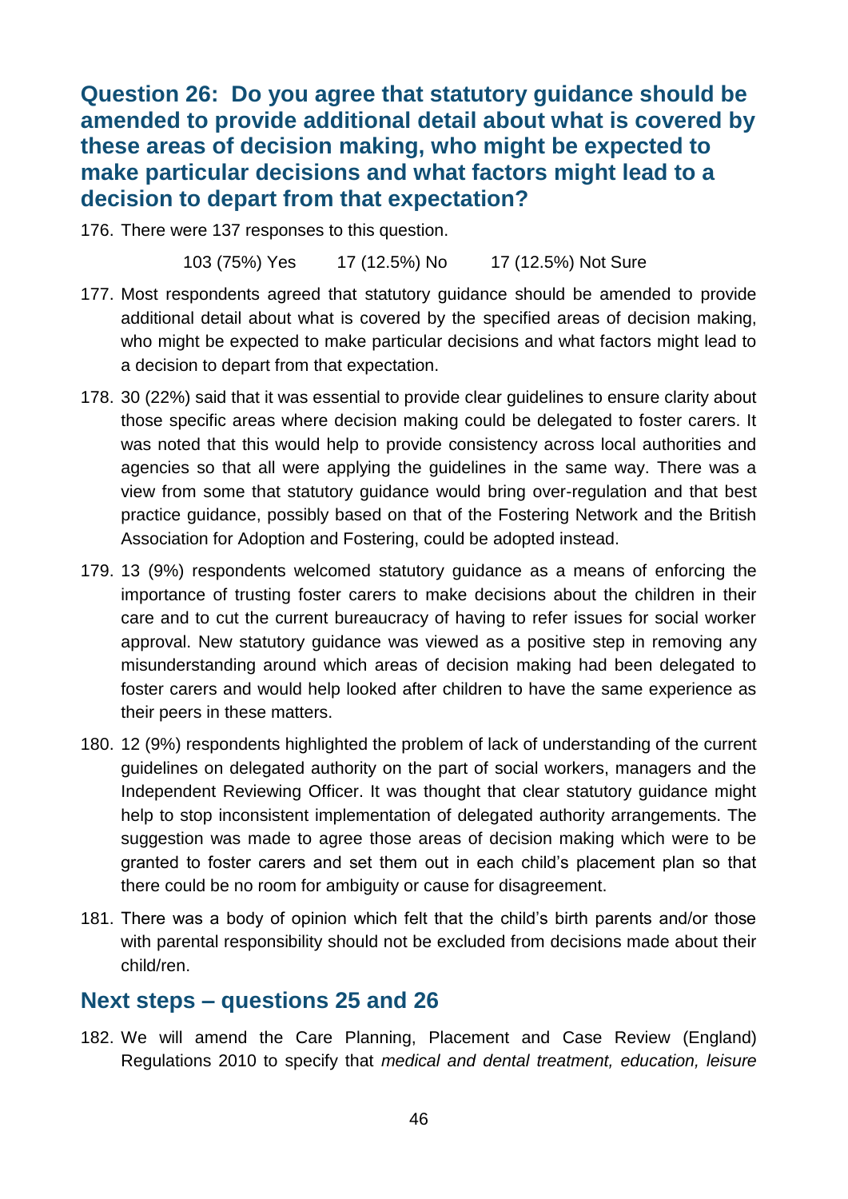## Question 26: Do you agree that statutory guidance should be amended to provide additional detail about what is covered by these areas of decision making, who might be expected to make particular decisions and what factors might lead to a decision to depart from that expectation?

176. There were 137 responses to this question.

103 (75%) Yes        17 (12.5%) No        17 (12.5%) Not Sure

177. Most respondents agreed that statutory guidance should be amended to provide additional detail about what is covered by the specified areas of decision making, who might be expected to make particular decisions and what factors might lead to a decision to depart from that expectation.

178. 30 (22%) said that it was essential to provide clear guidelines to ensure clarity about those specific areas where decision making could be delegated to foster carers. It was noted that this would help to provide consistency across local authorities and agencies so that all were applying the guidelines in the same way. There was a view from some that statutory guidance would bring over-regulation and that best practice guidance, possibly based on that of the Fostering Network and the British Association for Adoption and Fostering, could be adopted instead.

179. 13 (9%) respondents welcomed statutory guidance as a means of enforcing the importance of trusting foster carers to make decisions about the children in their care and to cut the current bureaucracy of having to refer issues for social worker approval. New statutory guidance was viewed as a positive step in removing any misunderstanding around which areas of decision making had been delegated to foster carers and would help looked after children to have the same experience as their peers in these matters.

180. 12 (9%) respondents highlighted the problem of lack of understanding of the current guidelines on delegated authority on the part of social workers, managers and the Independent Reviewing Officer. It was thought that clear statutory guidance might help to stop inconsistent implementation of delegated authority arrangements. The suggestion was made to agree those areas of decision making which were to be granted to foster carers and set them out in each child's placement plan so that there could be no room for ambiguity or cause for disagreement.

181. There was a body of opinion which felt that the child's birth parents and/or those with parental responsibility should not be excluded from decisions made about their child/ren.

## Next steps – questions 25 and 26

182. We will amend the Care Planning, Placement and Case Review (England) Regulations 2010 to specify that *medical and dental treatment, education, leisure*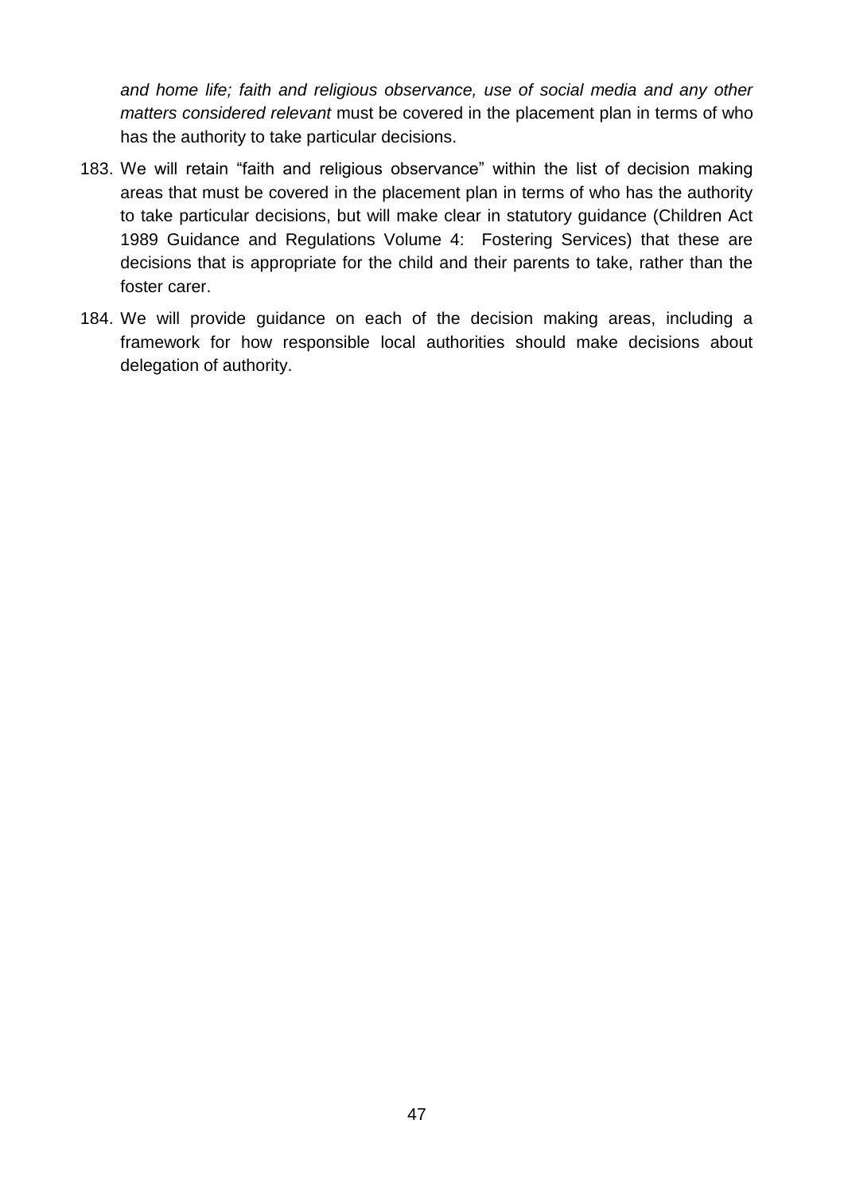*and home life; faith and religious observance, use of social media and any other matters considered relevant* must be covered in the placement plan in terms of who has the authority to take particular decisions.

183. We will retain "faith and religious observance" within the list of decision making areas that must be covered in the placement plan in terms of who has the authority to take particular decisions, but will make clear in statutory guidance (Children Act 1989 Guidance and Regulations Volume 4: Fostering Services) that these are decisions that is appropriate for the child and their parents to take, rather than the foster carer.

184. We will provide guidance on each of the decision making areas, including a framework for how responsible local authorities should make decisions about delegation of authority.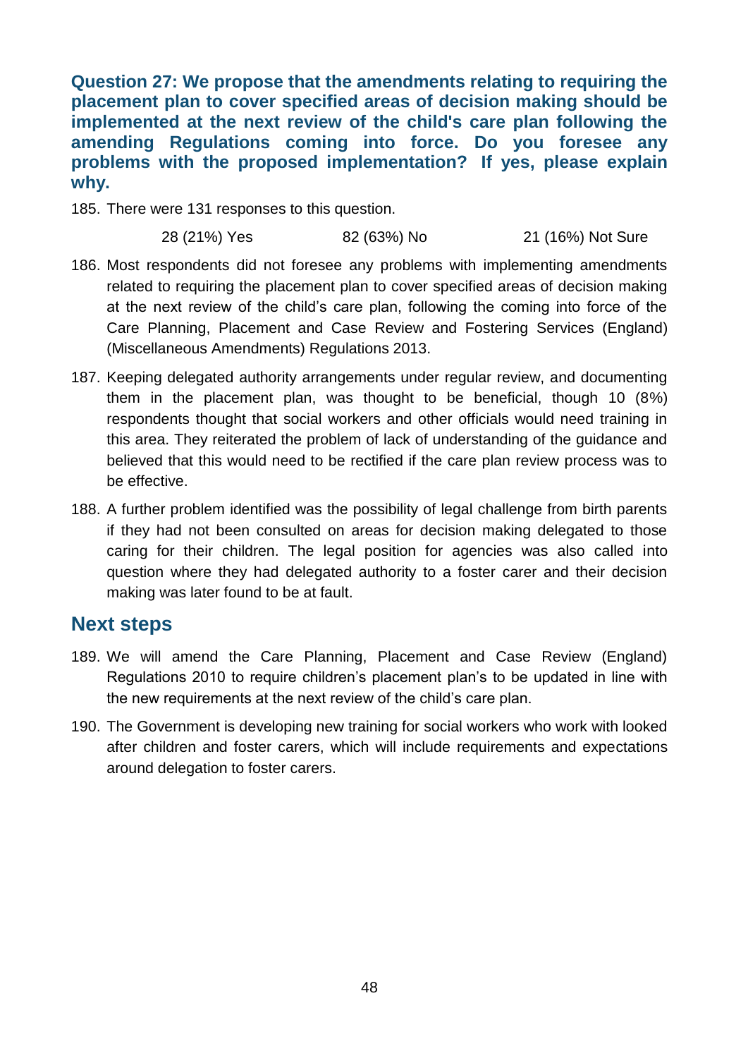**Question 27: We propose that the amendments relating to requiring the placement plan to cover specified areas of decision making should be implemented at the next review of the child's care plan following the amending Regulations coming into force. Do you foresee any problems with the proposed implementation? If yes, please explain why.**

185. There were 131 responses to this question.

| 28 (21%) Yes | 82 (63%) No | 21 (16%) Not Sure |
|---|---|---|

186. Most respondents did not foresee any problems with implementing amendments related to requiring the placement plan to cover specified areas of decision making at the next review of the child's care plan, following the coming into force of the Care Planning, Placement and Case Review and Fostering Services (England) (Miscellaneous Amendments) Regulations 2013.

187. Keeping delegated authority arrangements under regular review, and documenting them in the placement plan, was thought to be beneficial, though 10 (8%) respondents thought that social workers and other officials would need training in this area. They reiterated the problem of lack of understanding of the guidance and believed that this would need to be rectified if the care plan review process was to be effective.

188. A further problem identified was the possibility of legal challenge from birth parents if they had not been consulted on areas for decision making delegated to those caring for their children. The legal position for agencies was also called into question where they had delegated authority to a foster carer and their decision making was later found to be at fault.

## Next steps

189. We will amend the Care Planning, Placement and Case Review (England) Regulations 2010 to require children's placement plan's to be updated in line with the new requirements at the next review of the child's care plan.

190. The Government is developing new training for social workers who work with looked after children and foster carers, which will include requirements and expectations around delegation to foster carers.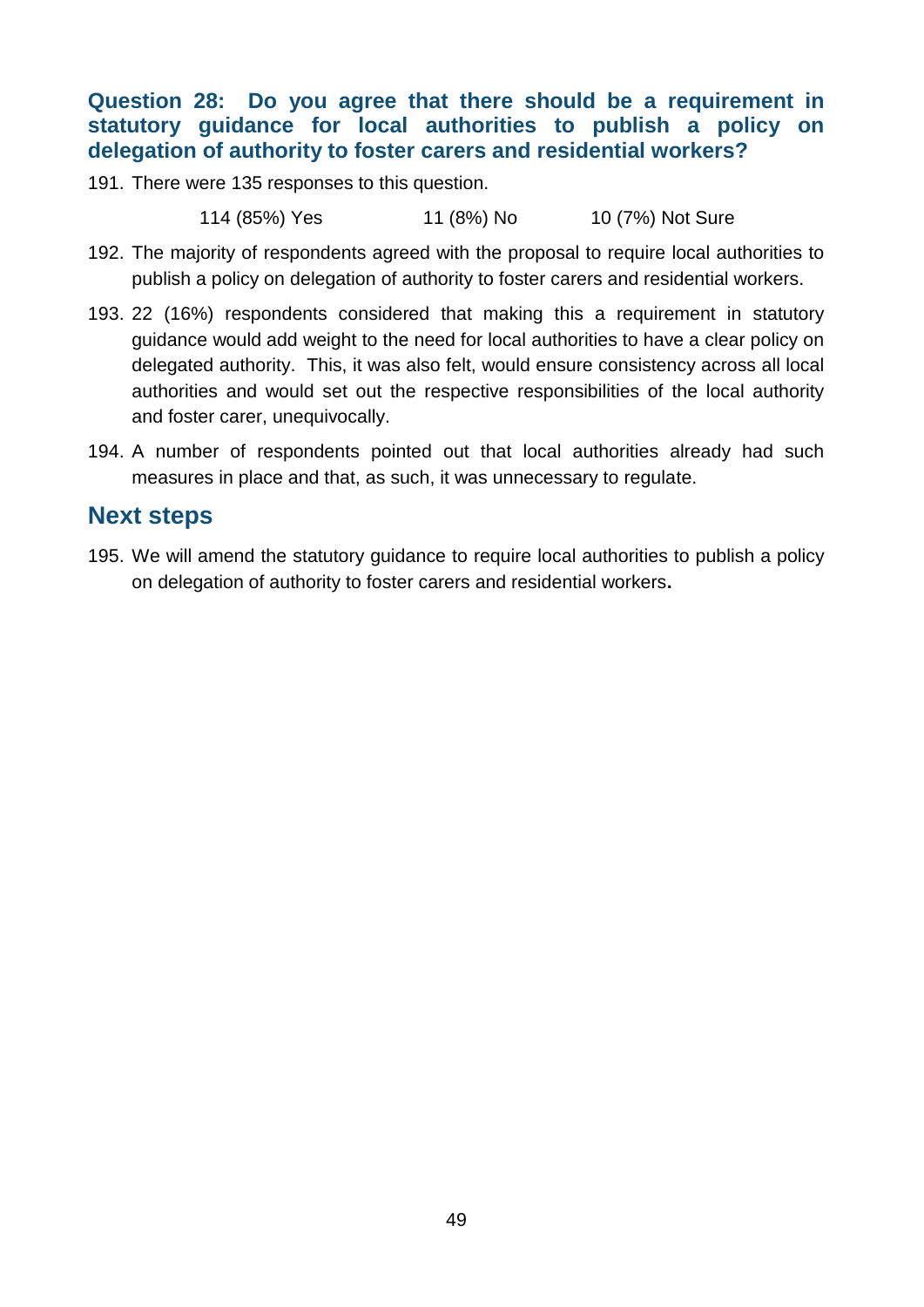### Question 28: Do you agree that there should be a requirement in statutory guidance for local authorities to publish a policy on delegation of authority to foster carers and residential workers?

191. There were 135 responses to this question.

114 (85%) Yes    11 (8%) No    10 (7%) Not Sure

192. The majority of respondents agreed with the proposal to require local authorities to publish a policy on delegation of authority to foster carers and residential workers.

193. 22 (16%) respondents considered that making this a requirement in statutory guidance would add weight to the need for local authorities to have a clear policy on delegated authority. This, it was also felt, would ensure consistency across all local authorities and would set out the respective responsibilities of the local authority and foster carer, unequivocally.

194. A number of respondents pointed out that local authorities already had such measures in place and that, as such, it was unnecessary to regulate.

## Next steps

195. We will amend the statutory guidance to require local authorities to publish a policy on delegation of authority to foster carers and residential workers**.**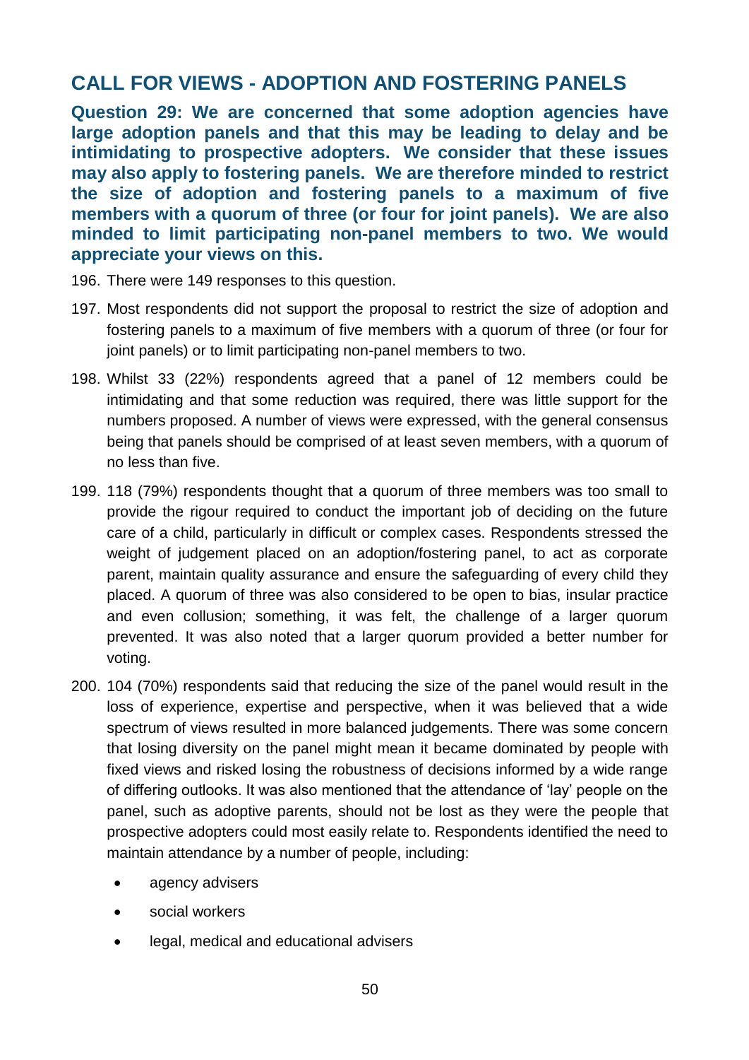## CALL FOR VIEWS - ADOPTION AND FOSTERING PANELS

**Question 29: We are concerned that some adoption agencies have large adoption panels and that this may be leading to delay and be intimidating to prospective adopters. We consider that these issues may also apply to fostering panels. We are therefore minded to restrict the size of adoption and fostering panels to a maximum of five members with a quorum of three (or four for joint panels). We are also minded to limit participating non-panel members to two. We would appreciate your views on this.**

196. There were 149 responses to this question.

197. Most respondents did not support the proposal to restrict the size of adoption and fostering panels to a maximum of five members with a quorum of three (or four for joint panels) or to limit participating non-panel members to two.

198. Whilst 33 (22%) respondents agreed that a panel of 12 members could be intimidating and that some reduction was required, there was little support for the numbers proposed. A number of views were expressed, with the general consensus being that panels should be comprised of at least seven members, with a quorum of no less than five.

199. 118 (79%) respondents thought that a quorum of three members was too small to provide the rigour required to conduct the important job of deciding on the future care of a child, particularly in difficult or complex cases. Respondents stressed the weight of judgement placed on an adoption/fostering panel, to act as corporate parent, maintain quality assurance and ensure the safeguarding of every child they placed. A quorum of three was also considered to be open to bias, insular practice and even collusion; something, it was felt, the challenge of a larger quorum prevented. It was also noted that a larger quorum provided a better number for voting.

200. 104 (70%) respondents said that reducing the size of the panel would result in the loss of experience, expertise and perspective, when it was believed that a wide spectrum of views resulted in more balanced judgements. There was some concern that losing diversity on the panel might mean it became dominated by people with fixed views and risked losing the robustness of decisions informed by a wide range of differing outlooks. It was also mentioned that the attendance of 'lay' people on the panel, such as adoptive parents, should not be lost as they were the people that prospective adopters could most easily relate to. Respondents identified the need to maintain attendance by a number of people, including:

- agency advisers
- social workers
- legal, medical and educational advisers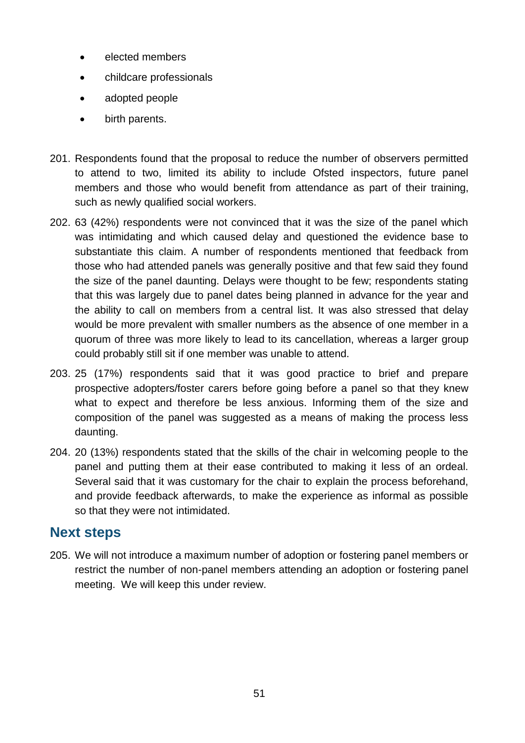- elected members
- childcare professionals
- adopted people
- birth parents.

201. Respondents found that the proposal to reduce the number of observers permitted to attend to two, limited its ability to include Ofsted inspectors, future panel members and those who would benefit from attendance as part of their training, such as newly qualified social workers.

202. 63 (42%) respondents were not convinced that it was the size of the panel which was intimidating and which caused delay and questioned the evidence base to substantiate this claim. A number of respondents mentioned that feedback from those who had attended panels was generally positive and that few said they found the size of the panel daunting. Delays were thought to be few; respondents stating that this was largely due to panel dates being planned in advance for the year and the ability to call on members from a central list. It was also stressed that delay would be more prevalent with smaller numbers as the absence of one member in a quorum of three was more likely to lead to its cancellation, whereas a larger group could probably still sit if one member was unable to attend.

203. 25 (17%) respondents said that it was good practice to brief and prepare prospective adopters/foster carers before going before a panel so that they knew what to expect and therefore be less anxious. Informing them of the size and composition of the panel was suggested as a means of making the process less daunting.

204. 20 (13%) respondents stated that the skills of the chair in welcoming people to the panel and putting them at their ease contributed to making it less of an ordeal. Several said that it was customary for the chair to explain the process beforehand, and provide feedback afterwards, to make the experience as informal as possible so that they were not intimidated.

## Next steps

205. We will not introduce a maximum number of adoption or fostering panel members or restrict the number of non-panel members attending an adoption or fostering panel meeting. We will keep this under review.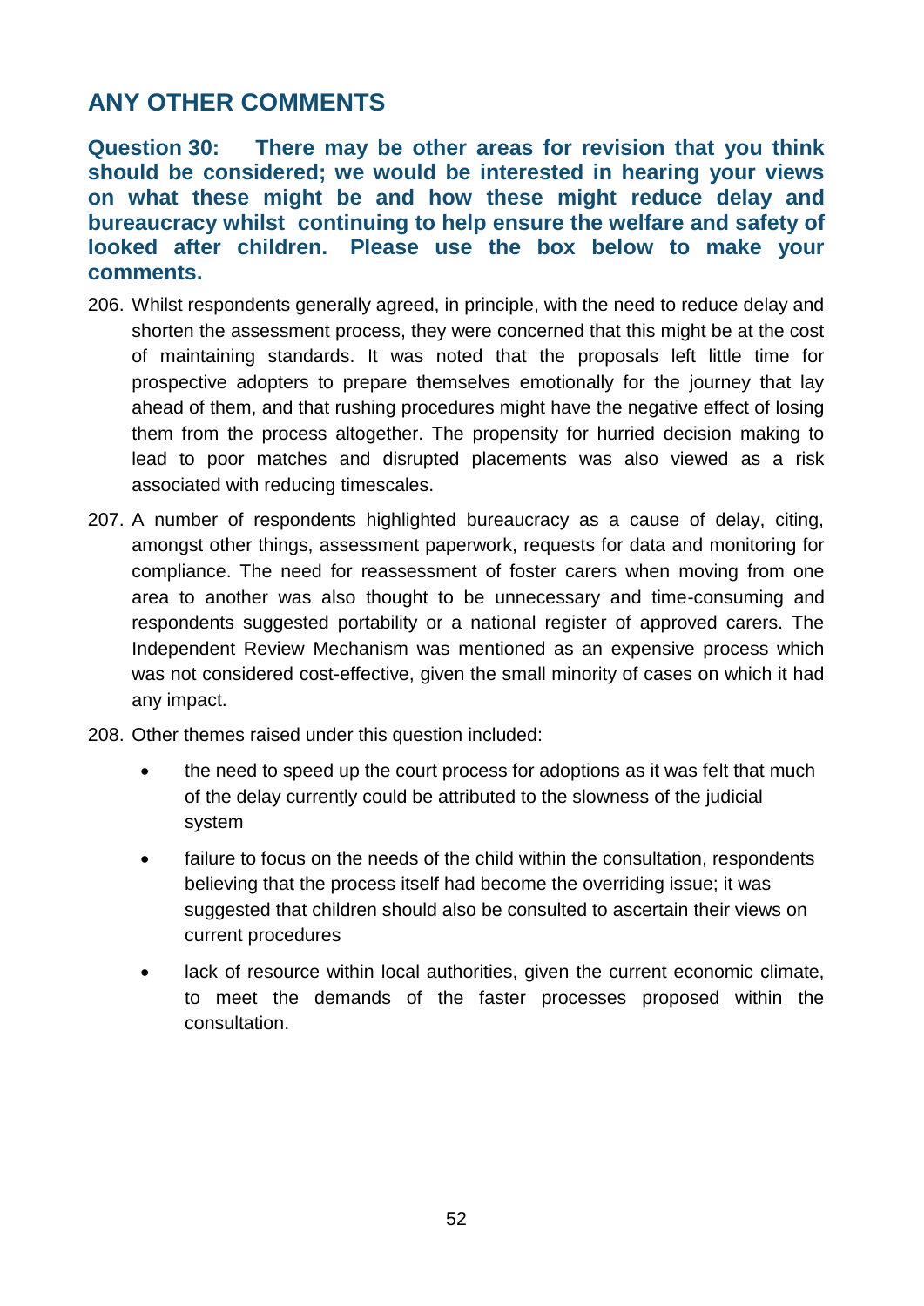## ANY OTHER COMMENTS

**Question 30: There may be other areas for revision that you think should be considered; we would be interested in hearing your views on what these might be and how these might reduce delay and bureaucracy whilst continuing to help ensure the welfare and safety of looked after children. Please use the box below to make your comments.**

206. Whilst respondents generally agreed, in principle, with the need to reduce delay and shorten the assessment process, they were concerned that this might be at the cost of maintaining standards. It was noted that the proposals left little time for prospective adopters to prepare themselves emotionally for the journey that lay ahead of them, and that rushing procedures might have the negative effect of losing them from the process altogether. The propensity for hurried decision making to lead to poor matches and disrupted placements was also viewed as a risk associated with reducing timescales.

207. A number of respondents highlighted bureaucracy as a cause of delay, citing, amongst other things, assessment paperwork, requests for data and monitoring for compliance. The need for reassessment of foster carers when moving from one area to another was also thought to be unnecessary and time-consuming and respondents suggested portability or a national register of approved carers. The Independent Review Mechanism was mentioned as an expensive process which was not considered cost-effective, given the small minority of cases on which it had any impact.

208. Other themes raised under this question included:

- the need to speed up the court process for adoptions as it was felt that much of the delay currently could be attributed to the slowness of the judicial system
- failure to focus on the needs of the child within the consultation, respondents believing that the process itself had become the overriding issue; it was suggested that children should also be consulted to ascertain their views on current procedures
- lack of resource within local authorities, given the current economic climate, to meet the demands of the faster processes proposed within the consultation.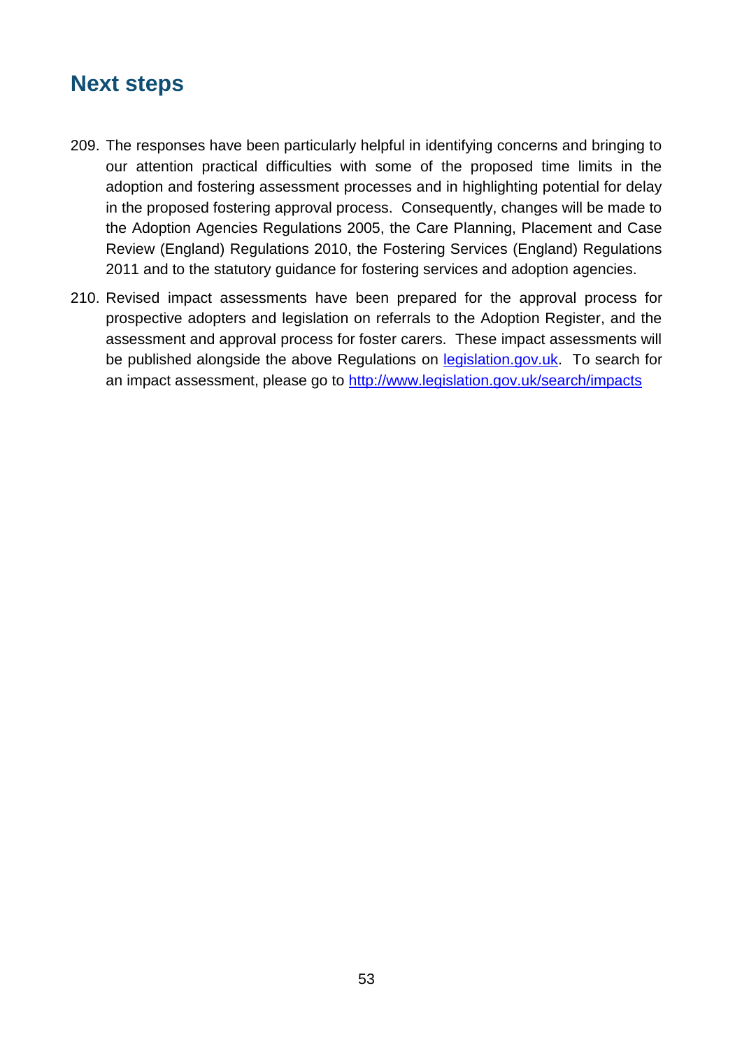## Next steps

209. The responses have been particularly helpful in identifying concerns and bringing to our attention practical difficulties with some of the proposed time limits in the adoption and fostering assessment processes and in highlighting potential for delay in the proposed fostering approval process. Consequently, changes will be made to the Adoption Agencies Regulations 2005, the Care Planning, Placement and Case Review (England) Regulations 2010, the Fostering Services (England) Regulations 2011 and to the statutory guidance for fostering services and adoption agencies.

210. Revised impact assessments have been prepared for the approval process for prospective adopters and legislation on referrals to the Adoption Register, and the assessment and approval process for foster carers. These impact assessments will be published alongside the above Regulations on [legislation.gov.uk](http://www.legislation.gov.uk). To search for an impact assessment, please go to [http://www.legislation.gov.uk/search/impacts](http://www.legislation.gov.uk/search/impacts)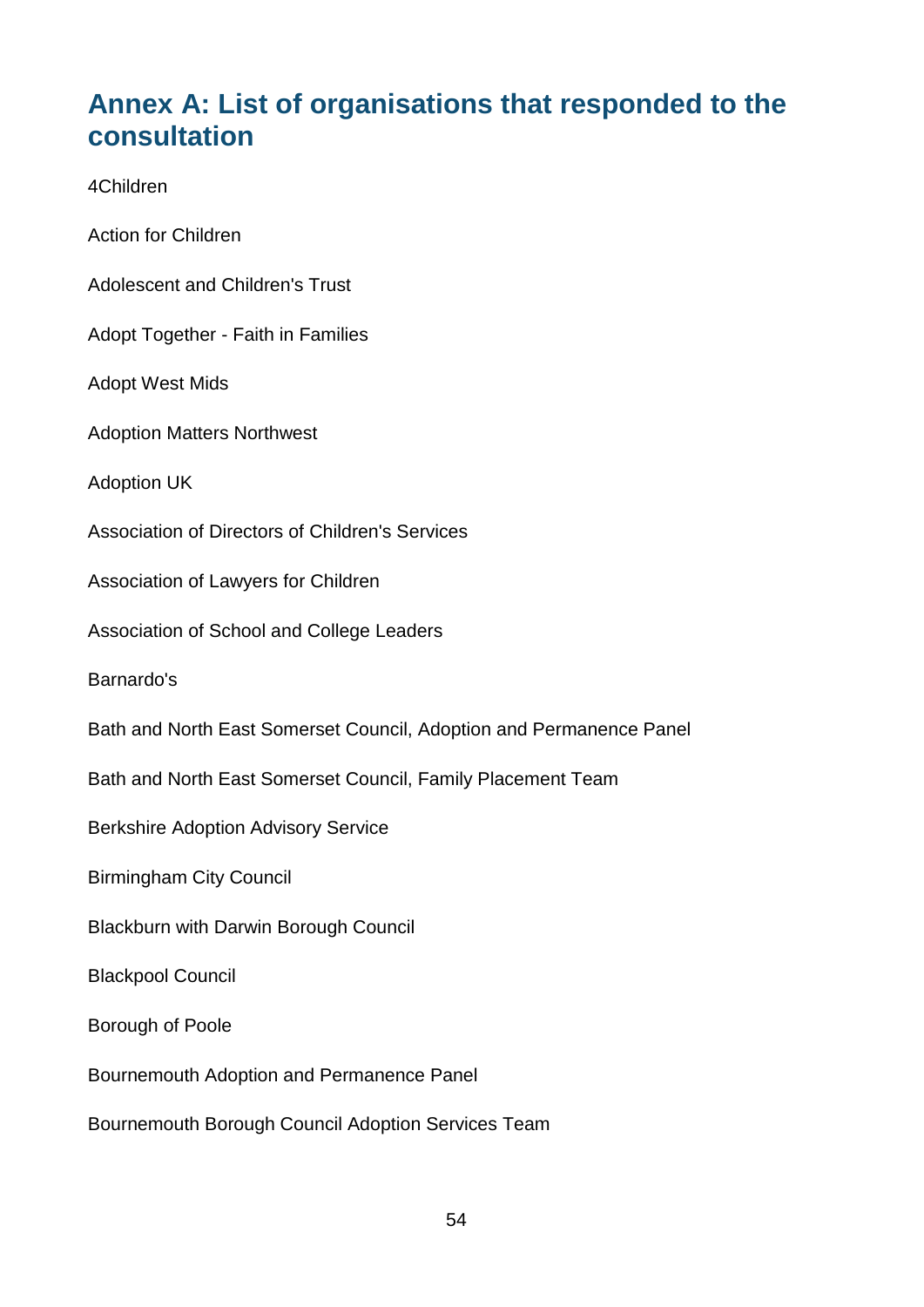# Annex A: List of organisations that responded to the consultation

4Children

Action for Children

Adolescent and Children's Trust

Adopt Together - Faith in Families

Adopt West Mids

Adoption Matters Northwest

Adoption UK

Association of Directors of Children's Services

Association of Lawyers for Children

Association of School and College Leaders

Barnardo's

Bath and North East Somerset Council, Adoption and Permanence Panel

Bath and North East Somerset Council, Family Placement Team

Berkshire Adoption Advisory Service

Birmingham City Council

Blackburn with Darwin Borough Council

Blackpool Council

Borough of Poole

Bournemouth Adoption and Permanence Panel

Bournemouth Borough Council Adoption Services Team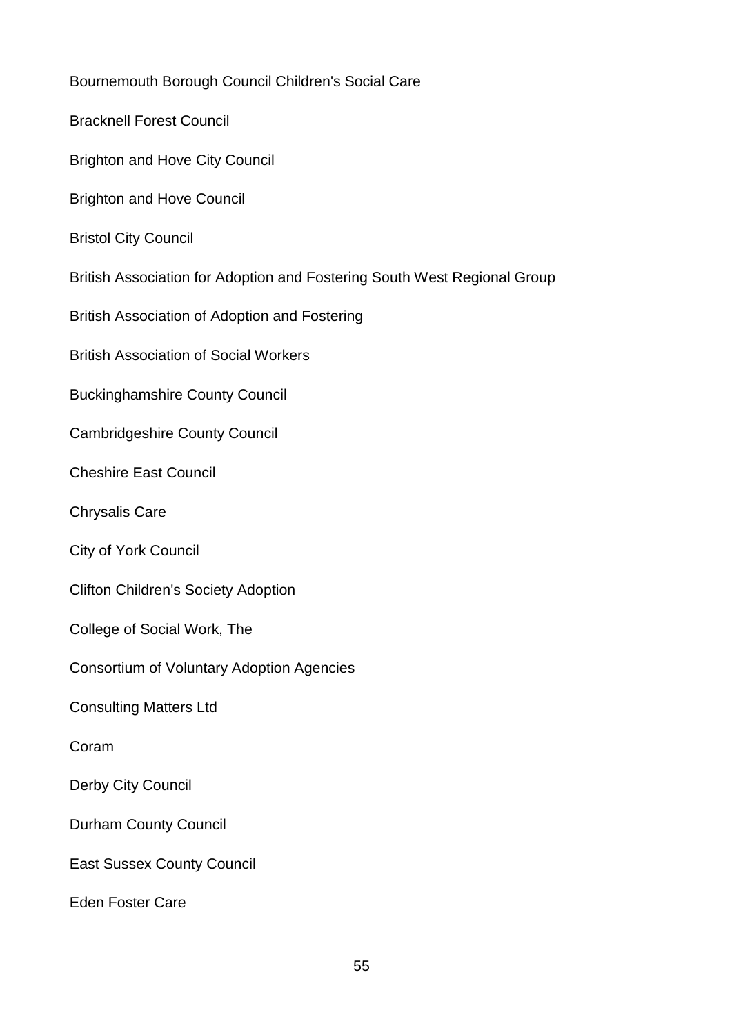Bournemouth Borough Council Children's Social Care

Bracknell Forest Council

Brighton and Hove City Council

Brighton and Hove Council

Bristol City Council

British Association for Adoption and Fostering South West Regional Group

British Association of Adoption and Fostering

British Association of Social Workers

Buckinghamshire County Council

Cambridgeshire County Council

Cheshire East Council

Chrysalis Care

City of York Council

Clifton Children's Society Adoption

College of Social Work, The

Consortium of Voluntary Adoption Agencies

Consulting Matters Ltd

Coram

Derby City Council

Durham County Council

East Sussex County Council

Eden Foster Care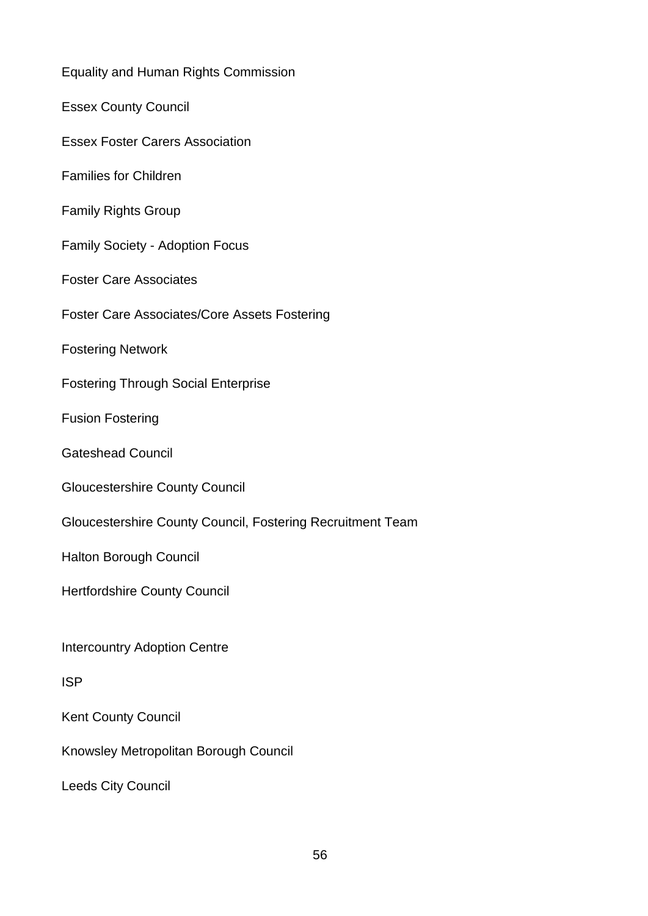Equality and Human Rights Commission

Essex County Council

Essex Foster Carers Association

Families for Children

Family Rights Group

Family Society - Adoption Focus

Foster Care Associates

Foster Care Associates/Core Assets Fostering

Fostering Network

Fostering Through Social Enterprise

Fusion Fostering

Gateshead Council

Gloucestershire County Council

Gloucestershire County Council, Fostering Recruitment Team

Halton Borough Council

Hertfordshire County Council

Intercountry Adoption Centre

ISP

Kent County Council

Knowsley Metropolitan Borough Council

Leeds City Council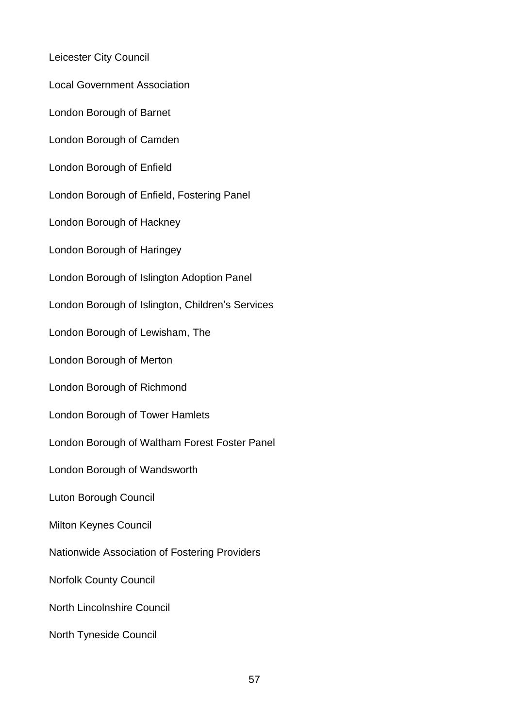Leicester City Council

Local Government Association

London Borough of Barnet

London Borough of Camden

London Borough of Enfield

London Borough of Enfield, Fostering Panel

London Borough of Hackney

London Borough of Haringey

London Borough of Islington Adoption Panel

London Borough of Islington, Children's Services

London Borough of Lewisham, The

London Borough of Merton

London Borough of Richmond

London Borough of Tower Hamlets

London Borough of Waltham Forest Foster Panel

London Borough of Wandsworth

Luton Borough Council

Milton Keynes Council

Nationwide Association of Fostering Providers

Norfolk County Council

North Lincolnshire Council

North Tyneside Council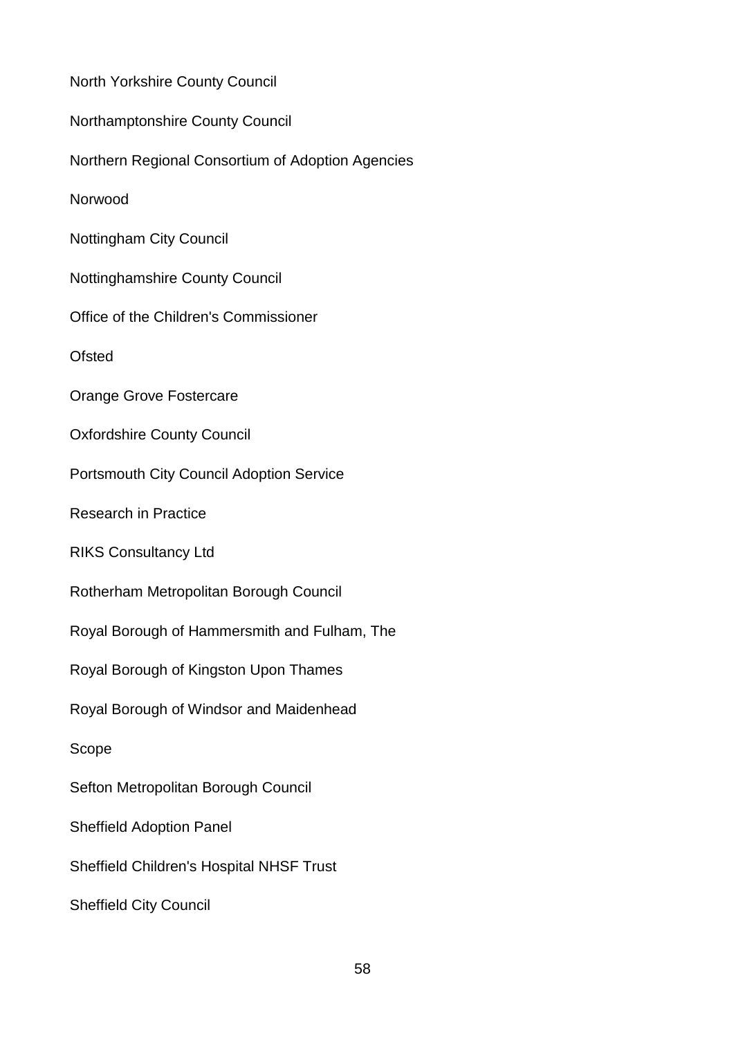North Yorkshire County Council

Northamptonshire County Council

Northern Regional Consortium of Adoption Agencies

Norwood

Nottingham City Council

Nottinghamshire County Council

Office of the Children's Commissioner

Ofsted

Orange Grove Fostercare

Oxfordshire County Council

Portsmouth City Council Adoption Service

Research in Practice

RIKS Consultancy Ltd

Rotherham Metropolitan Borough Council

Royal Borough of Hammersmith and Fulham, The

Royal Borough of Kingston Upon Thames

Royal Borough of Windsor and Maidenhead

Scope

Sefton Metropolitan Borough Council

Sheffield Adoption Panel

Sheffield Children's Hospital NHSF Trust

Sheffield City Council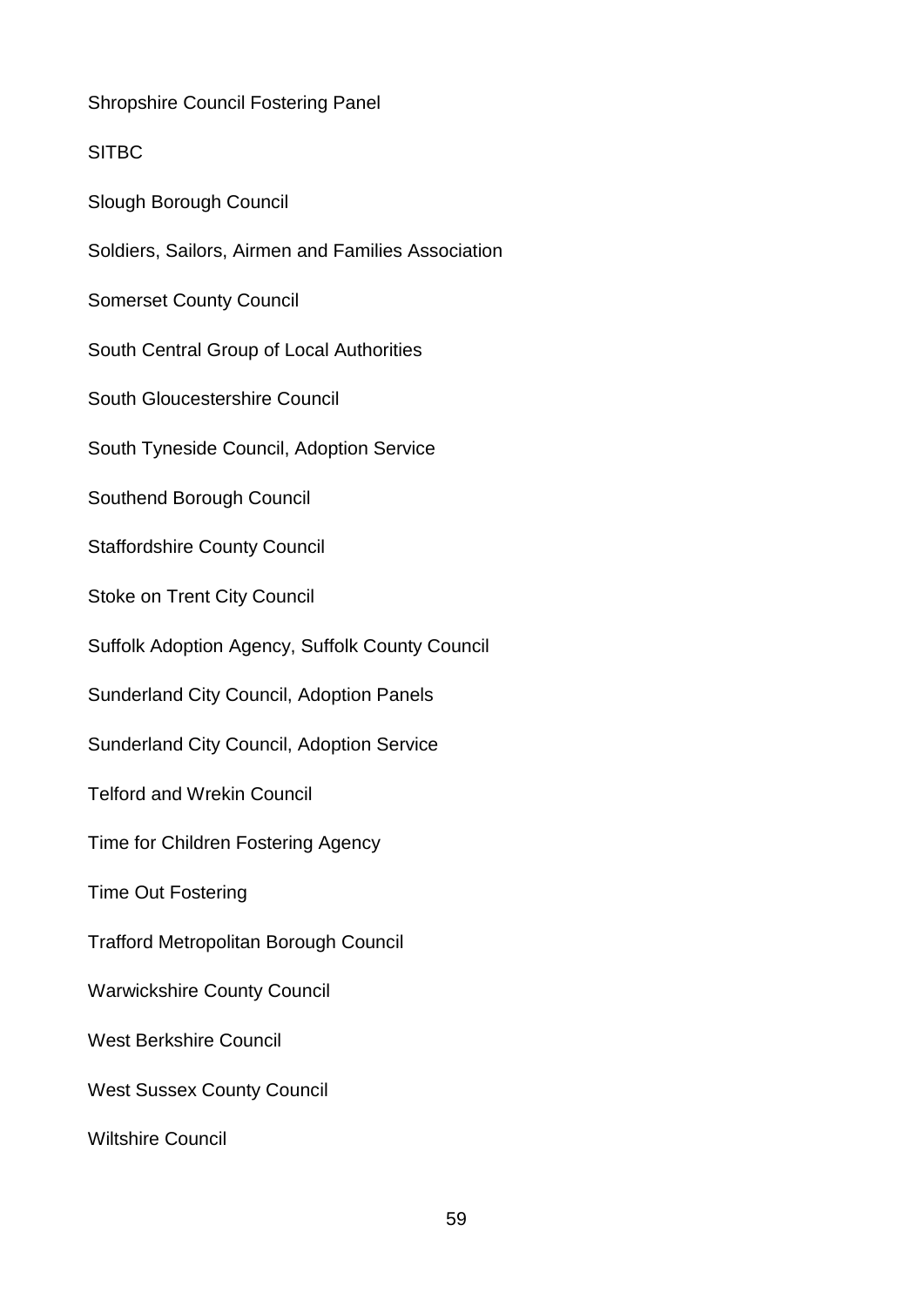Shropshire Council Fostering Panel

SITBC

Slough Borough Council

Soldiers, Sailors, Airmen and Families Association

Somerset County Council

South Central Group of Local Authorities

South Gloucestershire Council

South Tyneside Council, Adoption Service

Southend Borough Council

Staffordshire County Council

Stoke on Trent City Council

Suffolk Adoption Agency, Suffolk County Council

Sunderland City Council, Adoption Panels

Sunderland City Council, Adoption Service

Telford and Wrekin Council

Time for Children Fostering Agency

Time Out Fostering

Trafford Metropolitan Borough Council

Warwickshire County Council

West Berkshire Council

West Sussex County Council

Wiltshire Council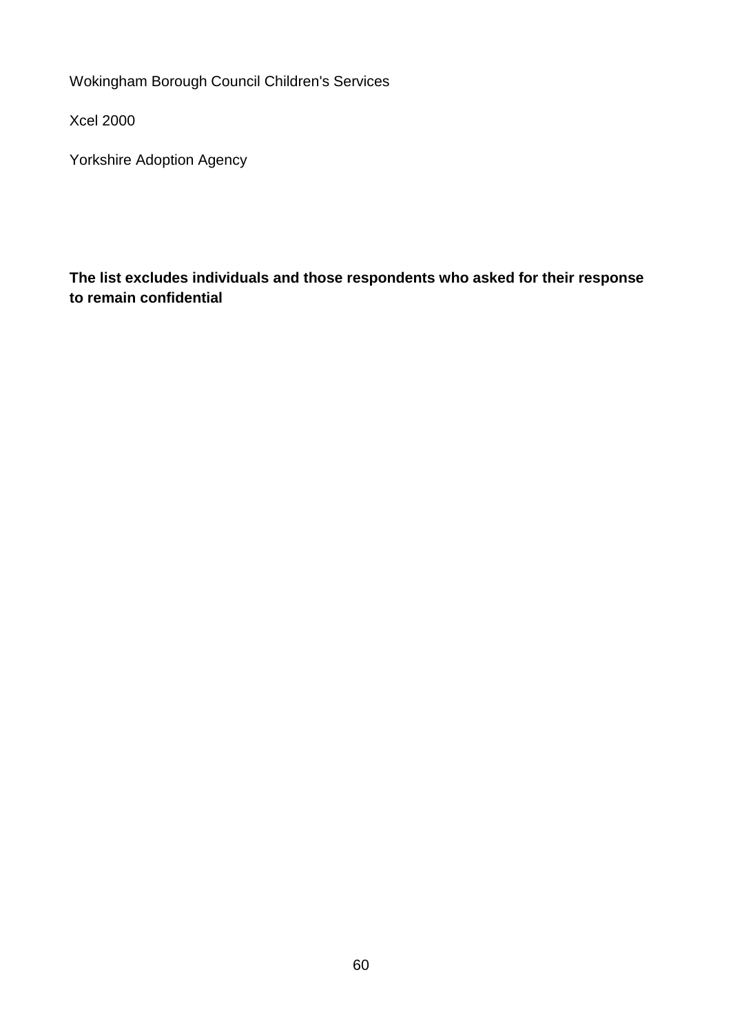Wokingham Borough Council Children's Services

Xcel 2000

Yorkshire Adoption Agency

**The list excludes individuals and those respondents who asked for their response to remain confidential**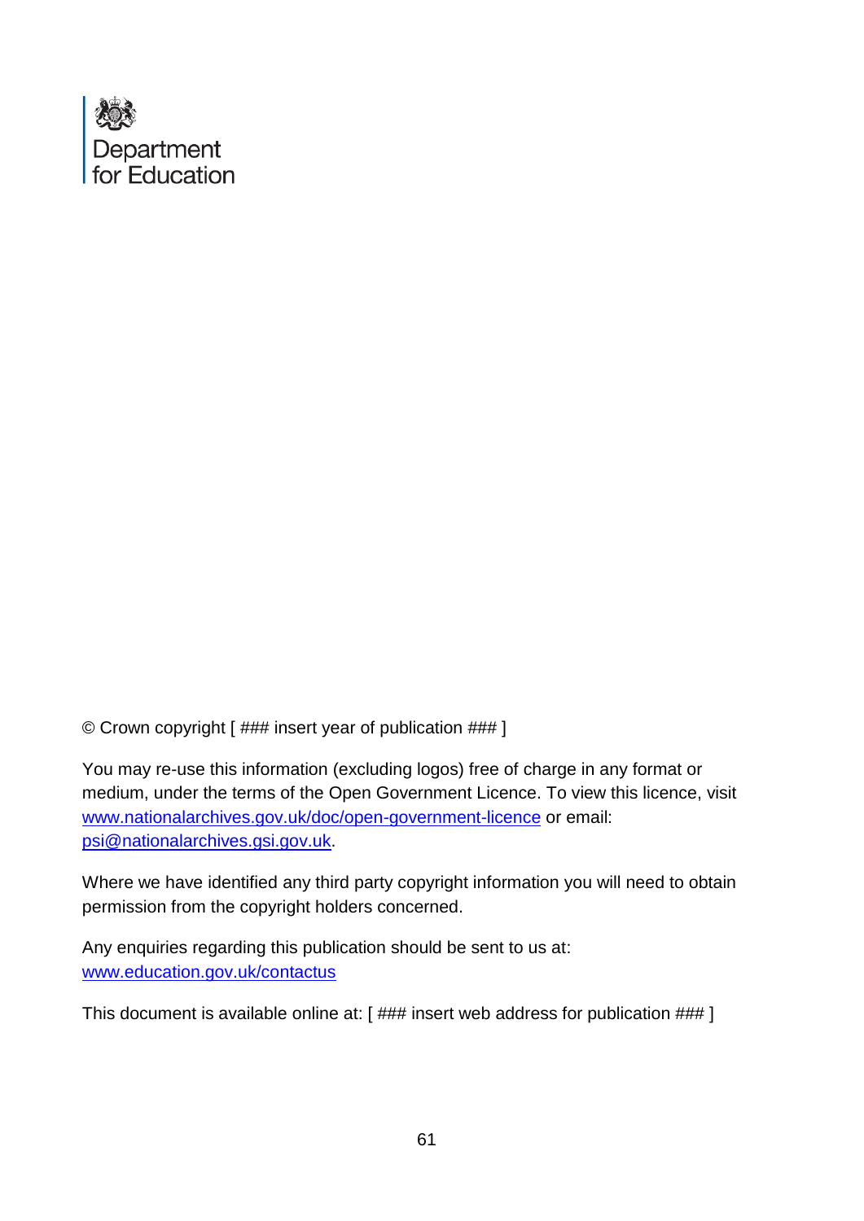Department
for Education

© Crown copyright [ ### insert year of publication ### ]

You may re-use this information (excluding logos) free of charge in any format or medium, under the terms of the Open Government Licence. To view this licence, visit www.nationalarchives.gov.uk/doc/open-government-licence or email: psi@nationalarchives.gsi.gov.uk.

Where we have identified any third party copyright information you will need to obtain permission from the copyright holders concerned.

Any enquiries regarding this publication should be sent to us at: www.education.gov.uk/contactus

This document is available online at: [ ### insert web address for publication ### ]